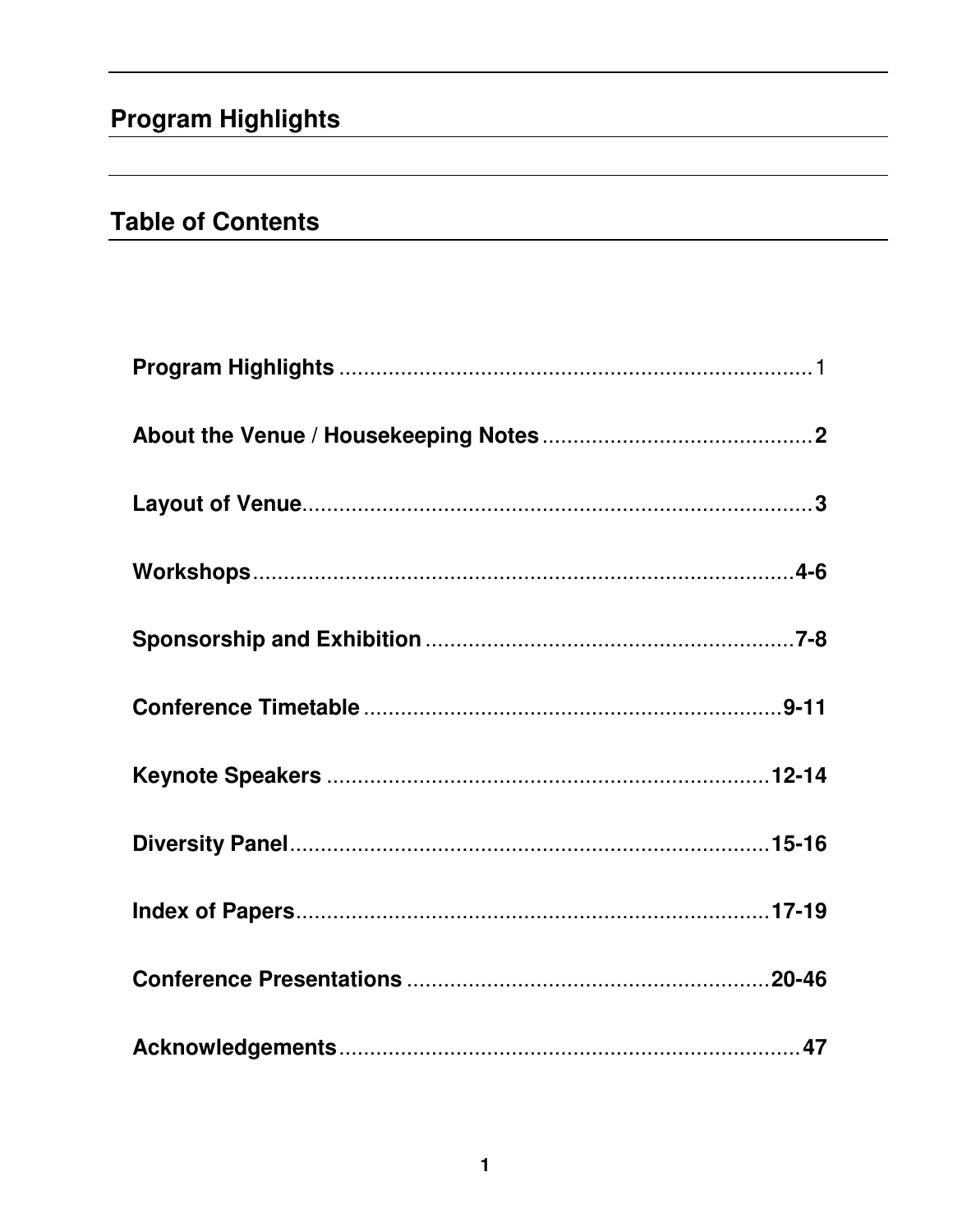## Program Highlights

## Table of Contents

**Program Highlights** ........................................................................ 1

**About the Venue / Housekeeping Notes** ........................................ **2**

**Layout of Venue** ............................................................................... **3**

**Workshops** ..................................................................................... **4-6**

**Sponsorship and Exhibition** ......................................................... **7-8**

**Conference Timetable** .................................................................. **9-11**

**Keynote Speakers** ...................................................................... **12-14**

**Diversity Panel** ........................................................................... **15-16**

**Index of Papers** .......................................................................... **17-19**

**Conference Presentations** ......................................................... **20-46**

**Acknowledgements** ........................................................................ **47**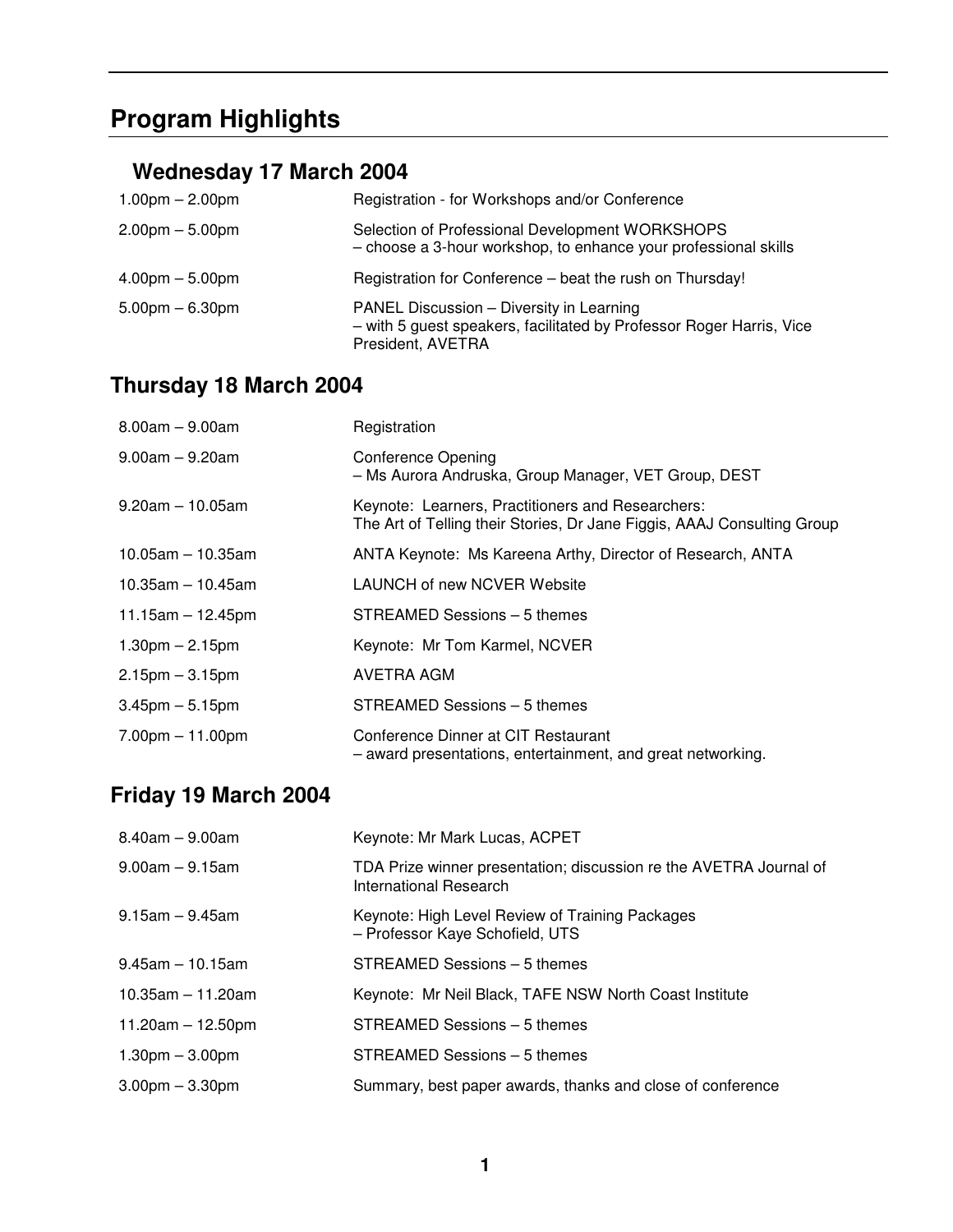# Program Highlights

## Wednesday 17 March 2004

| | |
|---|---|
| 1.00pm – 2.00pm | Registration - for Workshops and/or Conference |
| 2.00pm – 5.00pm | Selection of Professional Development WORKSHOPS<br>– choose a 3-hour workshop, to enhance your professional skills |
| 4.00pm – 5.00pm | Registration for Conference – beat the rush on Thursday! |
| 5.00pm – 6.30pm | PANEL Discussion – Diversity in Learning<br>– with 5 guest speakers, facilitated by Professor Roger Harris, Vice President, AVETRA |

## Thursday 18 March 2004

| | |
|---|---|
| 8.00am – 9.00am | Registration |
| 9.00am – 9.20am | Conference Opening<br>– Ms Aurora Andruska, Group Manager, VET Group, DEST |
| 9.20am – 10.05am | Keynote: Learners, Practitioners and Researchers:<br>The Art of Telling their Stories, Dr Jane Figgis, AAAJ Consulting Group |
| 10.05am – 10.35am | ANTA Keynote: Ms Kareena Arthy, Director of Research, ANTA |
| 10.35am – 10.45am | LAUNCH of new NCVER Website |
| 11.15am – 12.45pm | STREAMED Sessions – 5 themes |
| 1.30pm – 2.15pm | Keynote: Mr Tom Karmel, NCVER |
| 2.15pm – 3.15pm | AVETRA AGM |
| 3.45pm – 5.15pm | STREAMED Sessions – 5 themes |
| 7.00pm – 11.00pm | Conference Dinner at CIT Restaurant<br>– award presentations, entertainment, and great networking. |

## Friday 19 March 2004

| | |
|---|---|
| 8.40am – 9.00am | Keynote: Mr Mark Lucas, ACPET |
| 9.00am – 9.15am | TDA Prize winner presentation; discussion re the AVETRA Journal of International Research |
| 9.15am – 9.45am | Keynote: High Level Review of Training Packages<br>– Professor Kaye Schofield, UTS |
| 9.45am – 10.15am | STREAMED Sessions – 5 themes |
| 10.35am – 11.20am | Keynote: Mr Neil Black, TAFE NSW North Coast Institute |
| 11.20am – 12.50pm | STREAMED Sessions – 5 themes |
| 1.30pm – 3.00pm | STREAMED Sessions – 5 themes |
| 3.00pm – 3.30pm | Summary, best paper awards, thanks and close of conference |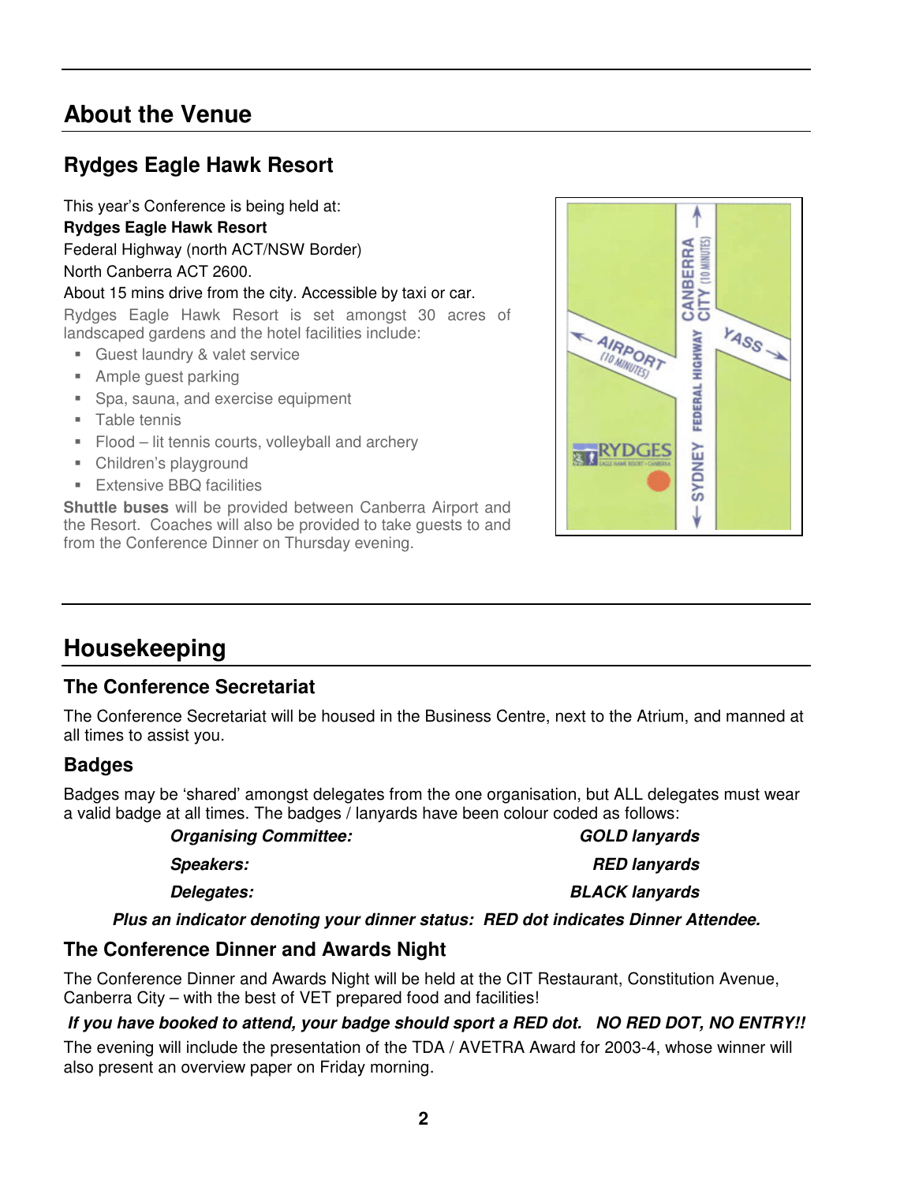# About the Venue

## Rydges Eagle Hawk Resort

This year's Conference is being held at:
**Rydges Eagle Hawk Resort**
Federal Highway (north ACT/NSW Border)
North Canberra ACT 2600.
About 15 mins drive from the city. Accessible by taxi or car.

Rydges Eagle Hawk Resort is set amongst 30 acres of landscaped gardens and the hotel facilities include:

- Guest laundry & valet service
- Ample guest parking
- Spa, sauna, and exercise equipment
- Table tennis
- Flood – lit tennis courts, volleyball and archery
- Children's playground
- Extensive BBQ facilities

**Shuttle buses** will be provided between Canberra Airport and the Resort. Coaches will also be provided to take guests to and from the Conference Dinner on Thursday evening.

# Housekeeping

## The Conference Secretariat

The Conference Secretariat will be housed in the Business Centre, next to the Atrium, and manned at all times to assist you.

## Badges

Badges may be 'shared' amongst delegates from the one organisation, but ALL delegates must wear a valid badge at all times. The badges / lanyards have been colour coded as follows:

| | |
|---|---|
| ***Organising Committee:*** | ***GOLD lanyards*** |
| ***Speakers:*** | ***RED lanyards*** |
| ***Delegates:*** | ***BLACK lanyards*** |

***Plus an indicator denoting your dinner status: RED dot indicates Dinner Attendee.***

## The Conference Dinner and Awards Night

The Conference Dinner and Awards Night will be held at the CIT Restaurant, Constitution Avenue, Canberra City – with the best of VET prepared food and facilities!

***If you have booked to attend, your badge should sport a RED dot. NO RED DOT, NO ENTRY!!***

The evening will include the presentation of the TDA / AVETRA Award for 2003-4, whose winner will also present an overview paper on Friday morning.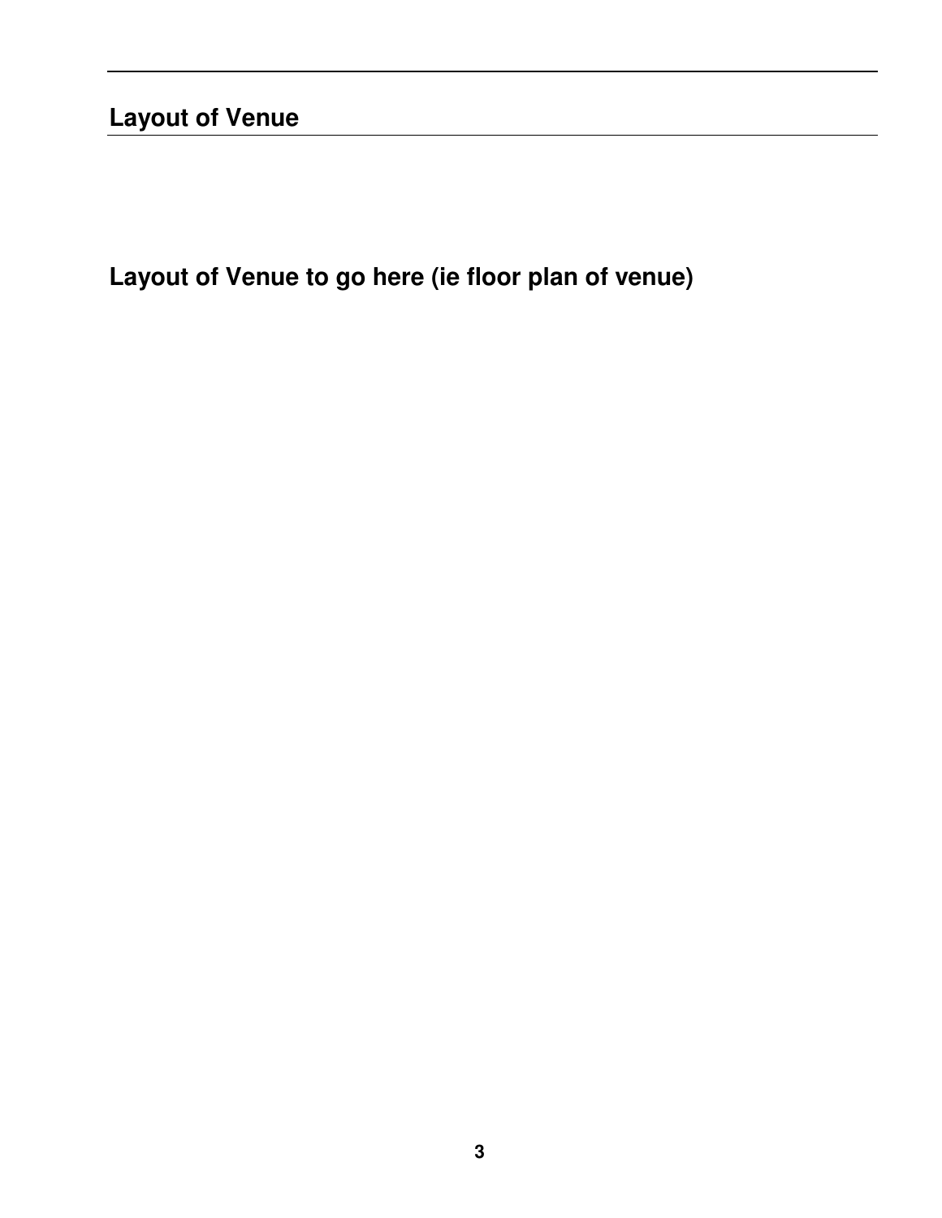## Layout of Venue

**Layout of Venue to go here (ie floor plan of venue)**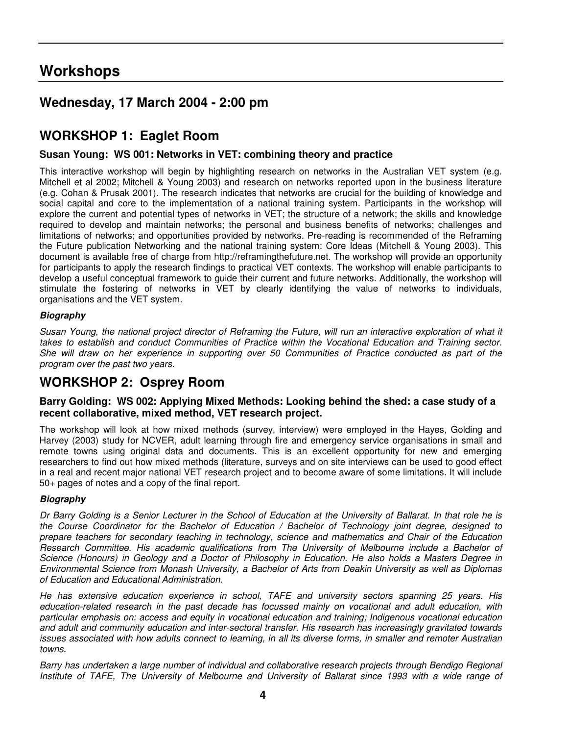# Workshops

## Wednesday, 17 March 2004 - 2:00 pm

## WORKSHOP 1: Eaglet Room

### Susan Young: WS 001: Networks in VET: combining theory and practice

This interactive workshop will begin by highlighting research on networks in the Australian VET system (e.g. Mitchell et al 2002; Mitchell & Young 2003) and research on networks reported upon in the business literature (e.g. Cohan & Prusak 2001). The research indicates that networks are crucial for the building of knowledge and social capital and core to the implementation of a national training system. Participants in the workshop will explore the current and potential types of networks in VET; the structure of a network; the skills and knowledge required to develop and maintain networks; the personal and business benefits of networks; challenges and limitations of networks; and opportunities provided by networks. Pre-reading is recommended of the Reframing the Future publication Networking and the national training system: Core Ideas (Mitchell & Young 2003). This document is available free of charge from http://reframingthefuture.net. The workshop will provide an opportunity for participants to apply the research findings to practical VET contexts. The workshop will enable participants to develop a useful conceptual framework to guide their current and future networks. Additionally, the workshop will stimulate the fostering of networks in VET by clearly identifying the value of networks to individuals, organisations and the VET system.

***Biography***

*Susan Young, the national project director of Reframing the Future, will run an interactive exploration of what it takes to establish and conduct Communities of Practice within the Vocational Education and Training sector. She will draw on her experience in supporting over 50 Communities of Practice conducted as part of the program over the past two years.*

## WORKSHOP 2: Osprey Room

### Barry Golding: WS 002: Applying Mixed Methods: Looking behind the shed: a case study of a recent collaborative, mixed method, VET research project.

The workshop will look at how mixed methods (survey, interview) were employed in the Hayes, Golding and Harvey (2003) study for NCVER, adult learning through fire and emergency service organisations in small and remote towns using original data and documents. This is an excellent opportunity for new and emerging researchers to find out how mixed methods (literature, surveys and on site interviews can be used to good effect in a real and recent major national VET research project and to become aware of some limitations. It will include 50+ pages of notes and a copy of the final report.

***Biography***

*Dr Barry Golding is a Senior Lecturer in the School of Education at the University of Ballarat. In that role he is the Course Coordinator for the Bachelor of Education / Bachelor of Technology joint degree, designed to prepare teachers for secondary teaching in technology, science and mathematics and Chair of the Education Research Committee. His academic qualifications from The University of Melbourne include a Bachelor of Science (Honours) in Geology and a Doctor of Philosophy in Education. He also holds a Masters Degree in Environmental Science from Monash University, a Bachelor of Arts from Deakin University as well as Diplomas of Education and Educational Administration.*

*He has extensive education experience in school, TAFE and university sectors spanning 25 years. His education-related research in the past decade has focussed mainly on vocational and adult education, with particular emphasis on: access and equity in vocational education and training; Indigenous vocational education and adult and community education and inter-sectoral transfer. His research has increasingly gravitated towards issues associated with how adults connect to learning, in all its diverse forms, in smaller and remoter Australian towns.*

*Barry has undertaken a large number of individual and collaborative research projects through Bendigo Regional Institute of TAFE, The University of Melbourne and University of Ballarat since 1993 with a wide range of*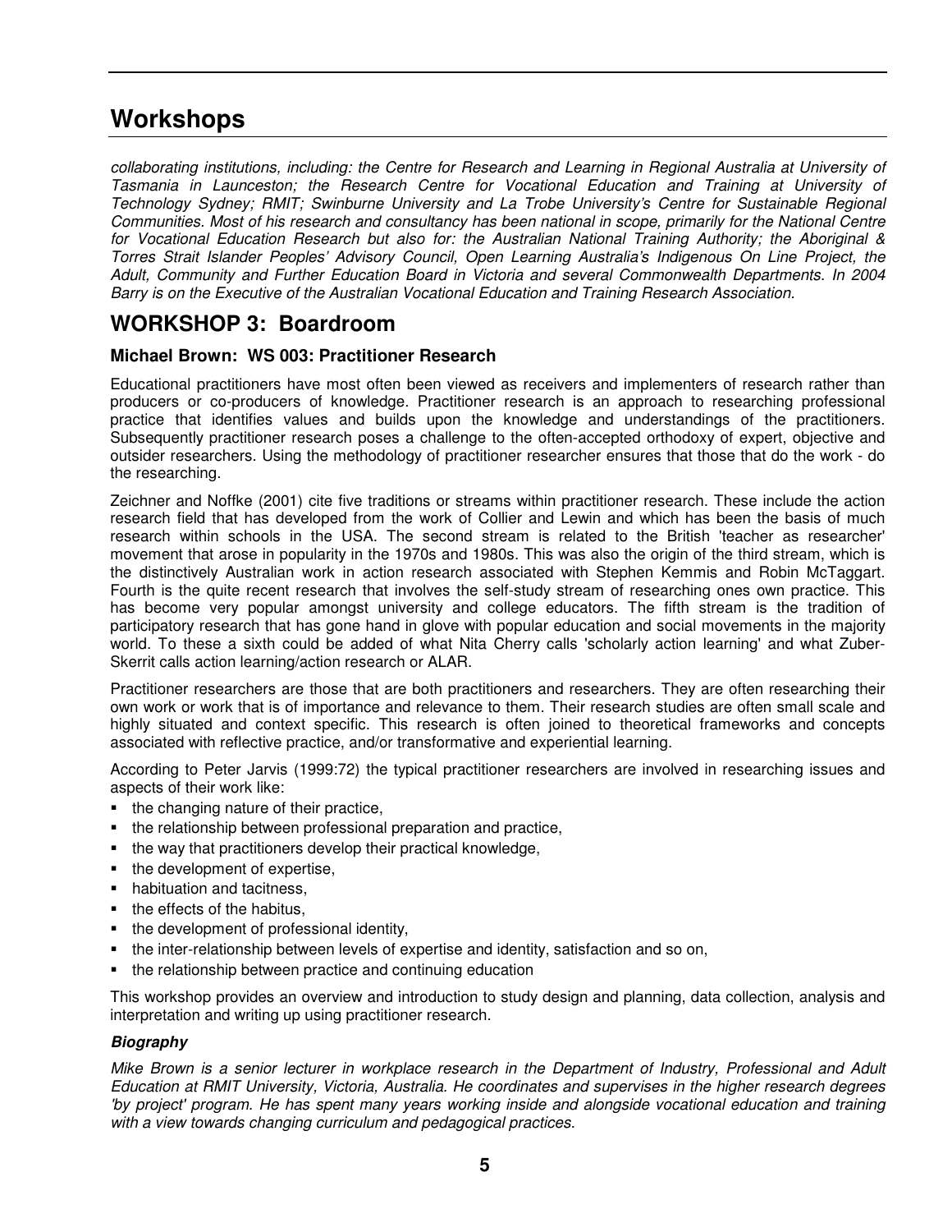# Workshops

*collaborating institutions, including: the Centre for Research and Learning in Regional Australia at University of Tasmania in Launceston; the Research Centre for Vocational Education and Training at University of Technology Sydney; RMIT; Swinburne University and La Trobe University's Centre for Sustainable Regional Communities. Most of his research and consultancy has been national in scope, primarily for the National Centre for Vocational Education Research but also for: the Australian National Training Authority; the Aboriginal & Torres Strait Islander Peoples' Advisory Council, Open Learning Australia's Indigenous On Line Project, the Adult, Community and Further Education Board in Victoria and several Commonwealth Departments. In 2004 Barry is on the Executive of the Australian Vocational Education and Training Research Association.*

## WORKSHOP 3: Boardroom

### Michael Brown: WS 003: Practitioner Research

Educational practitioners have most often been viewed as receivers and implementers of research rather than producers or co-producers of knowledge. Practitioner research is an approach to researching professional practice that identifies values and builds upon the knowledge and understandings of the practitioners. Subsequently practitioner research poses a challenge to the often-accepted orthodoxy of expert, objective and outsider researchers. Using the methodology of practitioner researcher ensures that those that do the work - do the researching.

Zeichner and Noffke (2001) cite five traditions or streams within practitioner research. These include the action research field that has developed from the work of Collier and Lewin and which has been the basis of much research within schools in the USA. The second stream is related to the British 'teacher as researcher' movement that arose in popularity in the 1970s and 1980s. This was also the origin of the third stream, which is the distinctively Australian work in action research associated with Stephen Kemmis and Robin McTaggart. Fourth is the quite recent research that involves the self-study stream of researching ones own practice. This has become very popular amongst university and college educators. The fifth stream is the tradition of participatory research that has gone hand in glove with popular education and social movements in the majority world. To these a sixth could be added of what Nita Cherry calls 'scholarly action learning' and what Zuber-Skerrit calls action learning/action research or ALAR.

Practitioner researchers are those that are both practitioners and researchers. They are often researching their own work or work that is of importance and relevance to them. Their research studies are often small scale and highly situated and context specific. This research is often joined to theoretical frameworks and concepts associated with reflective practice, and/or transformative and experiential learning.

According to Peter Jarvis (1999:72) the typical practitioner researchers are involved in researching issues and aspects of their work like:

- the changing nature of their practice,
- the relationship between professional preparation and practice,
- the way that practitioners develop their practical knowledge,
- the development of expertise,
- habituation and tacitness,
- the effects of the habitus,
- the development of professional identity,
- the inter-relationship between levels of expertise and identity, satisfaction and so on,
- the relationship between practice and continuing education

This workshop provides an overview and introduction to study design and planning, data collection, analysis and interpretation and writing up using practitioner research.

#### *Biography*

*Mike Brown is a senior lecturer in workplace research in the Department of Industry, Professional and Adult Education at RMIT University, Victoria, Australia. He coordinates and supervises in the higher research degrees 'by project' program. He has spent many years working inside and alongside vocational education and training with a view towards changing curriculum and pedagogical practices.*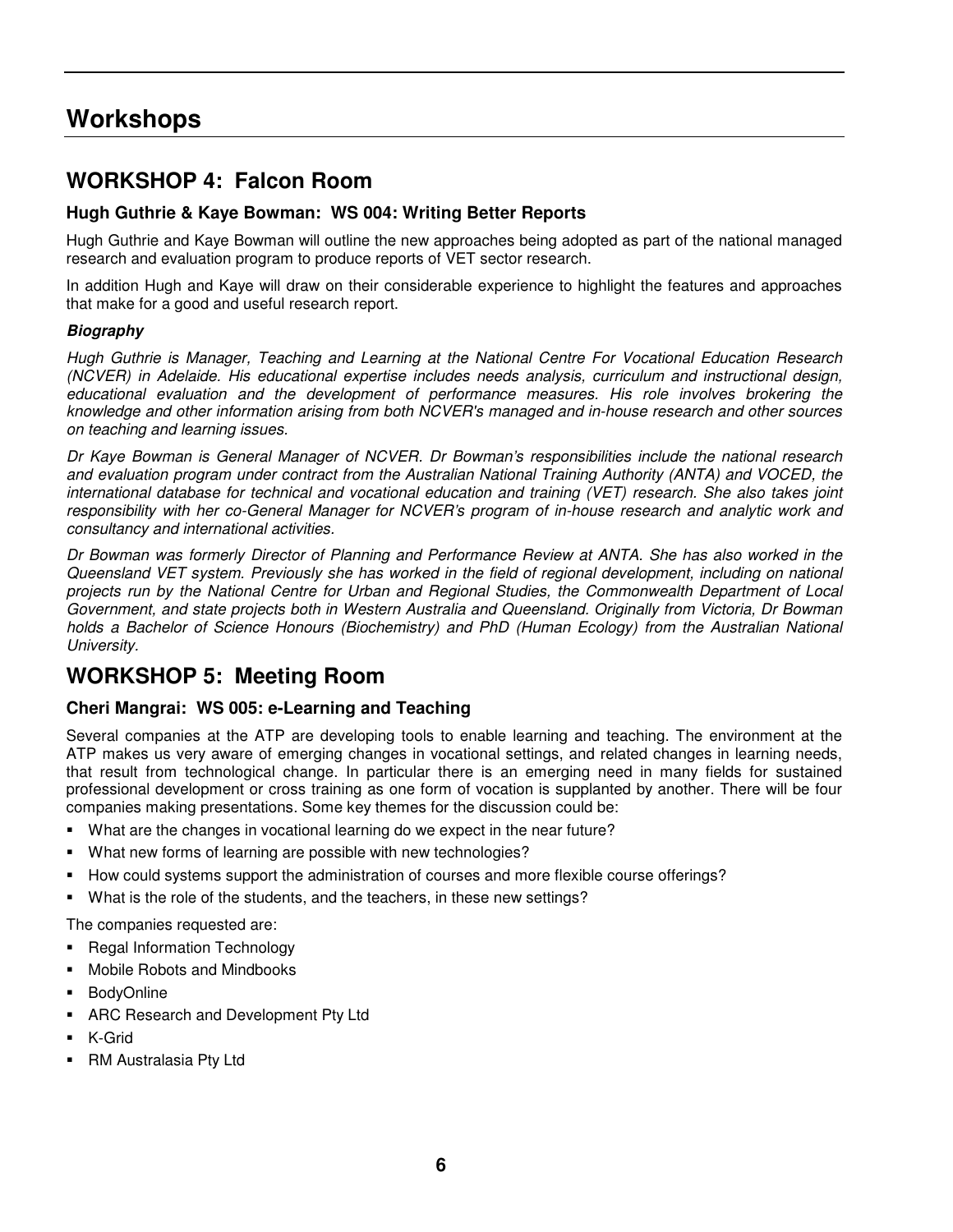# Workshops

## WORKSHOP 4: Falcon Room

### Hugh Guthrie & Kaye Bowman: WS 004: Writing Better Reports

Hugh Guthrie and Kaye Bowman will outline the new approaches being adopted as part of the national managed research and evaluation program to produce reports of VET sector research.

In addition Hugh and Kaye will draw on their considerable experience to highlight the features and approaches that make for a good and useful research report.

***Biography***

*Hugh Guthrie is Manager, Teaching and Learning at the National Centre For Vocational Education Research (NCVER) in Adelaide. His educational expertise includes needs analysis, curriculum and instructional design, educational evaluation and the development of performance measures. His role involves brokering the knowledge and other information arising from both NCVER's managed and in-house research and other sources on teaching and learning issues.*

*Dr Kaye Bowman is General Manager of NCVER. Dr Bowman's responsibilities include the national research and evaluation program under contract from the Australian National Training Authority (ANTA) and VOCED, the international database for technical and vocational education and training (VET) research. She also takes joint responsibility with her co-General Manager for NCVER's program of in-house research and analytic work and consultancy and international activities.*

*Dr Bowman was formerly Director of Planning and Performance Review at ANTA. She has also worked in the Queensland VET system. Previously she has worked in the field of regional development, including on national projects run by the National Centre for Urban and Regional Studies, the Commonwealth Department of Local Government, and state projects both in Western Australia and Queensland. Originally from Victoria, Dr Bowman holds a Bachelor of Science Honours (Biochemistry) and PhD (Human Ecology) from the Australian National University.*

## WORKSHOP 5: Meeting Room

### Cheri Mangrai: WS 005: e-Learning and Teaching

Several companies at the ATP are developing tools to enable learning and teaching. The environment at the ATP makes us very aware of emerging changes in vocational settings, and related changes in learning needs, that result from technological change. In particular there is an emerging need in many fields for sustained professional development or cross training as one form of vocation is supplanted by another. There will be four companies making presentations. Some key themes for the discussion could be:

- What are the changes in vocational learning do we expect in the near future?
- What new forms of learning are possible with new technologies?
- How could systems support the administration of courses and more flexible course offerings?
- What is the role of the students, and the teachers, in these new settings?

The companies requested are:

- Regal Information Technology
- Mobile Robots and Mindbooks
- BodyOnline
- ARC Research and Development Pty Ltd
- K-Grid
- RM Australasia Pty Ltd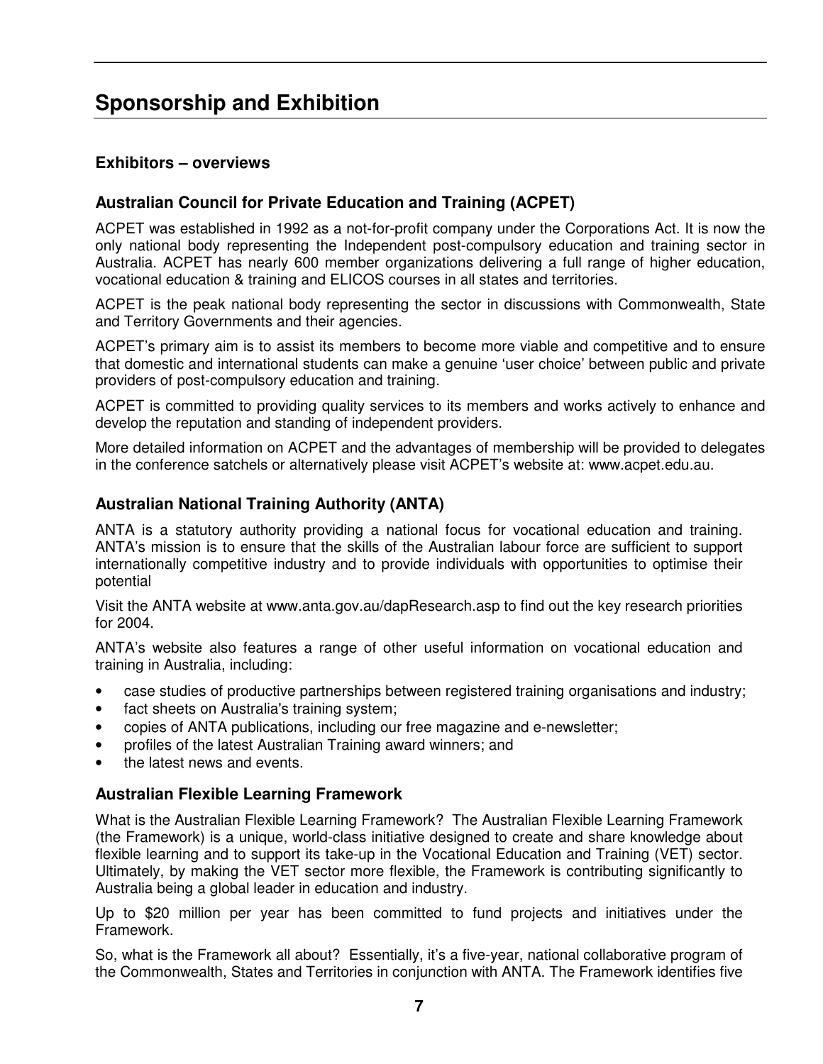# Sponsorship and Exhibition

### Exhibitors – overviews

### Australian Council for Private Education and Training (ACPET)

ACPET was established in 1992 as a not-for-profit company under the Corporations Act. It is now the only national body representing the Independent post-compulsory education and training sector in Australia. ACPET has nearly 600 member organizations delivering a full range of higher education, vocational education & training and ELICOS courses in all states and territories.

ACPET is the peak national body representing the sector in discussions with Commonwealth, State and Territory Governments and their agencies.

ACPET's primary aim is to assist its members to become more viable and competitive and to ensure that domestic and international students can make a genuine 'user choice' between public and private providers of post-compulsory education and training.

ACPET is committed to providing quality services to its members and works actively to enhance and develop the reputation and standing of independent providers.

More detailed information on ACPET and the advantages of membership will be provided to delegates in the conference satchels or alternatively please visit ACPET's website at: www.acpet.edu.au.

### Australian National Training Authority (ANTA)

ANTA is a statutory authority providing a national focus for vocational education and training. ANTA's mission is to ensure that the skills of the Australian labour force are sufficient to support internationally competitive industry and to provide individuals with opportunities to optimise their potential

Visit the ANTA website at www.anta.gov.au/dapResearch.asp to find out the key research priorities for 2004.

ANTA's website also features a range of other useful information on vocational education and training in Australia, including:

- case studies of productive partnerships between registered training organisations and industry;
- fact sheets on Australia's training system;
- copies of ANTA publications, including our free magazine and e-newsletter;
- profiles of the latest Australian Training award winners; and
- the latest news and events.

### Australian Flexible Learning Framework

What is the Australian Flexible Learning Framework? The Australian Flexible Learning Framework (the Framework) is a unique, world-class initiative designed to create and share knowledge about flexible learning and to support its take-up in the Vocational Education and Training (VET) sector. Ultimately, by making the VET sector more flexible, the Framework is contributing significantly to Australia being a global leader in education and industry.

Up to $20 million per year has been committed to fund projects and initiatives under the Framework.

So, what is the Framework all about? Essentially, it's a five-year, national collaborative program of the Commonwealth, States and Territories in conjunction with ANTA. The Framework identifies five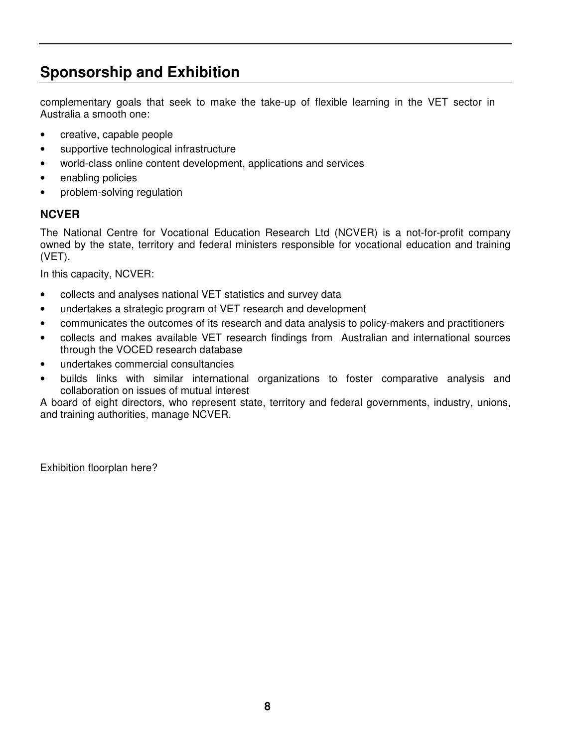# Sponsorship and Exhibition

complementary goals that seek to make the take-up of flexible learning in the VET sector in Australia a smooth one:

- creative, capable people
- supportive technological infrastructure
- world-class online content development, applications and services
- enabling policies
- problem-solving regulation

### NCVER

The National Centre for Vocational Education Research Ltd (NCVER) is a not-for-profit company owned by the state, territory and federal ministers responsible for vocational education and training (VET).

In this capacity, NCVER:

- collects and analyses national VET statistics and survey data
- undertakes a strategic program of VET research and development
- communicates the outcomes of its research and data analysis to policy-makers and practitioners
- collects and makes available VET research findings from Australian and international sources through the VOCED research database
- undertakes commercial consultancies
- builds links with similar international organizations to foster comparative analysis and collaboration on issues of mutual interest

A board of eight directors, who represent state, territory and federal governments, industry, unions, and training authorities, manage NCVER.

Exhibition floorplan here?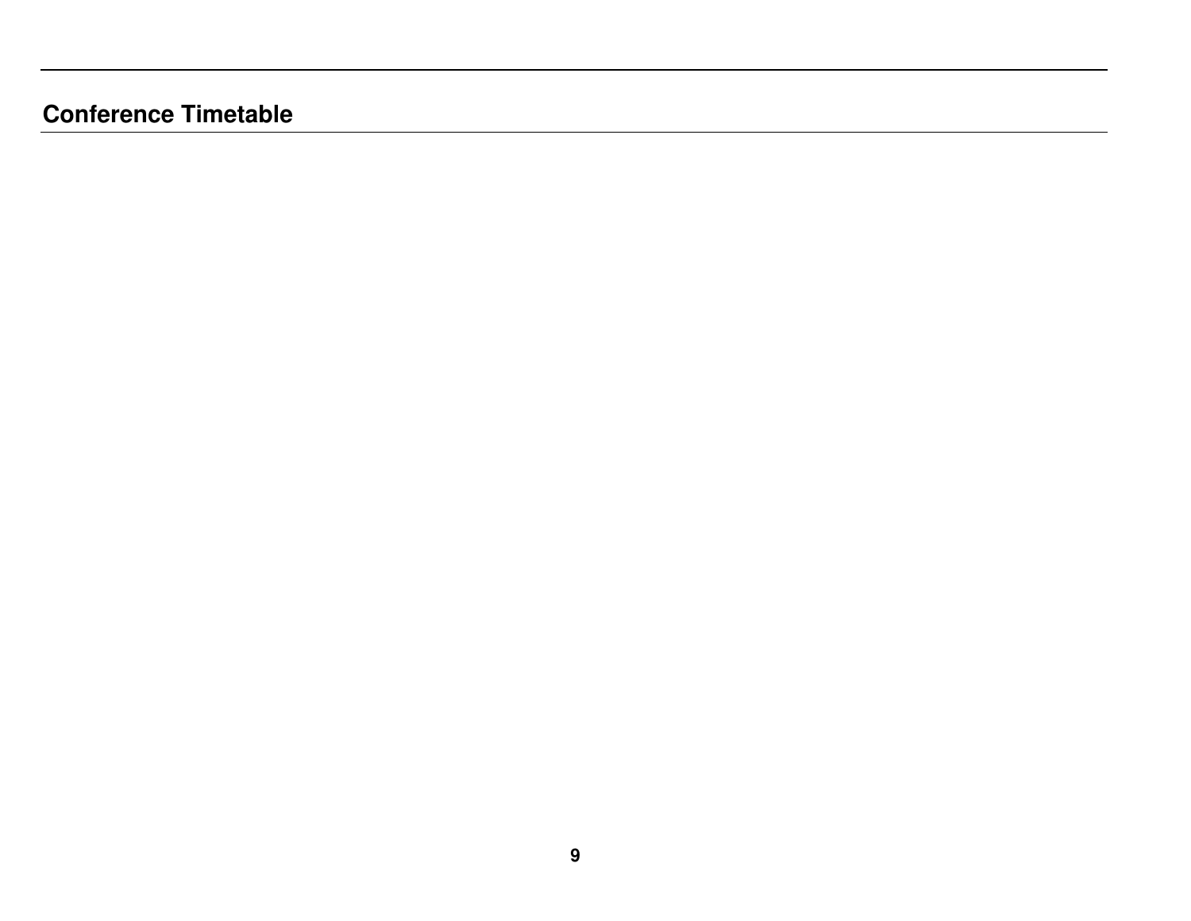## Conference Timetable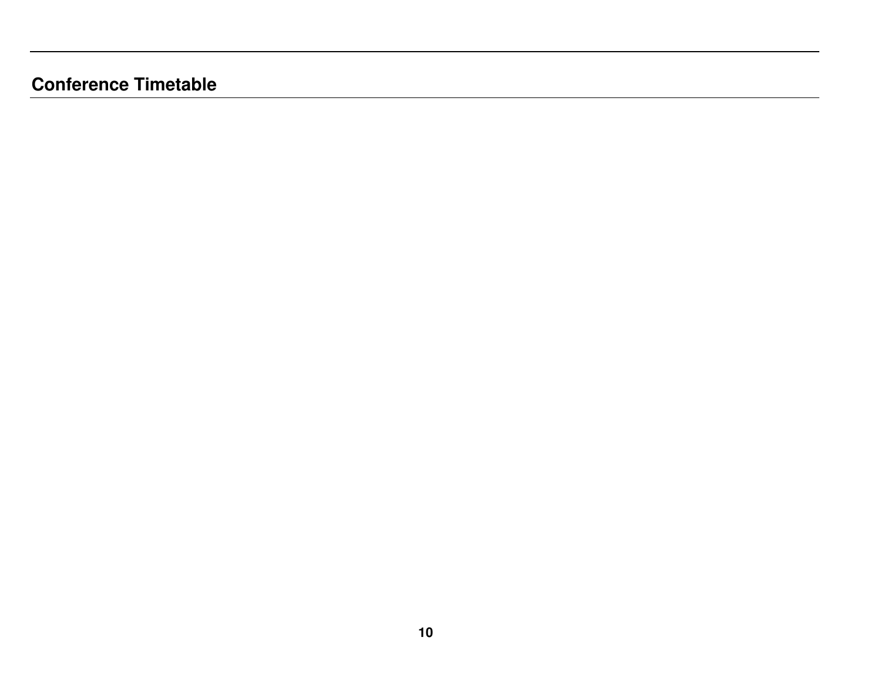## Conference Timetable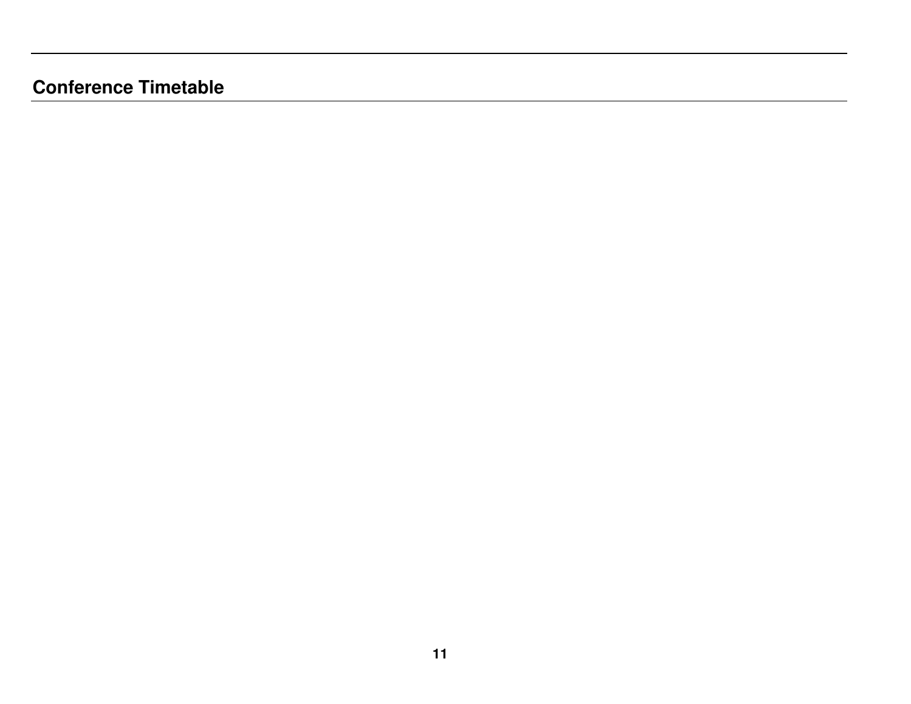## Conference Timetable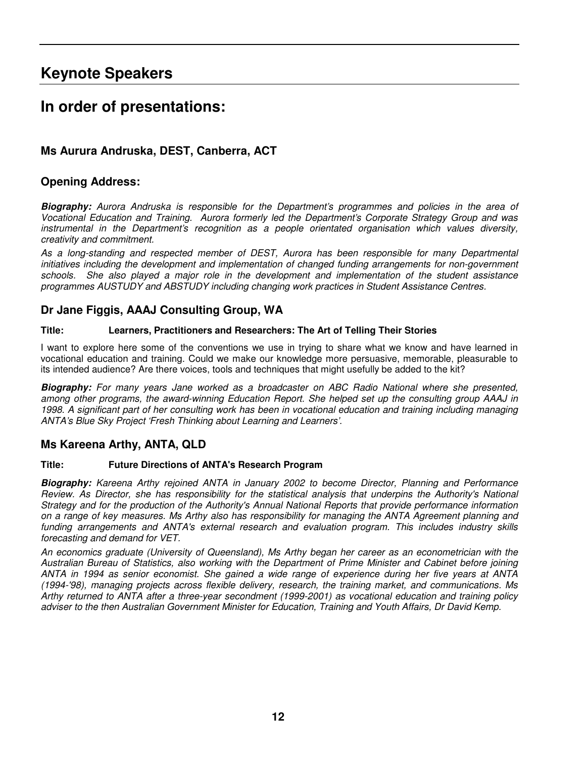# Keynote Speakers

# In order of presentations:

### Ms Aurura Andruska, DEST, Canberra, ACT

### Opening Address:

***Biography:*** *Aurora Andruska is responsible for the Department's programmes and policies in the area of Vocational Education and Training. Aurora formerly led the Department's Corporate Strategy Group and was instrumental in the Department's recognition as a people orientated organisation which values diversity, creativity and commitment.*

*As a long-standing and respected member of DEST, Aurora has been responsible for many Departmental initiatives including the development and implementation of changed funding arrangements for non-government schools. She also played a major role in the development and implementation of the student assistance programmes AUSTUDY and ABSTUDY including changing work practices in Student Assistance Centres.*

### Dr Jane Figgis, AAAJ Consulting Group, WA

**Title: Learners, Practitioners and Researchers: The Art of Telling Their Stories**

I want to explore here some of the conventions we use in trying to share what we know and have learned in vocational education and training. Could we make our knowledge more persuasive, memorable, pleasurable to its intended audience? Are there voices, tools and techniques that might usefully be added to the kit?

***Biography:*** *For many years Jane worked as a broadcaster on ABC Radio National where she presented, among other programs, the award-winning Education Report. She helped set up the consulting group AAAJ in 1998. A significant part of her consulting work has been in vocational education and training including managing ANTA's Blue Sky Project 'Fresh Thinking about Learning and Learners'.*

### Ms Kareena Arthy, ANTA, QLD

**Title: Future Directions of ANTA's Research Program**

***Biography:*** *Kareena Arthy rejoined ANTA in January 2002 to become Director, Planning and Performance Review. As Director, she has responsibility for the statistical analysis that underpins the Authority's National Strategy and for the production of the Authority's Annual National Reports that provide performance information on a range of key measures. Ms Arthy also has responsibility for managing the ANTA Agreement planning and funding arrangements and ANTA's external research and evaluation program. This includes industry skills forecasting and demand for VET.*

*An economics graduate (University of Queensland), Ms Arthy began her career as an econometrician with the Australian Bureau of Statistics, also working with the Department of Prime Minister and Cabinet before joining ANTA in 1994 as senior economist. She gained a wide range of experience during her five years at ANTA (1994-'98), managing projects across flexible delivery, research, the training market, and communications. Ms Arthy returned to ANTA after a three-year secondment (1999-2001) as vocational education and training policy adviser to the then Australian Government Minister for Education, Training and Youth Affairs, Dr David Kemp.*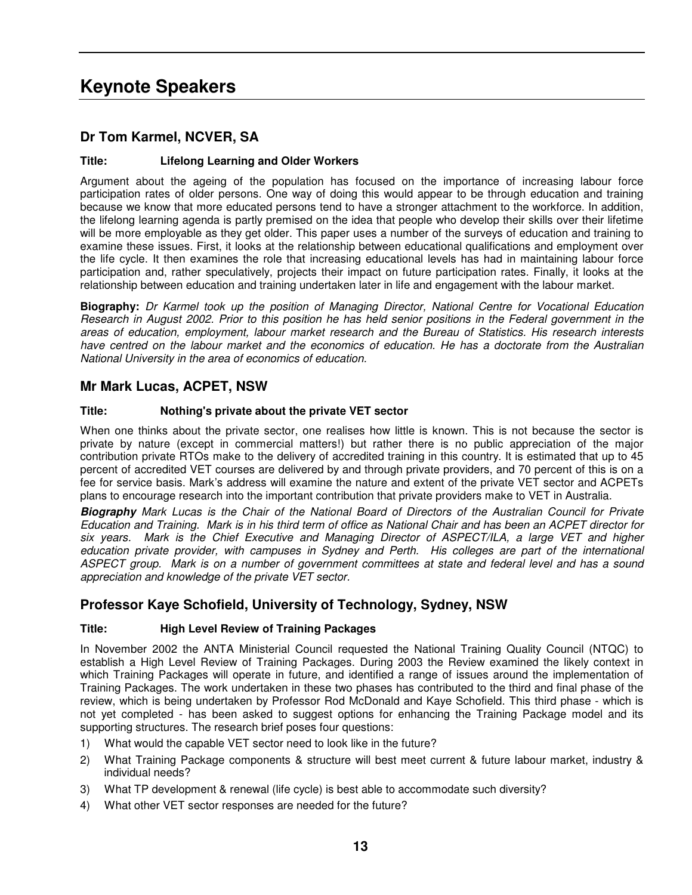# Keynote Speakers

## Dr Tom Karmel, NCVER, SA

**Title: Lifelong Learning and Older Workers**

Argument about the ageing of the population has focused on the importance of increasing labour force participation rates of older persons. One way of doing this would appear to be through education and training because we know that more educated persons tend to have a stronger attachment to the workforce. In addition, the lifelong learning agenda is partly premised on the idea that people who develop their skills over their lifetime will be more employable as they get older. This paper uses a number of the surveys of education and training to examine these issues. First, it looks at the relationship between educational qualifications and employment over the life cycle. It then examines the role that increasing educational levels has had in maintaining labour force participation and, rather speculatively, projects their impact on future participation rates. Finally, it looks at the relationship between education and training undertaken later in life and engagement with the labour market.

**Biography:** *Dr Karmel took up the position of Managing Director, National Centre for Vocational Education Research in August 2002. Prior to this position he has held senior positions in the Federal government in the areas of education, employment, labour market research and the Bureau of Statistics. His research interests have centred on the labour market and the economics of education. He has a doctorate from the Australian National University in the area of economics of education.*

## Mr Mark Lucas, ACPET, NSW

**Title: Nothing's private about the private VET sector**

When one thinks about the private sector, one realises how little is known. This is not because the sector is private by nature (except in commercial matters!) but rather there is no public appreciation of the major contribution private RTOs make to the delivery of accredited training in this country. It is estimated that up to 45 percent of accredited VET courses are delivered by and through private providers, and 70 percent of this is on a fee for service basis. Mark's address will examine the nature and extent of the private VET sector and ACPETs plans to encourage research into the important contribution that private providers make to VET in Australia.

***Biography*** *Mark Lucas is the Chair of the National Board of Directors of the Australian Council for Private Education and Training. Mark is in his third term of office as National Chair and has been an ACPET director for six years. Mark is the Chief Executive and Managing Director of ASPECT/ILA, a large VET and higher education private provider, with campuses in Sydney and Perth. His colleges are part of the international ASPECT group. Mark is on a number of government committees at state and federal level and has a sound appreciation and knowledge of the private VET sector.*

## Professor Kaye Schofield, University of Technology, Sydney, NSW

**Title: High Level Review of Training Packages**

In November 2002 the ANTA Ministerial Council requested the National Training Quality Council (NTQC) to establish a High Level Review of Training Packages. During 2003 the Review examined the likely context in which Training Packages will operate in future, and identified a range of issues around the implementation of Training Packages. The work undertaken in these two phases has contributed to the third and final phase of the review, which is being undertaken by Professor Rod McDonald and Kaye Schofield. This third phase - which is not yet completed - has been asked to suggest options for enhancing the Training Package model and its supporting structures. The research brief poses four questions:

1) What would the capable VET sector need to look like in the future?
2) What Training Package components & structure will best meet current & future labour market, industry & individual needs?
3) What TP development & renewal (life cycle) is best able to accommodate such diversity?
4) What other VET sector responses are needed for the future?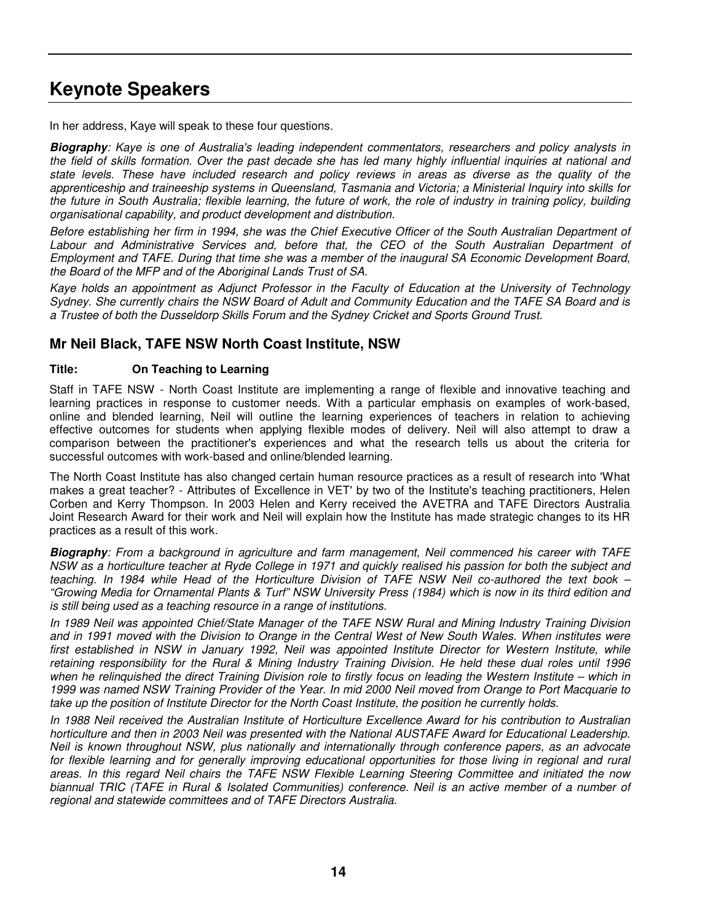# Keynote Speakers

In her address, Kaye will speak to these four questions.

***Biography****: Kaye is one of Australia's leading independent commentators, researchers and policy analysts in the field of skills formation. Over the past decade she has led many highly influential inquiries at national and state levels. These have included research and policy reviews in areas as diverse as the quality of the apprenticeship and traineeship systems in Queensland, Tasmania and Victoria; a Ministerial Inquiry into skills for the future in South Australia; flexible learning, the future of work, the role of industry in training policy, building organisational capability, and product development and distribution.*

*Before establishing her firm in 1994, she was the Chief Executive Officer of the South Australian Department of Labour and Administrative Services and, before that, the CEO of the South Australian Department of Employment and TAFE. During that time she was a member of the inaugural SA Economic Development Board, the Board of the MFP and of the Aboriginal Lands Trust of SA.*

*Kaye holds an appointment as Adjunct Professor in the Faculty of Education at the University of Technology Sydney. She currently chairs the NSW Board of Adult and Community Education and the TAFE SA Board and is a Trustee of both the Dusseldorp Skills Forum and the Sydney Cricket and Sports Ground Trust.*

## Mr Neil Black, TAFE NSW North Coast Institute, NSW

**Title: On Teaching to Learning**

Staff in TAFE NSW - North Coast Institute are implementing a range of flexible and innovative teaching and learning practices in response to customer needs. With a particular emphasis on examples of work-based, online and blended learning, Neil will outline the learning experiences of teachers in relation to achieving effective outcomes for students when applying flexible modes of delivery. Neil will also attempt to draw a comparison between the practitioner's experiences and what the research tells us about the criteria for successful outcomes with work-based and online/blended learning.

The North Coast Institute has also changed certain human resource practices as a result of research into 'What makes a great teacher? - Attributes of Excellence in VET' by two of the Institute's teaching practitioners, Helen Corben and Kerry Thompson. In 2003 Helen and Kerry received the AVETRA and TAFE Directors Australia Joint Research Award for their work and Neil will explain how the Institute has made strategic changes to its HR practices as a result of this work.

***Biography****: From a background in agriculture and farm management, Neil commenced his career with TAFE NSW as a horticulture teacher at Ryde College in 1971 and quickly realised his passion for both the subject and teaching. In 1984 while Head of the Horticulture Division of TAFE NSW Neil co-authored the text book – "Growing Media for Ornamental Plants & Turf" NSW University Press (1984) which is now in its third edition and is still being used as a teaching resource in a range of institutions.*

*In 1989 Neil was appointed Chief/State Manager of the TAFE NSW Rural and Mining Industry Training Division and in 1991 moved with the Division to Orange in the Central West of New South Wales. When institutes were first established in NSW in January 1992, Neil was appointed Institute Director for Western Institute, while retaining responsibility for the Rural & Mining Industry Training Division. He held these dual roles until 1996 when he relinquished the direct Training Division role to firstly focus on leading the Western Institute – which in 1999 was named NSW Training Provider of the Year. In mid 2000 Neil moved from Orange to Port Macquarie to take up the position of Institute Director for the North Coast Institute, the position he currently holds.*

*In 1988 Neil received the Australian Institute of Horticulture Excellence Award for his contribution to Australian horticulture and then in 2003 Neil was presented with the National AUSTAFE Award for Educational Leadership. Neil is known throughout NSW, plus nationally and internationally through conference papers, as an advocate for flexible learning and for generally improving educational opportunities for those living in regional and rural areas. In this regard Neil chairs the TAFE NSW Flexible Learning Steering Committee and initiated the now biannual TRIC (TAFE in Rural & Isolated Communities) conference. Neil is an active member of a number of regional and statewide committees and of TAFE Directors Australia.*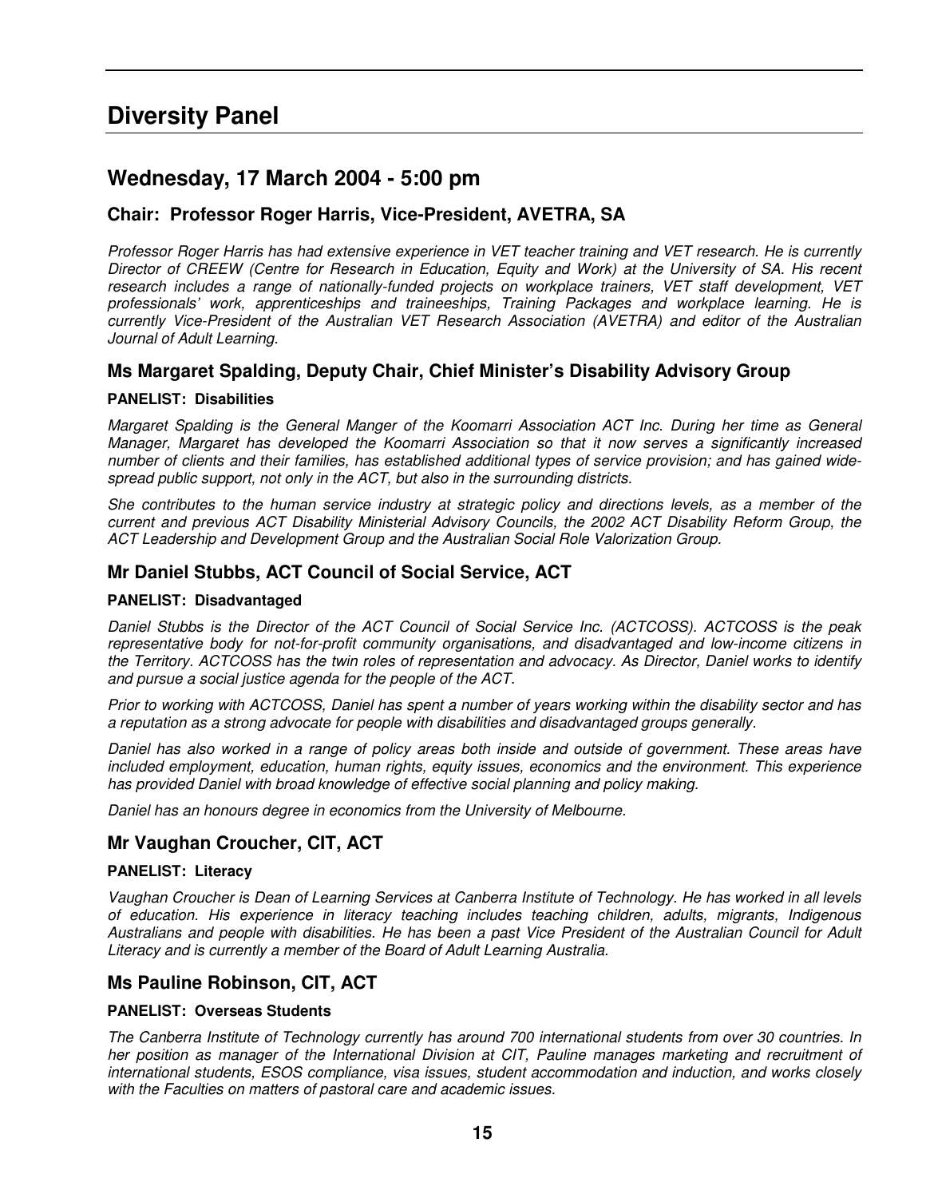# Diversity Panel

## Wednesday, 17 March 2004 - 5:00 pm

### Chair: Professor Roger Harris, Vice-President, AVETRA, SA

*Professor Roger Harris has had extensive experience in VET teacher training and VET research. He is currently Director of CREEW (Centre for Research in Education, Equity and Work) at the University of SA. His recent research includes a range of nationally-funded projects on workplace trainers, VET staff development, VET professionals' work, apprenticeships and traineeships, Training Packages and workplace learning. He is currently Vice-President of the Australian VET Research Association (AVETRA) and editor of the Australian Journal of Adult Learning.*

### Ms Margaret Spalding, Deputy Chair, Chief Minister's Disability Advisory Group

**PANELIST: Disabilities**

*Margaret Spalding is the General Manger of the Koomarri Association ACT Inc. During her time as General Manager, Margaret has developed the Koomarri Association so that it now serves a significantly increased number of clients and their families, has established additional types of service provision; and has gained wide-spread public support, not only in the ACT, but also in the surrounding districts.*

*She contributes to the human service industry at strategic policy and directions levels, as a member of the current and previous ACT Disability Ministerial Advisory Councils, the 2002 ACT Disability Reform Group, the ACT Leadership and Development Group and the Australian Social Role Valorization Group.*

### Mr Daniel Stubbs, ACT Council of Social Service, ACT

**PANELIST: Disadvantaged**

*Daniel Stubbs is the Director of the ACT Council of Social Service Inc. (ACTCOSS). ACTCOSS is the peak representative body for not-for-profit community organisations, and disadvantaged and low-income citizens in the Territory. ACTCOSS has the twin roles of representation and advocacy. As Director, Daniel works to identify and pursue a social justice agenda for the people of the ACT.*

*Prior to working with ACTCOSS, Daniel has spent a number of years working within the disability sector and has a reputation as a strong advocate for people with disabilities and disadvantaged groups generally.*

*Daniel has also worked in a range of policy areas both inside and outside of government. These areas have included employment, education, human rights, equity issues, economics and the environment. This experience has provided Daniel with broad knowledge of effective social planning and policy making.*

*Daniel has an honours degree in economics from the University of Melbourne.*

### Mr Vaughan Croucher, CIT, ACT

**PANELIST: Literacy**

*Vaughan Croucher is Dean of Learning Services at Canberra Institute of Technology. He has worked in all levels of education. His experience in literacy teaching includes teaching children, adults, migrants, Indigenous Australians and people with disabilities. He has been a past Vice President of the Australian Council for Adult Literacy and is currently a member of the Board of Adult Learning Australia.*

### Ms Pauline Robinson, CIT, ACT

**PANELIST: Overseas Students**

*The Canberra Institute of Technology currently has around 700 international students from over 30 countries. In her position as manager of the International Division at CIT, Pauline manages marketing and recruitment of international students, ESOS compliance, visa issues, student accommodation and induction, and works closely with the Faculties on matters of pastoral care and academic issues.*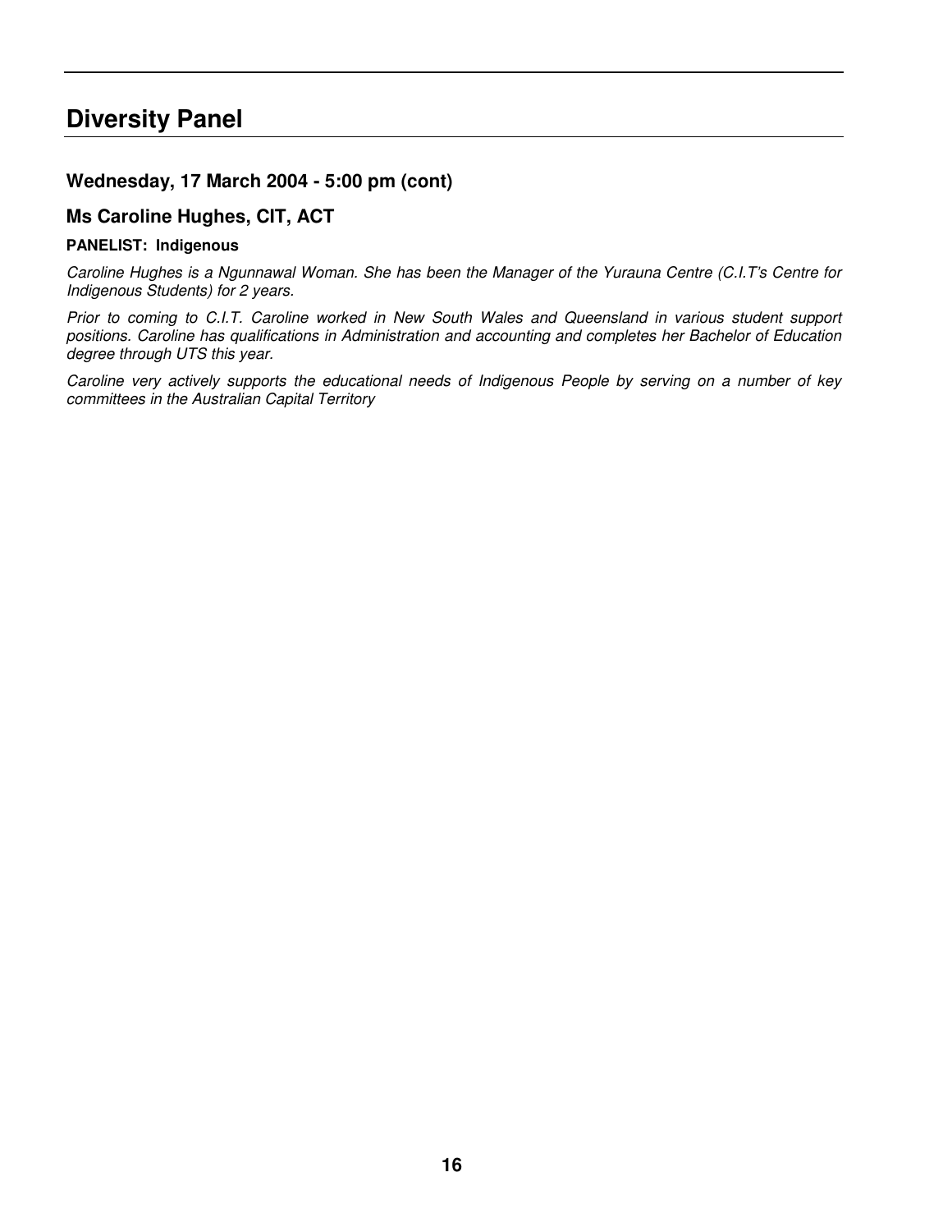# Diversity Panel

### Wednesday, 17 March 2004 - 5:00 pm (cont)

### Ms Caroline Hughes, CIT, ACT

**PANELIST: Indigenous**

*Caroline Hughes is a Ngunnawal Woman. She has been the Manager of the Yurauna Centre (C.I.T's Centre for Indigenous Students) for 2 years.*

*Prior to coming to C.I.T. Caroline worked in New South Wales and Queensland in various student support positions. Caroline has qualifications in Administration and accounting and completes her Bachelor of Education degree through UTS this year.*

*Caroline very actively supports the educational needs of Indigenous People by serving on a number of key committees in the Australian Capital Territory*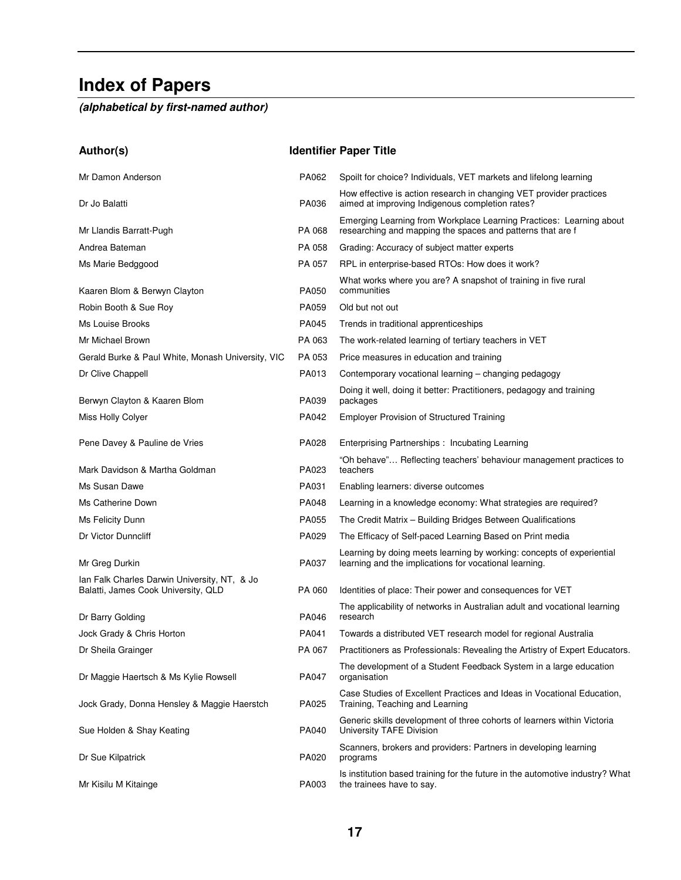# Index of Papers

***(alphabetical by first-named author)***

| Author(s) | Identifier | Paper Title |
|---|---|---|
| Mr Damon Anderson | PA062 | Spoilt for choice? Individuals, VET markets and lifelong learning |
| Dr Jo Balatti | PA036 | How effective is action research in changing VET provider practices aimed at improving Indigenous completion rates? |
| Mr Llandis Barratt-Pugh | PA 068 | Emerging Learning from Workplace Learning Practices: Learning about researching and mapping the spaces and patterns that are f |
| Andrea Bateman | PA 058 | Grading: Accuracy of subject matter experts |
| Ms Marie Bedggood | PA 057 | RPL in enterprise-based RTOs: How does it work? |
| Kaaren Blom & Berwyn Clayton | PA050 | What works where you are? A snapshot of training in five rural communities |
| Robin Booth & Sue Roy | PA059 | Old but not out |
| Ms Louise Brooks | PA045 | Trends in traditional apprenticeships |
| Mr Michael Brown | PA 063 | The work-related learning of tertiary teachers in VET |
| Gerald Burke & Paul White, Monash University, VIC | PA 053 | Price measures in education and training |
| Dr Clive Chappell | PA013 | Contemporary vocational learning – changing pedagogy |
| Berwyn Clayton & Kaaren Blom | PA039 | Doing it well, doing it better: Practitioners, pedagogy and training packages |
| Miss Holly Colyer | PA042 | Employer Provision of Structured Training |
| Pene Davey & Pauline de Vries | PA028 | Enterprising Partnerships : Incubating Learning |
| Mark Davidson & Martha Goldman | PA023 | "Oh behave"… Reflecting teachers' behaviour management practices to teachers |
| Ms Susan Dawe | PA031 | Enabling learners: diverse outcomes |
| Ms Catherine Down | PA048 | Learning in a knowledge economy: What strategies are required? |
| Ms Felicity Dunn | PA055 | The Credit Matrix – Building Bridges Between Qualifications |
| Dr Victor Dunncliff | PA029 | The Efficacy of Self-paced Learning Based on Print media |
| Mr Greg Durkin | PA037 | Learning by doing meets learning by working: concepts of experiential learning and the implications for vocational learning. |
| Ian Falk Charles Darwin University, NT, & Jo Balatti, James Cook University, QLD | PA 060 | Identities of place: Their power and consequences for VET |
| Dr Barry Golding | PA046 | The applicability of networks in Australian adult and vocational learning research |
| Jock Grady & Chris Horton | PA041 | Towards a distributed VET research model for regional Australia |
| Dr Sheila Grainger | PA 067 | Practitioners as Professionals: Revealing the Artistry of Expert Educators. |
| Dr Maggie Haertsch & Ms Kylie Rowsell | PA047 | The development of a Student Feedback System in a large education organisation |
| Jock Grady, Donna Hensley & Maggie Haerstch | PA025 | Case Studies of Excellent Practices and Ideas in Vocational Education, Training, Teaching and Learning |
| Sue Holden & Shay Keating | PA040 | Generic skills development of three cohorts of learners within Victoria University TAFE Division |
| Dr Sue Kilpatrick | PA020 | Scanners, brokers and providers: Partners in developing learning programs |
| Mr Kisilu M Kitainge | PA003 | Is institution based training for the future in the automotive industry? What the trainees have to say. |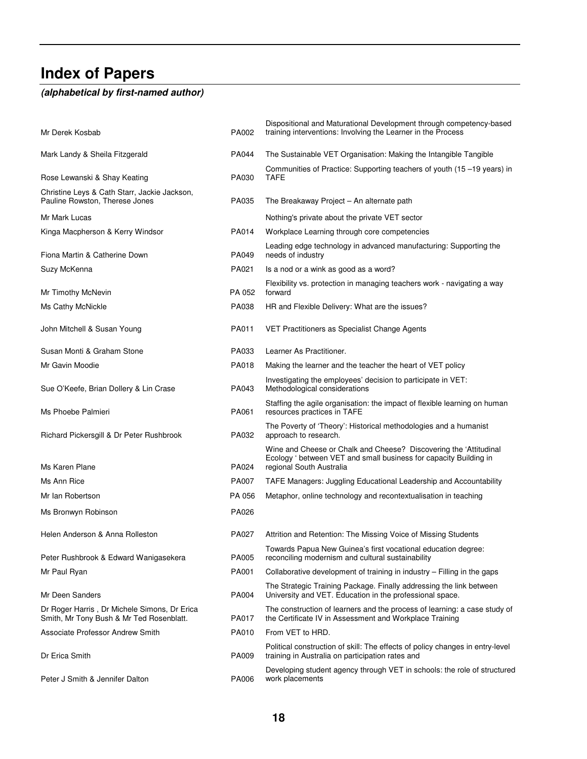# Index of Papers

***(alphabetical by first-named author)***

| Author | Paper | Title |
|---|---|---|
| Mr Derek Kosbab | PA002 | Dispositional and Maturational Development through competency-based training interventions: Involving the Learner in the Process |
| Mark Landy & Sheila Fitzgerald | PA044 | The Sustainable VET Organisation: Making the Intangible Tangible |
| Rose Lewanski & Shay Keating | PA030 | Communities of Practice: Supporting teachers of youth (15 –19 years) in TAFE |
| Christine Leys & Cath Starr, Jackie Jackson, Pauline Rowston, Therese Jones | PA035 | The Breakaway Project – An alternate path |
| Mr Mark Lucas | | Nothing's private about the private VET sector |
| Kinga Macpherson & Kerry Windsor | PA014 | Workplace Learning through core competencies |
| Fiona Martin & Catherine Down | PA049 | Leading edge technology in advanced manufacturing: Supporting the needs of industry |
| Suzy McKenna | PA021 | Is a nod or a wink as good as a word? |
| Mr Timothy McNevin | PA 052 | Flexibility vs. protection in managing teachers work - navigating a way forward |
| Ms Cathy McNickle | PA038 | HR and Flexible Delivery: What are the issues? |
| John Mitchell & Susan Young | PA011 | VET Practitioners as Specialist Change Agents |
| Susan Monti & Graham Stone | PA033 | Learner As Practitioner. |
| Mr Gavin Moodie | PA018 | Making the learner and the teacher the heart of VET policy |
| Sue O'Keefe, Brian Dollery & Lin Crase | PA043 | Investigating the employees' decision to participate in VET: Methodological considerations |
| Ms Phoebe Palmieri | PA061 | Staffing the agile organisation: the impact of flexible learning on human resources practices in TAFE |
| Richard Pickersgill & Dr Peter Rushbrook | PA032 | The Poverty of 'Theory': Historical methodologies and a humanist approach to research. |
| Ms Karen Plane | PA024 | Wine and Cheese or Chalk and Cheese? Discovering the 'Attitudinal Ecology ' between VET and small business for capacity Building in regional South Australia |
| Ms Ann Rice | PA007 | TAFE Managers: Juggling Educational Leadership and Accountability |
| Mr Ian Robertson | PA 056 | Metaphor, online technology and recontextualisation in teaching |
| Ms Bronwyn Robinson | PA026 | |
| Helen Anderson & Anna Rolleston | PA027 | Attrition and Retention: The Missing Voice of Missing Students |
| Peter Rushbrook & Edward Wanigasekera | PA005 | Towards Papua New Guinea's first vocational education degree: reconciling modernism and cultural sustainability |
| Mr Paul Ryan | PA001 | Collaborative development of training in industry – Filling in the gaps |
| Mr Deen Sanders | PA004 | The Strategic Training Package. Finally addressing the link between University and VET. Education in the professional space. |
| Dr Roger Harris , Dr Michele Simons, Dr Erica Smith, Mr Tony Bush & Mr Ted Rosenblatt. | PA017 | The construction of learners and the process of learning: a case study of the Certificate IV in Assessment and Workplace Training |
| Associate Professor Andrew Smith | PA010 | From VET to HRD. |
| Dr Erica Smith | PA009 | Political construction of skill: The effects of policy changes in entry-level training in Australia on participation rates and |
| Peter J Smith & Jennifer Dalton | PA006 | Developing student agency through VET in schools: the role of structured work placements |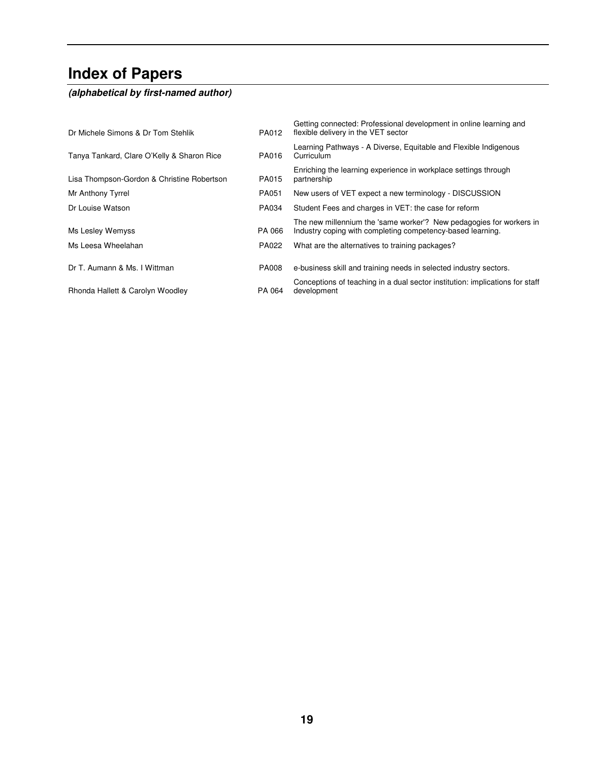## Index of Papers

***(alphabetical by first-named author)***

| | | |
|---|---|---|
| Dr Michele Simons & Dr Tom Stehlik | PA012 | Getting connected: Professional development in online learning and flexible delivery in the VET sector |
| Tanya Tankard, Clare O'Kelly & Sharon Rice | PA016 | Learning Pathways - A Diverse, Equitable and Flexible Indigenous Curriculum |
| Lisa Thompson-Gordon & Christine Robertson | PA015 | Enriching the learning experience in workplace settings through partnership |
| Mr Anthony Tyrrel | PA051 | New users of VET expect a new terminology - DISCUSSION |
| Dr Louise Watson | PA034 | Student Fees and charges in VET: the case for reform |
| Ms Lesley Wemyss | PA 066 | The new millennium the 'same worker'? New pedagogies for workers in Industry coping with completing competency-based learning. |
| Ms Leesa Wheelahan | PA022 | What are the alternatives to training packages? |
| Dr T. Aumann & Ms. I Wittman | PA008 | e-business skill and training needs in selected industry sectors. |
| Rhonda Hallett & Carolyn Woodley | PA 064 | Conceptions of teaching in a dual sector institution: implications for staff development |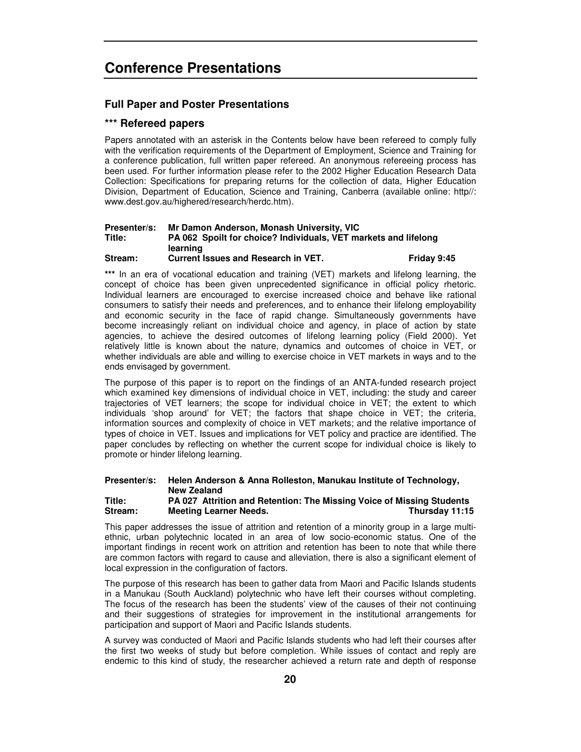# Conference Presentations

## Full Paper and Poster Presentations

### *** Refereed papers

Papers annotated with an asterisk in the Contents below have been refereed to comply fully with the verification requirements of the Department of Employment, Science and Training for a conference publication, full written paper refereed. An anonymous refereeing process has been used. For further information please refer to the 2002 Higher Education Research Data Collection: Specifications for preparing returns for the collection of data, Higher Education Division, Department of Education, Science and Training, Canberra (available online: http//: www.dest.gov.au/highered/research/herdc.htm).

**Presenter/s:** **Mr Damon Anderson, Monash University, VIC**
**Title:** **PA 062 Spoilt for choice? Individuals, VET markets and lifelong learning**
**Stream:** **Current Issues and Research in VET.** **Friday 9:45**

*** In an era of vocational education and training (VET) markets and lifelong learning, the concept of choice has been given unprecedented significance in official policy rhetoric. Individual learners are encouraged to exercise increased choice and behave like rational consumers to satisfy their needs and preferences, and to enhance their lifelong employability and economic security in the face of rapid change. Simultaneously governments have become increasingly reliant on individual choice and agency, in place of action by state agencies, to achieve the desired outcomes of lifelong learning policy (Field 2000). Yet relatively little is known about the nature, dynamics and outcomes of choice in VET, or whether individuals are able and willing to exercise choice in VET markets in ways and to the ends envisaged by government.

The purpose of this paper is to report on the findings of an ANTA-funded research project which examined key dimensions of individual choice in VET, including: the study and career trajectories of VET learners; the scope for individual choice in VET; the extent to which individuals 'shop around' for VET; the factors that shape choice in VET; the criteria, information sources and complexity of choice in VET markets; and the relative importance of types of choice in VET. Issues and implications for VET policy and practice are identified. The paper concludes by reflecting on whether the current scope for individual choice is likely to promote or hinder lifelong learning.

**Presenter/s:** **Helen Anderson & Anna Rolleston, Manukau Institute of Technology, New Zealand**
**Title:** **PA 027 Attrition and Retention: The Missing Voice of Missing Students**
**Stream:** **Meeting Learner Needs.** **Thursday 11:15**

This paper addresses the issue of attrition and retention of a minority group in a large multi-ethnic, urban polytechnic located in an area of low socio-economic status. One of the important findings in recent work on attrition and retention has been to note that while there are common factors with regard to cause and alleviation, there is also a significant element of local expression in the configuration of factors.

The purpose of this research has been to gather data from Maori and Pacific Islands students in a Manukau (South Auckland) polytechnic who have left their courses without completing. The focus of the research has been the students' view of the causes of their not continuing and their suggestions of strategies for improvement in the institutional arrangements for participation and support of Maori and Pacific Islands students.

A survey was conducted of Maori and Pacific Islands students who had left their courses after the first two weeks of study but before completion. While issues of contact and reply are endemic to this kind of study, the researcher achieved a return rate and depth of response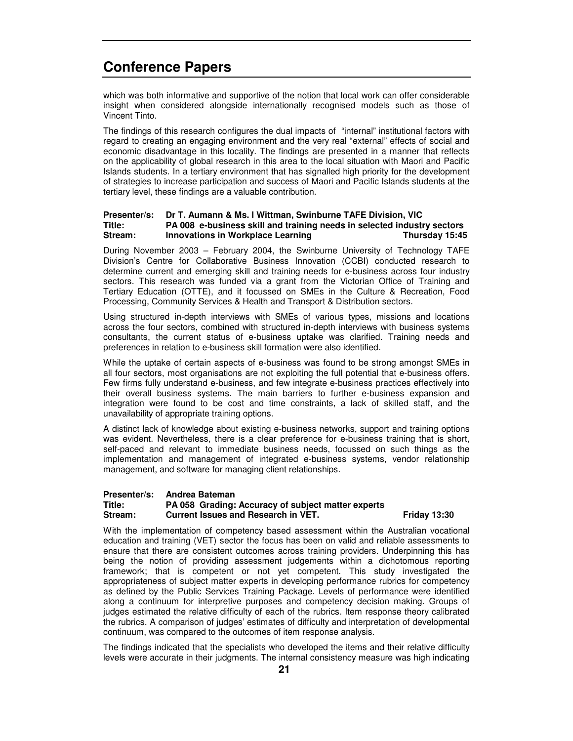# Conference Papers

which was both informative and supportive of the notion that local work can offer considerable insight when considered alongside internationally recognised models such as those of Vincent Tinto.

The findings of this research configures the dual impacts of "internal" institutional factors with regard to creating an engaging environment and the very real "external" effects of social and economic disadvantage in this locality. The findings are presented in a manner that reflects on the applicability of global research in this area to the local situation with Maori and Pacific Islands students. In a tertiary environment that has signalled high priority for the development of strategies to increase participation and success of Maori and Pacific Islands students at the tertiary level, these findings are a valuable contribution.

**Presenter/s: Dr T. Aumann & Ms. I Wittman, Swinburne TAFE Division, VIC**
**Title: PA 008 e-business skill and training needs in selected industry sectors**
**Stream: Innovations in Workplace Learning — Thursday 15:45**

During November 2003 – February 2004, the Swinburne University of Technology TAFE Division's Centre for Collaborative Business Innovation (CCBI) conducted research to determine current and emerging skill and training needs for e-business across four industry sectors. This research was funded via a grant from the Victorian Office of Training and Tertiary Education (OTTE), and it focussed on SMEs in the Culture & Recreation, Food Processing, Community Services & Health and Transport & Distribution sectors.

Using structured in-depth interviews with SMEs of various types, missions and locations across the four sectors, combined with structured in-depth interviews with business systems consultants, the current status of e-business uptake was clarified. Training needs and preferences in relation to e-business skill formation were also identified.

While the uptake of certain aspects of e-business was found to be strong amongst SMEs in all four sectors, most organisations are not exploiting the full potential that e-business offers. Few firms fully understand e-business, and few integrate e-business practices effectively into their overall business systems. The main barriers to further e-business expansion and integration were found to be cost and time constraints, a lack of skilled staff, and the unavailability of appropriate training options.

A distinct lack of knowledge about existing e-business networks, support and training options was evident. Nevertheless, there is a clear preference for e-business training that is short, self-paced and relevant to immediate business needs, focussed on such things as the implementation and management of integrated e-business systems, vendor relationship management, and software for managing client relationships.

**Presenter/s: Andrea Bateman**
**Title: PA 058 Grading: Accuracy of subject matter experts**
**Stream: Current Issues and Research in VET. — Friday 13:30**

With the implementation of competency based assessment within the Australian vocational education and training (VET) sector the focus has been on valid and reliable assessments to ensure that there are consistent outcomes across training providers. Underpinning this has being the notion of providing assessment judgements within a dichotomous reporting framework; that is competent or not yet competent. This study investigated the appropriateness of subject matter experts in developing performance rubrics for competency as defined by the Public Services Training Package. Levels of performance were identified along a continuum for interpretive purposes and competency decision making. Groups of judges estimated the relative difficulty of each of the rubrics. Item response theory calibrated the rubrics. A comparison of judges' estimates of difficulty and interpretation of developmental continuum, was compared to the outcomes of item response analysis.

The findings indicated that the specialists who developed the items and their relative difficulty levels were accurate in their judgments. The internal consistency measure was high indicating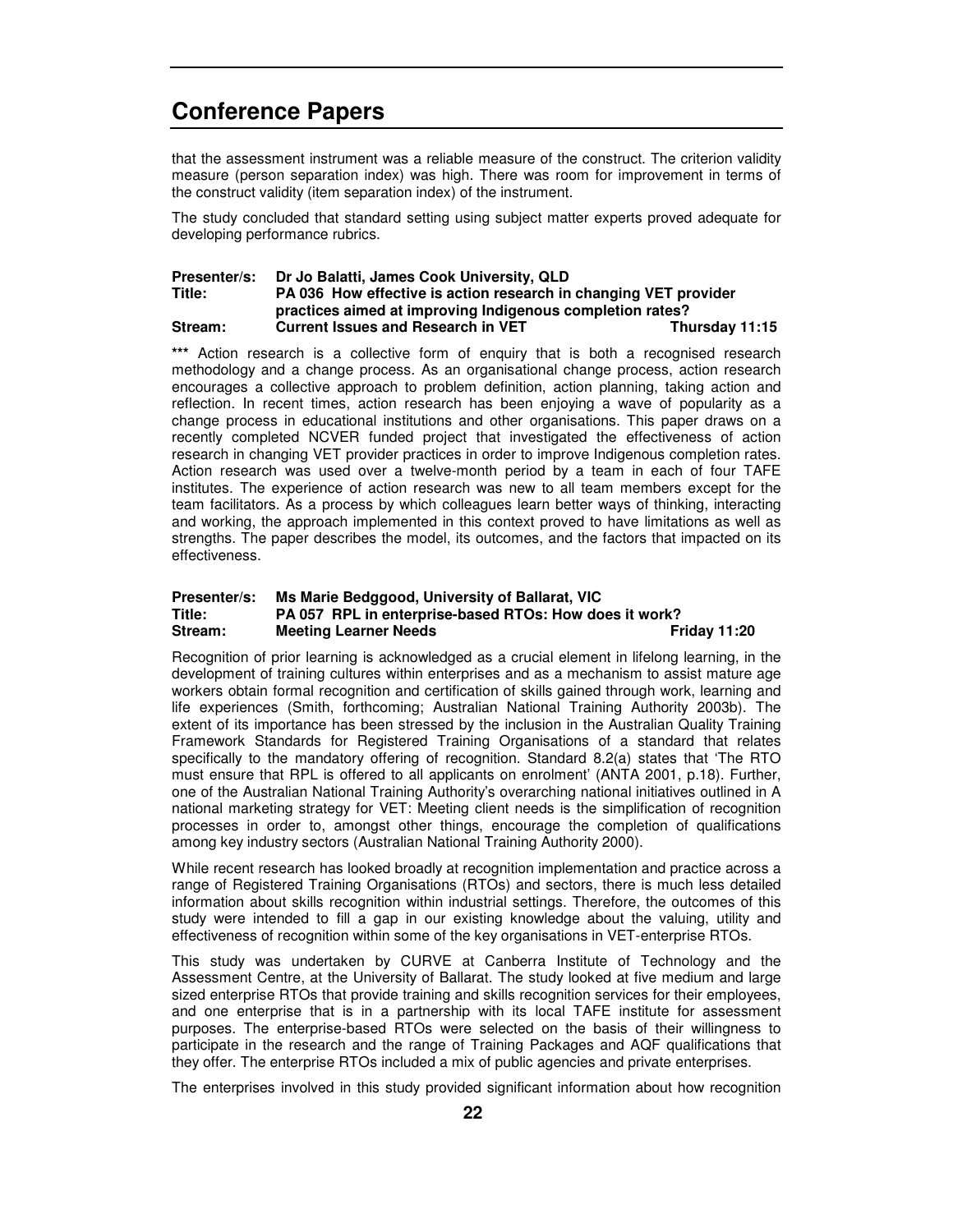that the assessment instrument was a reliable measure of the construct. The criterion validity measure (person separation index) was high. There was room for improvement in terms of the construct validity (item separation index) of the instrument.

The study concluded that standard setting using subject matter experts proved adequate for developing performance rubrics.

**Presenter/s:** **Dr Jo Balatti, James Cook University, QLD**
**Title:** **PA 036 How effective is action research in changing VET provider practices aimed at improving Indigenous completion rates?**
**Stream:** **Current Issues and Research in VET** **Thursday 11:15**

*** Action research is a collective form of enquiry that is both a recognised research methodology and a change process. As an organisational change process, action research encourages a collective approach to problem definition, action planning, taking action and reflection. In recent times, action research has been enjoying a wave of popularity as a change process in educational institutions and other organisations. This paper draws on a recently completed NCVER funded project that investigated the effectiveness of action research in changing VET provider practices in order to improve Indigenous completion rates. Action research was used over a twelve-month period by a team in each of four TAFE institutes. The experience of action research was new to all team members except for the team facilitators. As a process by which colleagues learn better ways of thinking, interacting and working, the approach implemented in this context proved to have limitations as well as strengths. The paper describes the model, its outcomes, and the factors that impacted on its effectiveness.

**Presenter/s:** **Ms Marie Bedggood, University of Ballarat, VIC**
**Title:** **PA 057 RPL in enterprise-based RTOs: How does it work?**
**Stream:** **Meeting Learner Needs** **Friday 11:20**

Recognition of prior learning is acknowledged as a crucial element in lifelong learning, in the development of training cultures within enterprises and as a mechanism to assist mature age workers obtain formal recognition and certification of skills gained through work, learning and life experiences (Smith, forthcoming; Australian National Training Authority 2003b). The extent of its importance has been stressed by the inclusion in the Australian Quality Training Framework Standards for Registered Training Organisations of a standard that relates specifically to the mandatory offering of recognition. Standard 8.2(a) states that 'The RTO must ensure that RPL is offered to all applicants on enrolment' (ANTA 2001, p.18). Further, one of the Australian National Training Authority's overarching national initiatives outlined in A national marketing strategy for VET: Meeting client needs is the simplification of recognition processes in order to, amongst other things, encourage the completion of qualifications among key industry sectors (Australian National Training Authority 2000).

While recent research has looked broadly at recognition implementation and practice across a range of Registered Training Organisations (RTOs) and sectors, there is much less detailed information about skills recognition within industrial settings. Therefore, the outcomes of this study were intended to fill a gap in our existing knowledge about the valuing, utility and effectiveness of recognition within some of the key organisations in VET-enterprise RTOs.

This study was undertaken by CURVE at Canberra Institute of Technology and the Assessment Centre, at the University of Ballarat. The study looked at five medium and large sized enterprise RTOs that provide training and skills recognition services for their employees, and one enterprise that is in a partnership with its local TAFE institute for assessment purposes. The enterprise-based RTOs were selected on the basis of their willingness to participate in the research and the range of Training Packages and AQF qualifications that they offer. The enterprise RTOs included a mix of public agencies and private enterprises.

The enterprises involved in this study provided significant information about how recognition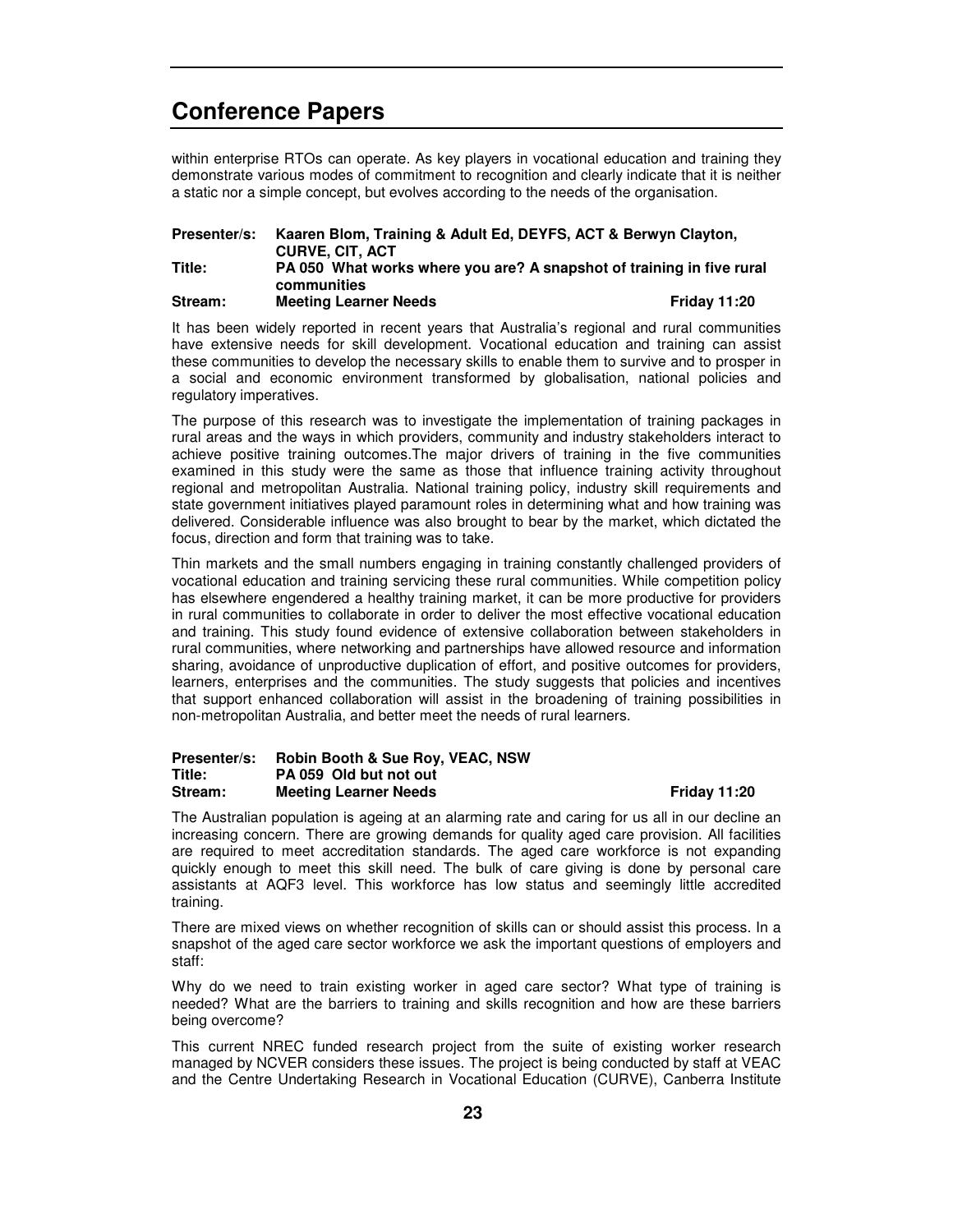## Conference Papers

within enterprise RTOs can operate. As key players in vocational education and training they demonstrate various modes of commitment to recognition and clearly indicate that it is neither a static nor a simple concept, but evolves according to the needs of the organisation.

**Presenter/s:** **Kaaren Blom, Training & Adult Ed, DEYFS, ACT & Berwyn Clayton, CURVE, CIT, ACT**
**Title:** **PA 050 What works where you are? A snapshot of training in five rural communities**
**Stream:** **Meeting Learner Needs** **Friday 11:20**

It has been widely reported in recent years that Australia's regional and rural communities have extensive needs for skill development. Vocational education and training can assist these communities to develop the necessary skills to enable them to survive and to prosper in a social and economic environment transformed by globalisation, national policies and regulatory imperatives.

The purpose of this research was to investigate the implementation of training packages in rural areas and the ways in which providers, community and industry stakeholders interact to achieve positive training outcomes.The major drivers of training in the five communities examined in this study were the same as those that influence training activity throughout regional and metropolitan Australia. National training policy, industry skill requirements and state government initiatives played paramount roles in determining what and how training was delivered. Considerable influence was also brought to bear by the market, which dictated the focus, direction and form that training was to take.

Thin markets and the small numbers engaging in training constantly challenged providers of vocational education and training servicing these rural communities. While competition policy has elsewhere engendered a healthy training market, it can be more productive for providers in rural communities to collaborate in order to deliver the most effective vocational education and training. This study found evidence of extensive collaboration between stakeholders in rural communities, where networking and partnerships have allowed resource and information sharing, avoidance of unproductive duplication of effort, and positive outcomes for providers, learners, enterprises and the communities. The study suggests that policies and incentives that support enhanced collaboration will assist in the broadening of training possibilities in non-metropolitan Australia, and better meet the needs of rural learners.

**Presenter/s:** **Robin Booth & Sue Roy, VEAC, NSW**
**Title:** **PA 059 Old but not out**
**Stream:** **Meeting Learner Needs** **Friday 11:20**

The Australian population is ageing at an alarming rate and caring for us all in our decline an increasing concern. There are growing demands for quality aged care provision. All facilities are required to meet accreditation standards. The aged care workforce is not expanding quickly enough to meet this skill need. The bulk of care giving is done by personal care assistants at AQF3 level. This workforce has low status and seemingly little accredited training.

There are mixed views on whether recognition of skills can or should assist this process. In a snapshot of the aged care sector workforce we ask the important questions of employers and staff:

Why do we need to train existing worker in aged care sector? What type of training is needed? What are the barriers to training and skills recognition and how are these barriers being overcome?

This current NREC funded research project from the suite of existing worker research managed by NCVER considers these issues. The project is being conducted by staff at VEAC and the Centre Undertaking Research in Vocational Education (CURVE), Canberra Institute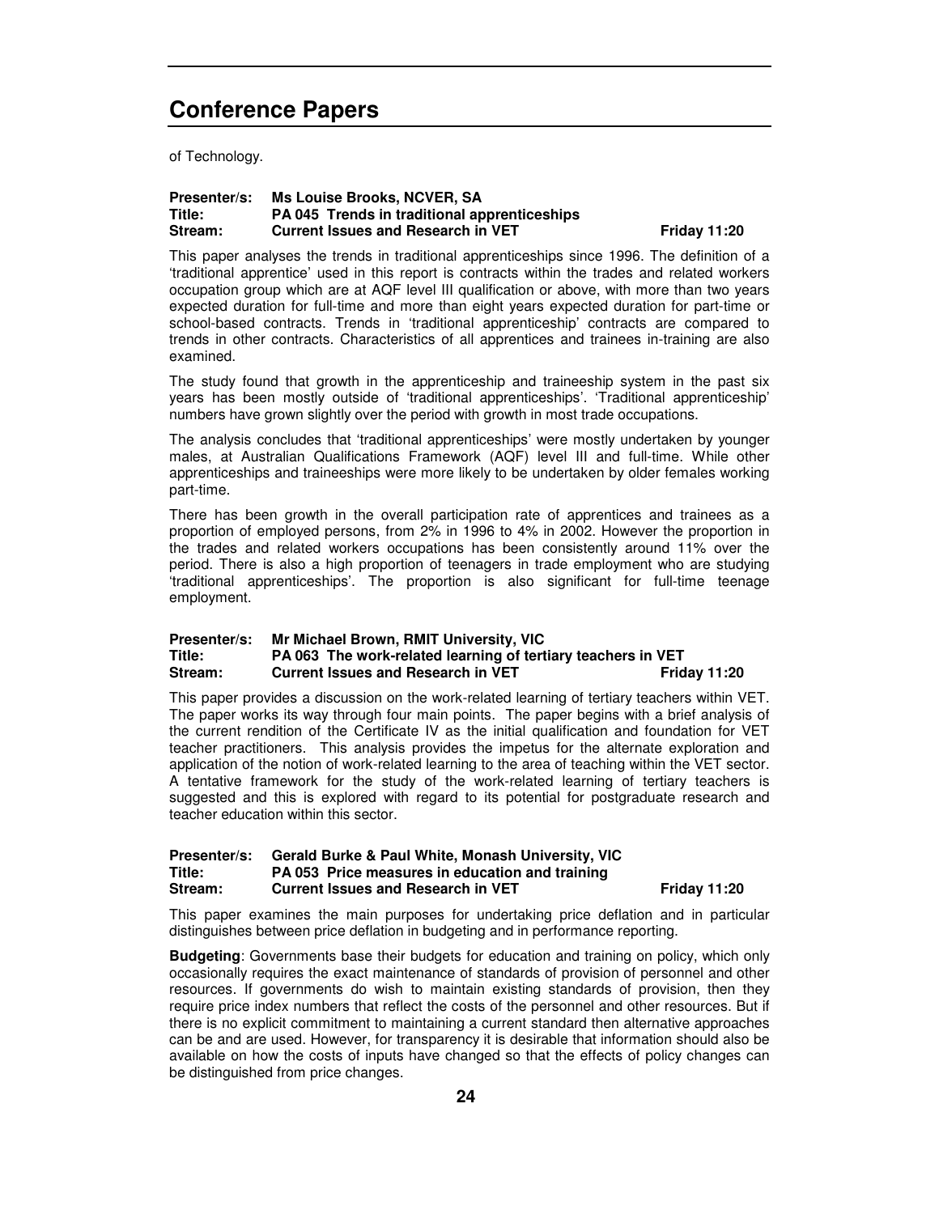of Technology.

**Presenter/s: Ms Louise Brooks, NCVER, SA**
**Title: PA 045 Trends in traditional apprenticeships**
**Stream: Current Issues and Research in VET** **Friday 11:20**

This paper analyses the trends in traditional apprenticeships since 1996. The definition of a 'traditional apprentice' used in this report is contracts within the trades and related workers occupation group which are at AQF level III qualification or above, with more than two years expected duration for full-time and more than eight years expected duration for part-time or school-based contracts. Trends in 'traditional apprenticeship' contracts are compared to trends in other contracts. Characteristics of all apprentices and trainees in-training are also examined.

The study found that growth in the apprenticeship and traineeship system in the past six years has been mostly outside of 'traditional apprenticeships'. 'Traditional apprenticeship' numbers have grown slightly over the period with growth in most trade occupations.

The analysis concludes that 'traditional apprenticeships' were mostly undertaken by younger males, at Australian Qualifications Framework (AQF) level III and full-time. While other apprenticeships and traineeships were more likely to be undertaken by older females working part-time.

There has been growth in the overall participation rate of apprentices and trainees as a proportion of employed persons, from 2% in 1996 to 4% in 2002. However the proportion in the trades and related workers occupations has been consistently around 11% over the period. There is also a high proportion of teenagers in trade employment who are studying 'traditional apprenticeships'. The proportion is also significant for full-time teenage employment.

**Presenter/s: Mr Michael Brown, RMIT University, VIC**
**Title: PA 063 The work-related learning of tertiary teachers in VET**
**Stream: Current Issues and Research in VET** **Friday 11:20**

This paper provides a discussion on the work-related learning of tertiary teachers within VET. The paper works its way through four main points. The paper begins with a brief analysis of the current rendition of the Certificate IV as the initial qualification and foundation for VET teacher practitioners. This analysis provides the impetus for the alternate exploration and application of the notion of work-related learning to the area of teaching within the VET sector. A tentative framework for the study of the work-related learning of tertiary teachers is suggested and this is explored with regard to its potential for postgraduate research and teacher education within this sector.

**Presenter/s: Gerald Burke & Paul White, Monash University, VIC**
**Title: PA 053 Price measures in education and training**
**Stream: Current Issues and Research in VET** **Friday 11:20**

This paper examines the main purposes for undertaking price deflation and in particular distinguishes between price deflation in budgeting and in performance reporting.

**Budgeting**: Governments base their budgets for education and training on policy, which only occasionally requires the exact maintenance of standards of provision of personnel and other resources. If governments do wish to maintain existing standards of provision, then they require price index numbers that reflect the costs of the personnel and other resources. But if there is no explicit commitment to maintaining a current standard then alternative approaches can be and are used. However, for transparency it is desirable that information should also be available on how the costs of inputs have changed so that the effects of policy changes can be distinguished from price changes.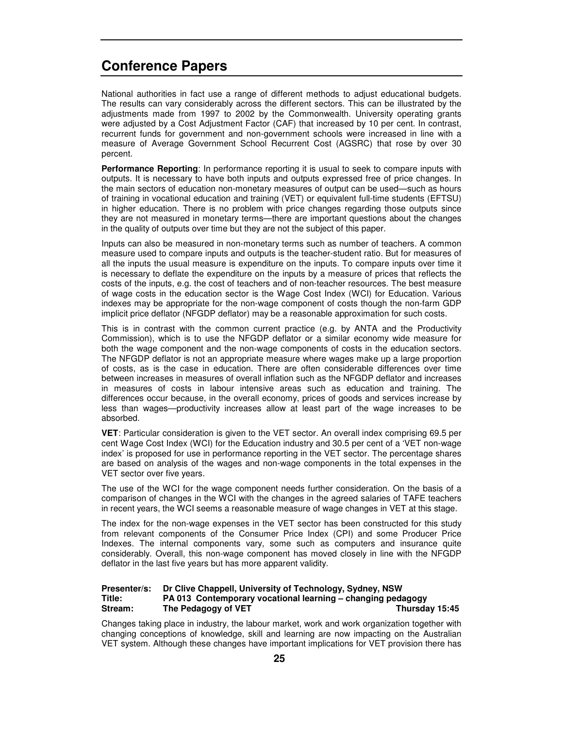National authorities in fact use a range of different methods to adjust educational budgets. The results can vary considerably across the different sectors. This can be illustrated by the adjustments made from 1997 to 2002 by the Commonwealth. University operating grants were adjusted by a Cost Adjustment Factor (CAF) that increased by 10 per cent. In contrast, recurrent funds for government and non-government schools were increased in line with a measure of Average Government School Recurrent Cost (AGSRC) that rose by over 30 percent.

**Performance Reporting**: In performance reporting it is usual to seek to compare inputs with outputs. It is necessary to have both inputs and outputs expressed free of price changes. In the main sectors of education non-monetary measures of output can be used—such as hours of training in vocational education and training (VET) or equivalent full-time students (EFTSU) in higher education. There is no problem with price changes regarding those outputs since they are not measured in monetary terms—there are important questions about the changes in the quality of outputs over time but they are not the subject of this paper.

Inputs can also be measured in non-monetary terms such as number of teachers. A common measure used to compare inputs and outputs is the teacher-student ratio. But for measures of all the inputs the usual measure is expenditure on the inputs. To compare inputs over time it is necessary to deflate the expenditure on the inputs by a measure of prices that reflects the costs of the inputs, e.g. the cost of teachers and of non-teacher resources. The best measure of wage costs in the education sector is the Wage Cost Index (WCI) for Education. Various indexes may be appropriate for the non-wage component of costs though the non-farm GDP implicit price deflator (NFGDP deflator) may be a reasonable approximation for such costs.

This is in contrast with the common current practice (e.g. by ANTA and the Productivity Commission), which is to use the NFGDP deflator or a similar economy wide measure for both the wage component and the non-wage components of costs in the education sectors. The NFGDP deflator is not an appropriate measure where wages make up a large proportion of costs, as is the case in education. There are often considerable differences over time between increases in measures of overall inflation such as the NFGDP deflator and increases in measures of costs in labour intensive areas such as education and training. The differences occur because, in the overall economy, prices of goods and services increase by less than wages—productivity increases allow at least part of the wage increases to be absorbed.

**VET**: Particular consideration is given to the VET sector. An overall index comprising 69.5 per cent Wage Cost Index (WCI) for the Education industry and 30.5 per cent of a 'VET non-wage index' is proposed for use in performance reporting in the VET sector. The percentage shares are based on analysis of the wages and non-wage components in the total expenses in the VET sector over five years.

The use of the WCI for the wage component needs further consideration. On the basis of a comparison of changes in the WCI with the changes in the agreed salaries of TAFE teachers in recent years, the WCI seems a reasonable measure of wage changes in VET at this stage.

The index for the non-wage expenses in the VET sector has been constructed for this study from relevant components of the Consumer Price Index (CPI) and some Producer Price Indexes. The internal components vary, some such as computers and insurance quite considerably. Overall, this non-wage component has moved closely in line with the NFGDP deflator in the last five years but has more apparent validity.

**Presenter/s: Dr Clive Chappell, University of Technology, Sydney, NSW**
**Title: PA 013 Contemporary vocational learning – changing pedagogy**
**Stream: The Pedagogy of VET — Thursday 15:45**

Changes taking place in industry, the labour market, work and work organization together with changing conceptions of knowledge, skill and learning are now impacting on the Australian VET system. Although these changes have important implications for VET provision there has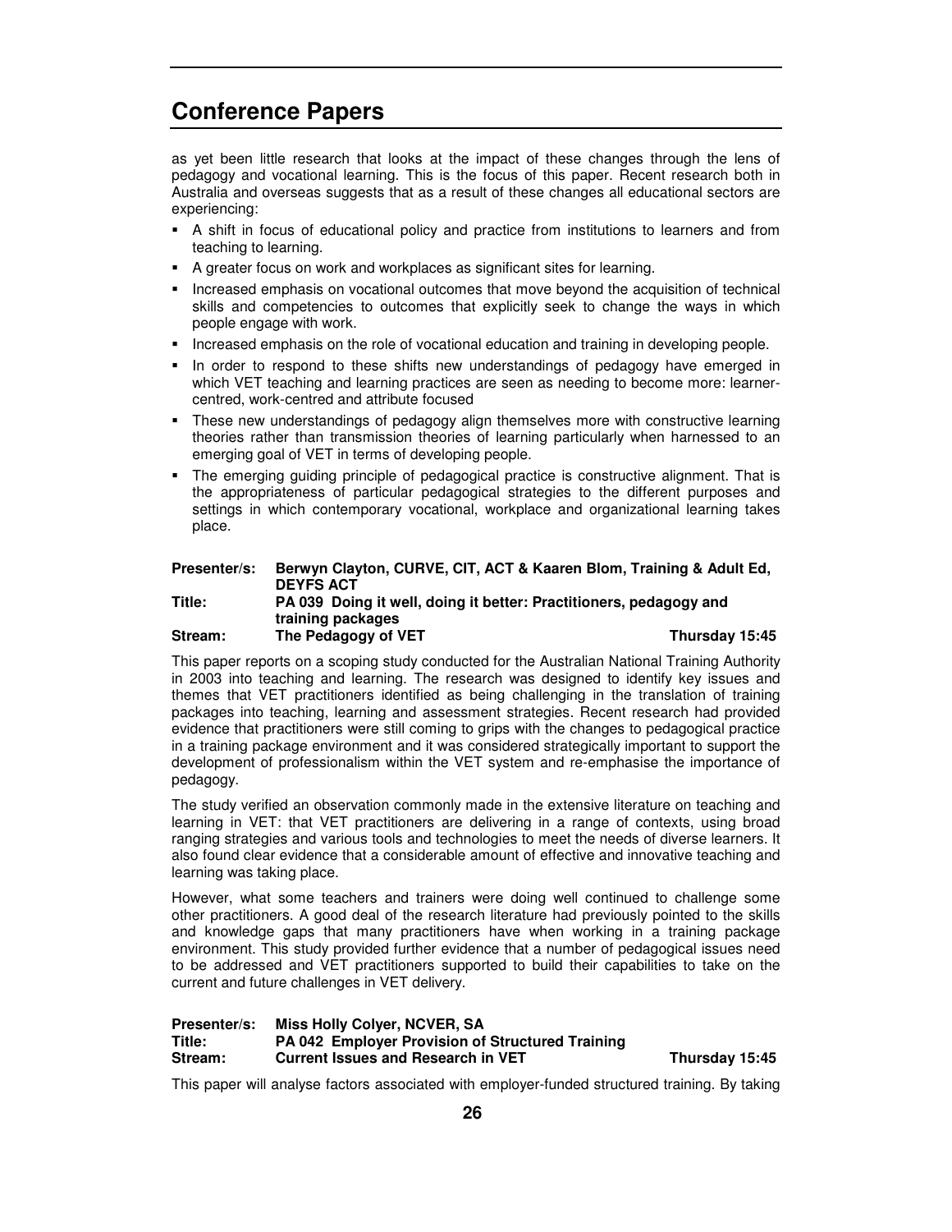# Conference Papers

as yet been little research that looks at the impact of these changes through the lens of pedagogy and vocational learning. This is the focus of this paper. Recent research both in Australia and overseas suggests that as a result of these changes all educational sectors are experiencing:

- A shift in focus of educational policy and practice from institutions to learners and from teaching to learning.
- A greater focus on work and workplaces as significant sites for learning.
- Increased emphasis on vocational outcomes that move beyond the acquisition of technical skills and competencies to outcomes that explicitly seek to change the ways in which people engage with work.
- Increased emphasis on the role of vocational education and training in developing people.
- In order to respond to these shifts new understandings of pedagogy have emerged in which VET teaching and learning practices are seen as needing to become more: learner-centred, work-centred and attribute focused
- These new understandings of pedagogy align themselves more with constructive learning theories rather than transmission theories of learning particularly when harnessed to an emerging goal of VET in terms of developing people.
- The emerging guiding principle of pedagogical practice is constructive alignment. That is the appropriateness of particular pedagogical strategies to the different purposes and settings in which contemporary vocational, workplace and organizational learning takes place.

**Presenter/s:** **Berwyn Clayton, CURVE, CIT, ACT & Kaaren Blom, Training & Adult Ed, DEYFS ACT**
**Title:** **PA 039 Doing it well, doing it better: Practitioners, pedagogy and training packages**
**Stream:** **The Pedagogy of VET** **Thursday 15:45**

This paper reports on a scoping study conducted for the Australian National Training Authority in 2003 into teaching and learning. The research was designed to identify key issues and themes that VET practitioners identified as being challenging in the translation of training packages into teaching, learning and assessment strategies. Recent research had provided evidence that practitioners were still coming to grips with the changes to pedagogical practice in a training package environment and it was considered strategically important to support the development of professionalism within the VET system and re-emphasise the importance of pedagogy.

The study verified an observation commonly made in the extensive literature on teaching and learning in VET: that VET practitioners are delivering in a range of contexts, using broad ranging strategies and various tools and technologies to meet the needs of diverse learners. It also found clear evidence that a considerable amount of effective and innovative teaching and learning was taking place.

However, what some teachers and trainers were doing well continued to challenge some other practitioners. A good deal of the research literature had previously pointed to the skills and knowledge gaps that many practitioners have when working in a training package environment. This study provided further evidence that a number of pedagogical issues need to be addressed and VET practitioners supported to build their capabilities to take on the current and future challenges in VET delivery.

**Presenter/s:** **Miss Holly Colyer, NCVER, SA**
**Title:** **PA 042 Employer Provision of Structured Training**
**Stream:** **Current Issues and Research in VET** **Thursday 15:45**

This paper will analyse factors associated with employer-funded structured training. By taking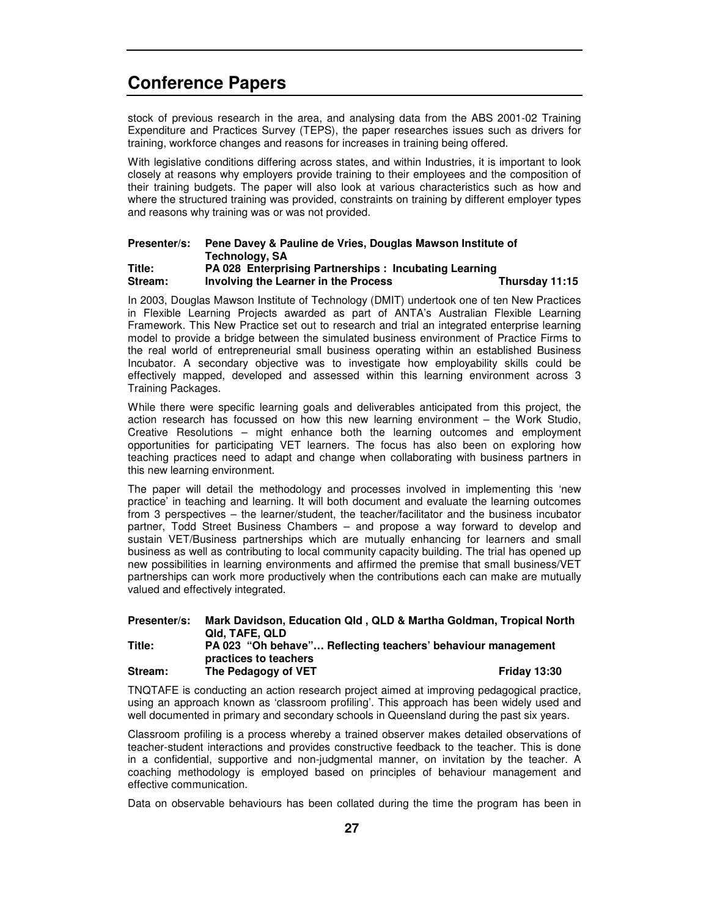stock of previous research in the area, and analysing data from the ABS 2001-02 Training Expenditure and Practices Survey (TEPS), the paper researches issues such as drivers for training, workforce changes and reasons for increases in training being offered.

With legislative conditions differing across states, and within Industries, it is important to look closely at reasons why employers provide training to their employees and the composition of their training budgets. The paper will also look at various characteristics such as how and where the structured training was provided, constraints on training by different employer types and reasons why training was or was not provided.

**Presenter/s:** **Pene Davey & Pauline de Vries, Douglas Mawson Institute of Technology, SA**
**Title:** **PA 028 Enterprising Partnerships : Incubating Learning**
**Stream:** **Involving the Learner in the Process** **Thursday 11:15**

In 2003, Douglas Mawson Institute of Technology (DMIT) undertook one of ten New Practices in Flexible Learning Projects awarded as part of ANTA's Australian Flexible Learning Framework. This New Practice set out to research and trial an integrated enterprise learning model to provide a bridge between the simulated business environment of Practice Firms to the real world of entrepreneurial small business operating within an established Business Incubator. A secondary objective was to investigate how employability skills could be effectively mapped, developed and assessed within this learning environment across 3 Training Packages.

While there were specific learning goals and deliverables anticipated from this project, the action research has focussed on how this new learning environment – the Work Studio, Creative Resolutions – might enhance both the learning outcomes and employment opportunities for participating VET learners. The focus has also been on exploring how teaching practices need to adapt and change when collaborating with business partners in this new learning environment.

The paper will detail the methodology and processes involved in implementing this 'new practice' in teaching and learning. It will both document and evaluate the learning outcomes from 3 perspectives – the learner/student, the teacher/facilitator and the business incubator partner, Todd Street Business Chambers – and propose a way forward to develop and sustain VET/Business partnerships which are mutually enhancing for learners and small business as well as contributing to local community capacity building. The trial has opened up new possibilities in learning environments and affirmed the premise that small business/VET partnerships can work more productively when the contributions each can make are mutually valued and effectively integrated.

**Presenter/s:** **Mark Davidson, Education Qld , QLD & Martha Goldman, Tropical North Qld, TAFE, QLD**
**Title:** **PA 023 "Oh behave"… Reflecting teachers' behaviour management practices to teachers**
**Stream:** **The Pedagogy of VET** **Friday 13:30**

TNQTAFE is conducting an action research project aimed at improving pedagogical practice, using an approach known as 'classroom profiling'. This approach has been widely used and well documented in primary and secondary schools in Queensland during the past six years.

Classroom profiling is a process whereby a trained observer makes detailed observations of teacher-student interactions and provides constructive feedback to the teacher. This is done in a confidential, supportive and non-judgmental manner, on invitation by the teacher. A coaching methodology is employed based on principles of behaviour management and effective communication.

Data on observable behaviours has been collated during the time the program has been in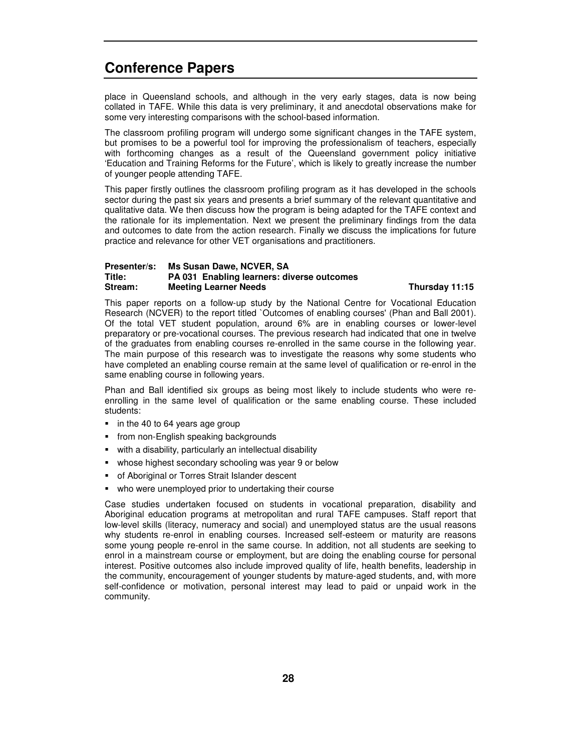place in Queensland schools, and although in the very early stages, data is now being collated in TAFE. While this data is very preliminary, it and anecdotal observations make for some very interesting comparisons with the school-based information.

The classroom profiling program will undergo some significant changes in the TAFE system, but promises to be a powerful tool for improving the professionalism of teachers, especially with forthcoming changes as a result of the Queensland government policy initiative 'Education and Training Reforms for the Future', which is likely to greatly increase the number of younger people attending TAFE.

This paper firstly outlines the classroom profiling program as it has developed in the schools sector during the past six years and presents a brief summary of the relevant quantitative and qualitative data. We then discuss how the program is being adapted for the TAFE context and the rationale for its implementation. Next we present the preliminary findings from the data and outcomes to date from the action research. Finally we discuss the implications for future practice and relevance for other VET organisations and practitioners.

**Presenter/s:** **Ms Susan Dawe, NCVER, SA**
**Title:** **PA 031 Enabling learners: diverse outcomes**
**Stream:** **Meeting Learner Needs** **Thursday 11:15**

This paper reports on a follow-up study by the National Centre for Vocational Education Research (NCVER) to the report titled `Outcomes of enabling courses' (Phan and Ball 2001). Of the total VET student population, around 6% are in enabling courses or lower-level preparatory or pre-vocational courses. The previous research had indicated that one in twelve of the graduates from enabling courses re-enrolled in the same course in the following year. The main purpose of this research was to investigate the reasons why some students who have completed an enabling course remain at the same level of qualification or re-enrol in the same enabling course in following years.

Phan and Ball identified six groups as being most likely to include students who were re-enrolling in the same level of qualification or the same enabling course. These included students:

- in the 40 to 64 years age group
- from non-English speaking backgrounds
- with a disability, particularly an intellectual disability
- whose highest secondary schooling was year 9 or below
- of Aboriginal or Torres Strait Islander descent
- who were unemployed prior to undertaking their course

Case studies undertaken focused on students in vocational preparation, disability and Aboriginal education programs at metropolitan and rural TAFE campuses. Staff report that low-level skills (literacy, numeracy and social) and unemployed status are the usual reasons why students re-enrol in enabling courses. Increased self-esteem or maturity are reasons some young people re-enrol in the same course. In addition, not all students are seeking to enrol in a mainstream course or employment, but are doing the enabling course for personal interest. Positive outcomes also include improved quality of life, health benefits, leadership in the community, encouragement of younger students by mature-aged students, and, with more self-confidence or motivation, personal interest may lead to paid or unpaid work in the community.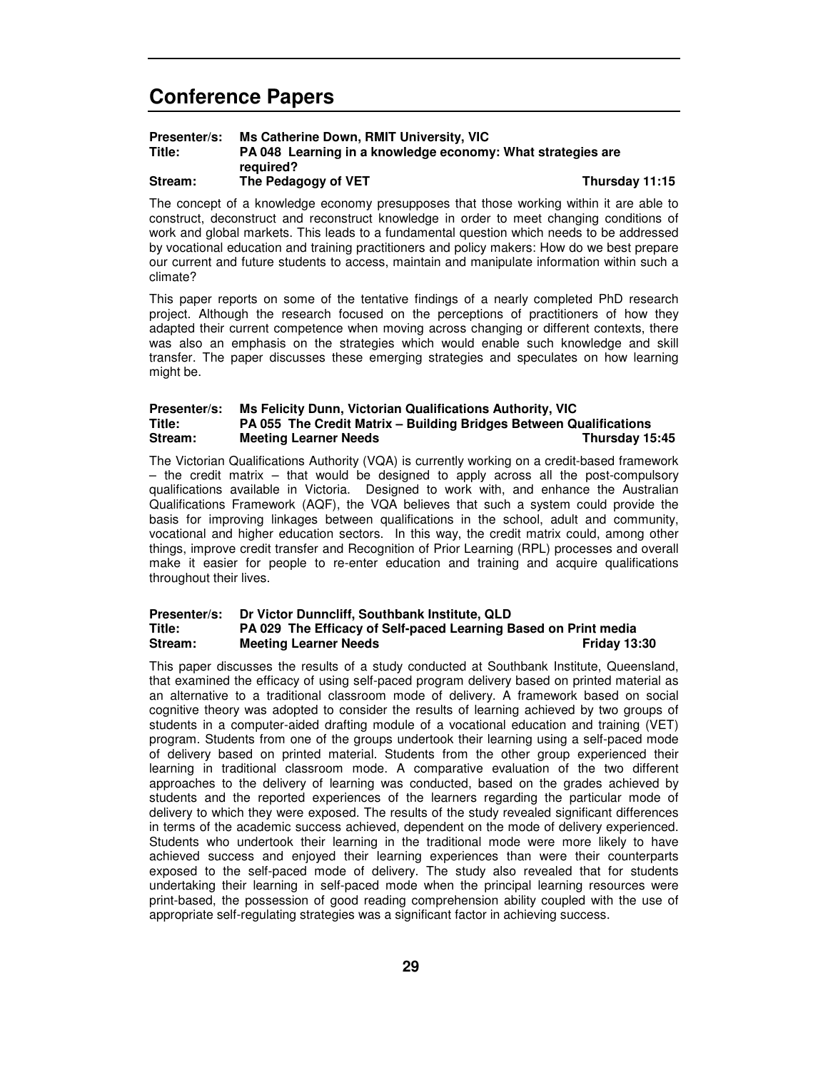## Conference Papers

**Presenter/s:** **Ms Catherine Down, RMIT University, VIC**
**Title:** **PA 048 Learning in a knowledge economy: What strategies are required?**
**Stream:** **The Pedagogy of VET** **Thursday 11:15**

The concept of a knowledge economy presupposes that those working within it are able to construct, deconstruct and reconstruct knowledge in order to meet changing conditions of work and global markets. This leads to a fundamental question which needs to be addressed by vocational education and training practitioners and policy makers: How do we best prepare our current and future students to access, maintain and manipulate information within such a climate?

This paper reports on some of the tentative findings of a nearly completed PhD research project. Although the research focused on the perceptions of practitioners of how they adapted their current competence when moving across changing or different contexts, there was also an emphasis on the strategies which would enable such knowledge and skill transfer. The paper discusses these emerging strategies and speculates on how learning might be.

**Presenter/s:** **Ms Felicity Dunn, Victorian Qualifications Authority, VIC**
**Title:** **PA 055 The Credit Matrix – Building Bridges Between Qualifications**
**Stream:** **Meeting Learner Needs** **Thursday 15:45**

The Victorian Qualifications Authority (VQA) is currently working on a credit-based framework – the credit matrix – that would be designed to apply across all the post-compulsory qualifications available in Victoria. Designed to work with, and enhance the Australian Qualifications Framework (AQF), the VQA believes that such a system could provide the basis for improving linkages between qualifications in the school, adult and community, vocational and higher education sectors. In this way, the credit matrix could, among other things, improve credit transfer and Recognition of Prior Learning (RPL) processes and overall make it easier for people to re-enter education and training and acquire qualifications throughout their lives.

**Presenter/s:** **Dr Victor Dunncliff, Southbank Institute, QLD**
**Title:** **PA 029 The Efficacy of Self-paced Learning Based on Print media**
**Stream:** **Meeting Learner Needs** **Friday 13:30**

This paper discusses the results of a study conducted at Southbank Institute, Queensland, that examined the efficacy of using self-paced program delivery based on printed material as an alternative to a traditional classroom mode of delivery. A framework based on social cognitive theory was adopted to consider the results of learning achieved by two groups of students in a computer-aided drafting module of a vocational education and training (VET) program. Students from one of the groups undertook their learning using a self-paced mode of delivery based on printed material. Students from the other group experienced their learning in traditional classroom mode. A comparative evaluation of the two different approaches to the delivery of learning was conducted, based on the grades achieved by students and the reported experiences of the learners regarding the particular mode of delivery to which they were exposed. The results of the study revealed significant differences in terms of the academic success achieved, dependent on the mode of delivery experienced. Students who undertook their learning in the traditional mode were more likely to have achieved success and enjoyed their learning experiences than were their counterparts exposed to the self-paced mode of delivery. The study also revealed that for students undertaking their learning in self-paced mode when the principal learning resources were print-based, the possession of good reading comprehension ability coupled with the use of appropriate self-regulating strategies was a significant factor in achieving success.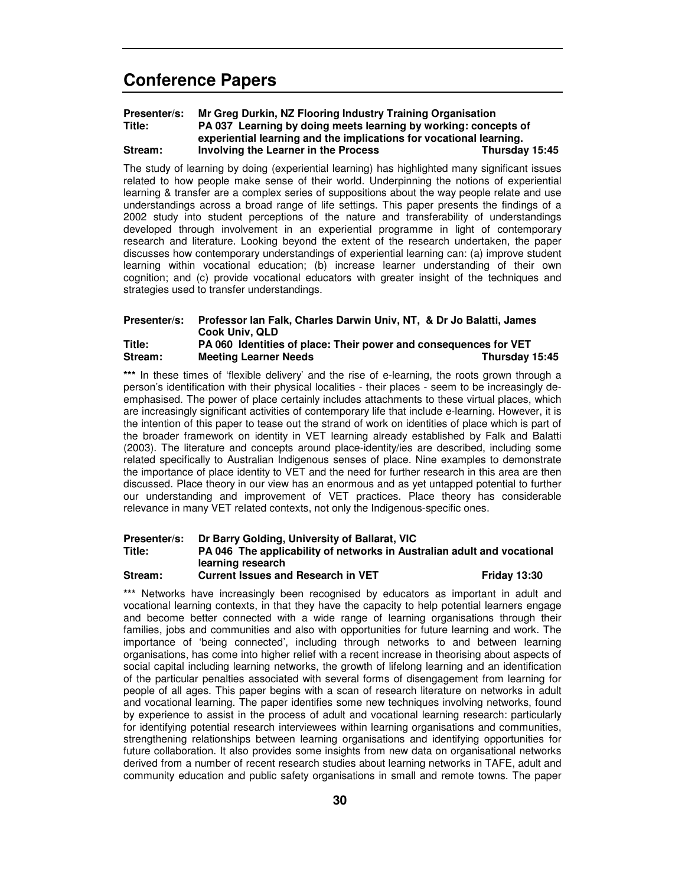## Conference Papers

**Presenter/s:** **Mr Greg Durkin, NZ Flooring Industry Training Organisation**
**Title:** **PA 037 Learning by doing meets learning by working: concepts of experiential learning and the implications for vocational learning.**
**Stream:** **Involving the Learner in the Process** **Thursday 15:45**

The study of learning by doing (experiential learning) has highlighted many significant issues related to how people make sense of their world. Underpinning the notions of experiential learning & transfer are a complex series of suppositions about the way people relate and use understandings across a broad range of life settings. This paper presents the findings of a 2002 study into student perceptions of the nature and transferability of understandings developed through involvement in an experiential programme in light of contemporary research and literature. Looking beyond the extent of the research undertaken, the paper discusses how contemporary understandings of experiential learning can: (a) improve student learning within vocational education; (b) increase learner understanding of their own cognition; and (c) provide vocational educators with greater insight of the techniques and strategies used to transfer understandings.

**Presenter/s:** **Professor Ian Falk, Charles Darwin Univ, NT, & Dr Jo Balatti, James Cook Univ, QLD**
**Title:** **PA 060 Identities of place: Their power and consequences for VET**
**Stream:** **Meeting Learner Needs** **Thursday 15:45**

*** In these times of 'flexible delivery' and the rise of e-learning, the roots grown through a person's identification with their physical localities - their places - seem to be increasingly de-emphasised. The power of place certainly includes attachments to these virtual places, which are increasingly significant activities of contemporary life that include e-learning. However, it is the intention of this paper to tease out the strand of work on identities of place which is part of the broader framework on identity in VET learning already established by Falk and Balatti (2003). The literature and concepts around place-identity/ies are described, including some related specifically to Australian Indigenous senses of place. Nine examples to demonstrate the importance of place identity to VET and the need for further research in this area are then discussed. Place theory in our view has an enormous and as yet untapped potential to further our understanding and improvement of VET practices. Place theory has considerable relevance in many VET related contexts, not only the Indigenous-specific ones.

**Presenter/s:** **Dr Barry Golding, University of Ballarat, VIC**
**Title:** **PA 046 The applicability of networks in Australian adult and vocational learning research**
**Stream:** **Current Issues and Research in VET** **Friday 13:30**

*** Networks have increasingly been recognised by educators as important in adult and vocational learning contexts, in that they have the capacity to help potential learners engage and become better connected with a wide range of learning organisations through their families, jobs and communities and also with opportunities for future learning and work. The importance of 'being connected', including through networks to and between learning organisations, has come into higher relief with a recent increase in theorising about aspects of social capital including learning networks, the growth of lifelong learning and an identification of the particular penalties associated with several forms of disengagement from learning for people of all ages. This paper begins with a scan of research literature on networks in adult and vocational learning. The paper identifies some new techniques involving networks, found by experience to assist in the process of adult and vocational learning research: particularly for identifying potential research interviewees within learning organisations and communities, strengthening relationships between learning organisations and identifying opportunities for future collaboration. It also provides some insights from new data on organisational networks derived from a number of recent research studies about learning networks in TAFE, adult and community education and public safety organisations in small and remote towns. The paper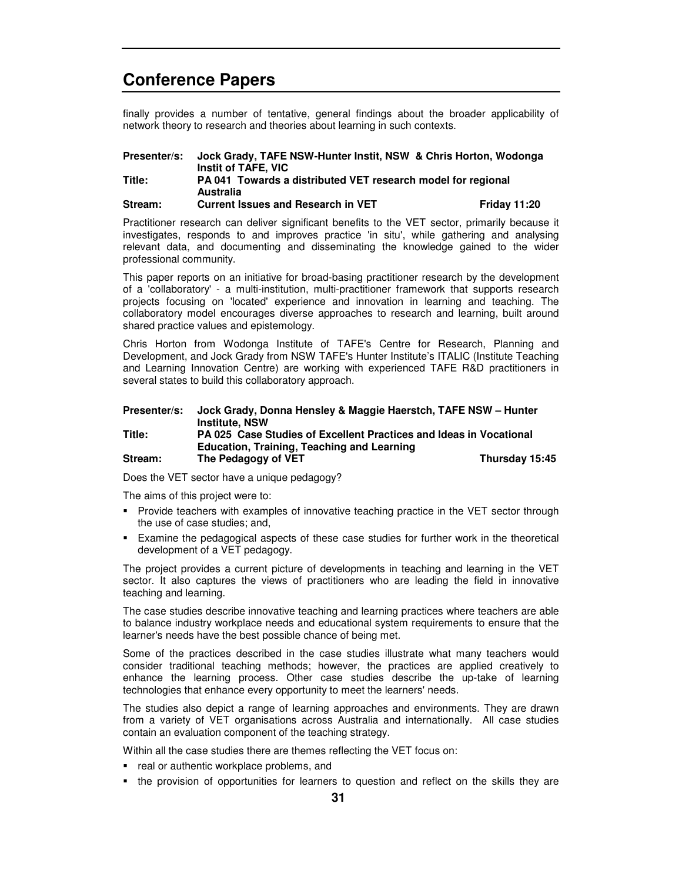## Conference Papers

finally provides a number of tentative, general findings about the broader applicability of network theory to research and theories about learning in such contexts.

**Presenter/s:** **Jock Grady, TAFE NSW-Hunter Instit, NSW & Chris Horton, Wodonga Instit of TAFE, VIC**
**Title:** **PA 041 Towards a distributed VET research model for regional Australia**
**Stream:** **Current Issues and Research in VET** **Friday 11:20**

Practitioner research can deliver significant benefits to the VET sector, primarily because it investigates, responds to and improves practice 'in situ', while gathering and analysing relevant data, and documenting and disseminating the knowledge gained to the wider professional community.

This paper reports on an initiative for broad-basing practitioner research by the development of a 'collaboratory' - a multi-institution, multi-practitioner framework that supports research projects focusing on 'located' experience and innovation in learning and teaching. The collaboratory model encourages diverse approaches to research and learning, built around shared practice values and epistemology.

Chris Horton from Wodonga Institute of TAFE's Centre for Research, Planning and Development, and Jock Grady from NSW TAFE's Hunter Institute's ITALIC (Institute Teaching and Learning Innovation Centre) are working with experienced TAFE R&D practitioners in several states to build this collaboratory approach.

**Presenter/s:** **Jock Grady, Donna Hensley & Maggie Haerstch, TAFE NSW – Hunter Institute, NSW**
**Title:** **PA 025 Case Studies of Excellent Practices and Ideas in Vocational Education, Training, Teaching and Learning**
**Stream:** **The Pedagogy of VET** **Thursday 15:45**

Does the VET sector have a unique pedagogy?

The aims of this project were to:

- Provide teachers with examples of innovative teaching practice in the VET sector through the use of case studies; and,
- Examine the pedagogical aspects of these case studies for further work in the theoretical development of a VET pedagogy.

The project provides a current picture of developments in teaching and learning in the VET sector. It also captures the views of practitioners who are leading the field in innovative teaching and learning.

The case studies describe innovative teaching and learning practices where teachers are able to balance industry workplace needs and educational system requirements to ensure that the learner's needs have the best possible chance of being met.

Some of the practices described in the case studies illustrate what many teachers would consider traditional teaching methods; however, the practices are applied creatively to enhance the learning process. Other case studies describe the up-take of learning technologies that enhance every opportunity to meet the learners' needs.

The studies also depict a range of learning approaches and environments. They are drawn from a variety of VET organisations across Australia and internationally. All case studies contain an evaluation component of the teaching strategy.

Within all the case studies there are themes reflecting the VET focus on:

- real or authentic workplace problems, and
- the provision of opportunities for learners to question and reflect on the skills they are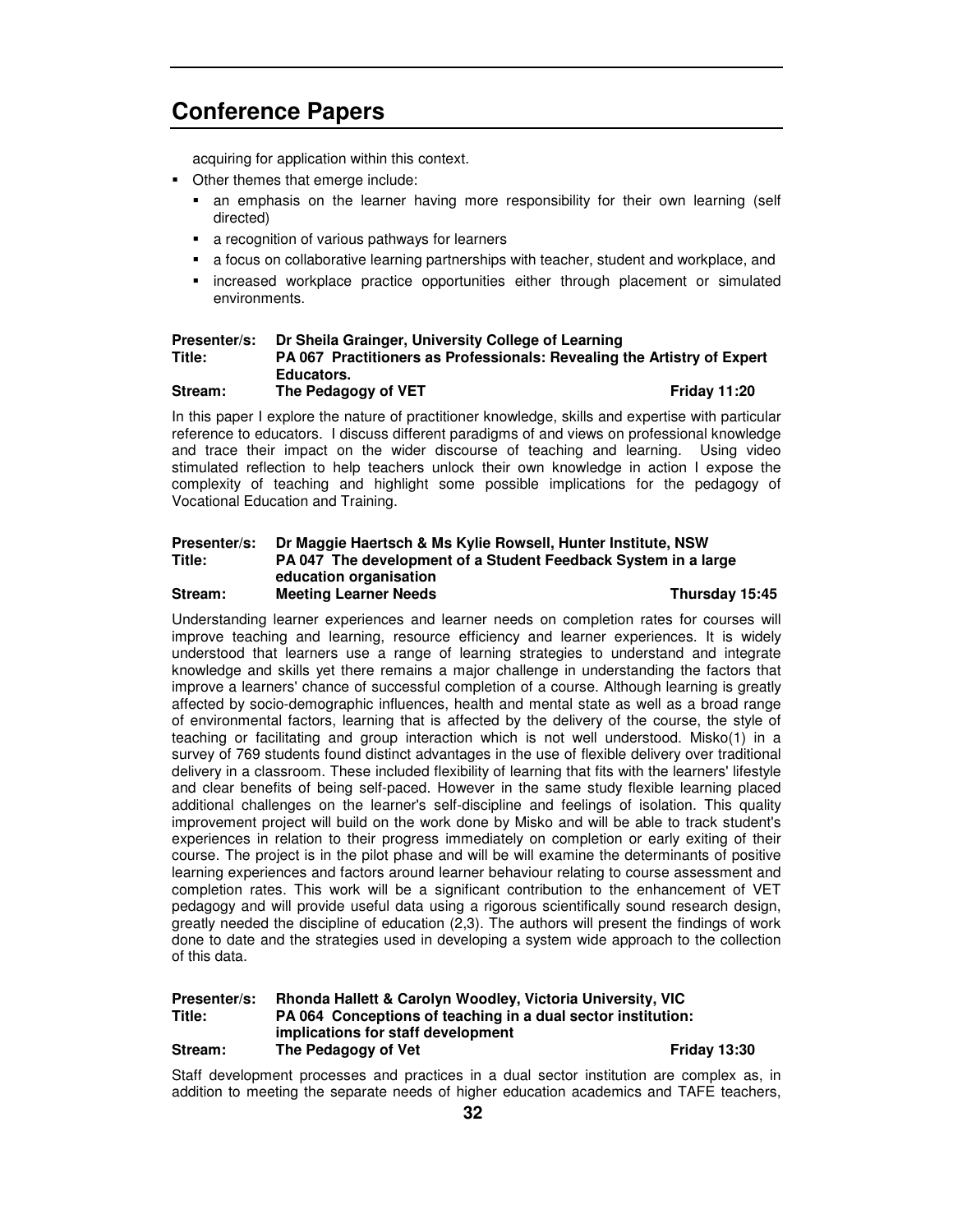## Conference Papers

acquiring for application within this context.

- Other themes that emerge include:
  - an emphasis on the learner having more responsibility for their own learning (self directed)
  - a recognition of various pathways for learners
  - a focus on collaborative learning partnerships with teacher, student and workplace, and
  - increased workplace practice opportunities either through placement or simulated environments.

**Presenter/s:** **Dr Sheila Grainger, University College of Learning**
**Title:** **PA 067 Practitioners as Professionals: Revealing the Artistry of Expert Educators.**
**Stream:** **The Pedagogy of VET** **Friday 11:20**

In this paper I explore the nature of practitioner knowledge, skills and expertise with particular reference to educators. I discuss different paradigms of and views on professional knowledge and trace their impact on the wider discourse of teaching and learning. Using video stimulated reflection to help teachers unlock their own knowledge in action I expose the complexity of teaching and highlight some possible implications for the pedagogy of Vocational Education and Training.

**Presenter/s:** **Dr Maggie Haertsch & Ms Kylie Rowsell, Hunter Institute, NSW**
**Title:** **PA 047 The development of a Student Feedback System in a large education organisation**
**Stream:** **Meeting Learner Needs** **Thursday 15:45**

Understanding learner experiences and learner needs on completion rates for courses will improve teaching and learning, resource efficiency and learner experiences. It is widely understood that learners use a range of learning strategies to understand and integrate knowledge and skills yet there remains a major challenge in understanding the factors that improve a learners' chance of successful completion of a course. Although learning is greatly affected by socio-demographic influences, health and mental state as well as a broad range of environmental factors, learning that is affected by the delivery of the course, the style of teaching or facilitating and group interaction which is not well understood. Misko(1) in a survey of 769 students found distinct advantages in the use of flexible delivery over traditional delivery in a classroom. These included flexibility of learning that fits with the learners' lifestyle and clear benefits of being self-paced. However in the same study flexible learning placed additional challenges on the learner's self-discipline and feelings of isolation. This quality improvement project will build on the work done by Misko and will be able to track student's experiences in relation to their progress immediately on completion or early exiting of their course. The project is in the pilot phase and will be will examine the determinants of positive learning experiences and factors around learner behaviour relating to course assessment and completion rates. This work will be a significant contribution to the enhancement of VET pedagogy and will provide useful data using a rigorous scientifically sound research design, greatly needed the discipline of education (2,3). The authors will present the findings of work done to date and the strategies used in developing a system wide approach to the collection of this data.

**Presenter/s:** **Rhonda Hallett & Carolyn Woodley, Victoria University, VIC**
**Title:** **PA 064 Conceptions of teaching in a dual sector institution: implications for staff development**
**Stream:** **The Pedagogy of Vet** **Friday 13:30**

Staff development processes and practices in a dual sector institution are complex as, in addition to meeting the separate needs of higher education academics and TAFE teachers,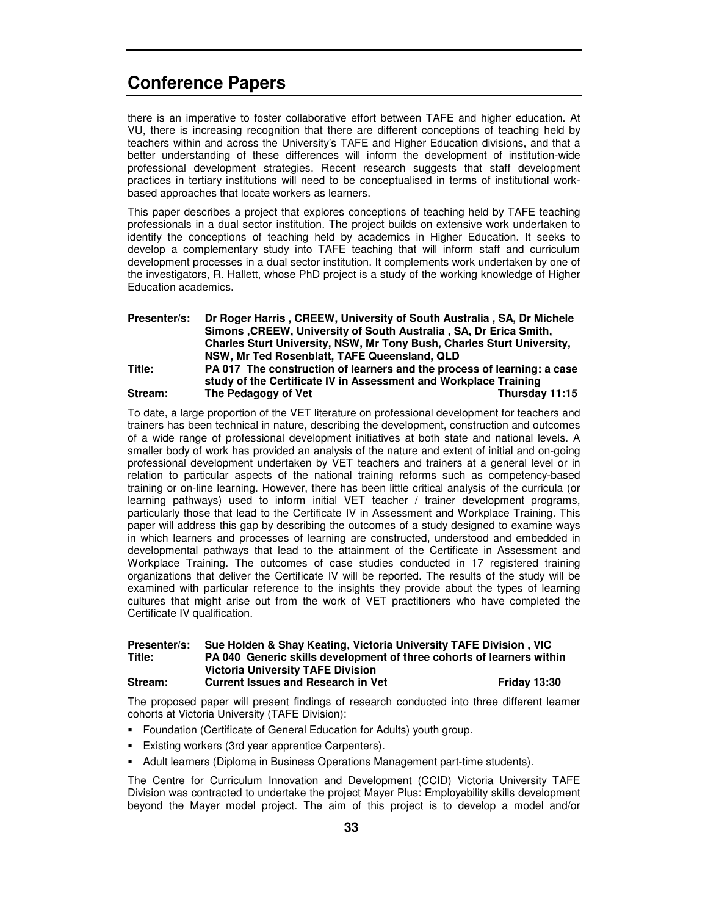## Conference Papers

there is an imperative to foster collaborative effort between TAFE and higher education. At VU, there is increasing recognition that there are different conceptions of teaching held by teachers within and across the University's TAFE and Higher Education divisions, and that a better understanding of these differences will inform the development of institution-wide professional development strategies. Recent research suggests that staff development practices in tertiary institutions will need to be conceptualised in terms of institutional work-based approaches that locate workers as learners.

This paper describes a project that explores conceptions of teaching held by TAFE teaching professionals in a dual sector institution. The project builds on extensive work undertaken to identify the conceptions of teaching held by academics in Higher Education. It seeks to develop a complementary study into TAFE teaching that will inform staff and curriculum development processes in a dual sector institution. It complements work undertaken by one of the investigators, R. Hallett, whose PhD project is a study of the working knowledge of Higher Education academics.

**Presenter/s:** **Dr Roger Harris , CREEW, University of South Australia , SA, Dr Michele Simons ,CREEW, University of South Australia , SA, Dr Erica Smith, Charles Sturt University, NSW, Mr Tony Bush, Charles Sturt University, NSW, Mr Ted Rosenblatt, TAFE Queensland, QLD**
**Title:** **PA 017 The construction of learners and the process of learning: a case study of the Certificate IV in Assessment and Workplace Training**
**Stream:** **The Pedagogy of Vet** **Thursday 11:15**

To date, a large proportion of the VET literature on professional development for teachers and trainers has been technical in nature, describing the development, construction and outcomes of a wide range of professional development initiatives at both state and national levels. A smaller body of work has provided an analysis of the nature and extent of initial and on-going professional development undertaken by VET teachers and trainers at a general level or in relation to particular aspects of the national training reforms such as competency-based training or on-line learning. However, there has been little critical analysis of the curricula (or learning pathways) used to inform initial VET teacher / trainer development programs, particularly those that lead to the Certificate IV in Assessment and Workplace Training. This paper will address this gap by describing the outcomes of a study designed to examine ways in which learners and processes of learning are constructed, understood and embedded in developmental pathways that lead to the attainment of the Certificate in Assessment and Workplace Training. The outcomes of case studies conducted in 17 registered training organizations that deliver the Certificate IV will be reported. The results of the study will be examined with particular reference to the insights they provide about the types of learning cultures that might arise out from the work of VET practitioners who have completed the Certificate IV qualification.

**Presenter/s:** **Sue Holden & Shay Keating, Victoria University TAFE Division , VIC**
**Title:** **PA 040 Generic skills development of three cohorts of learners within Victoria University TAFE Division**
**Stream:** **Current Issues and Research in Vet** **Friday 13:30**

The proposed paper will present findings of research conducted into three different learner cohorts at Victoria University (TAFE Division):

- Foundation (Certificate of General Education for Adults) youth group.
- Existing workers (3rd year apprentice Carpenters).
- Adult learners (Diploma in Business Operations Management part-time students).

The Centre for Curriculum Innovation and Development (CCID) Victoria University TAFE Division was contracted to undertake the project Mayer Plus: Employability skills development beyond the Mayer model project. The aim of this project is to develop a model and/or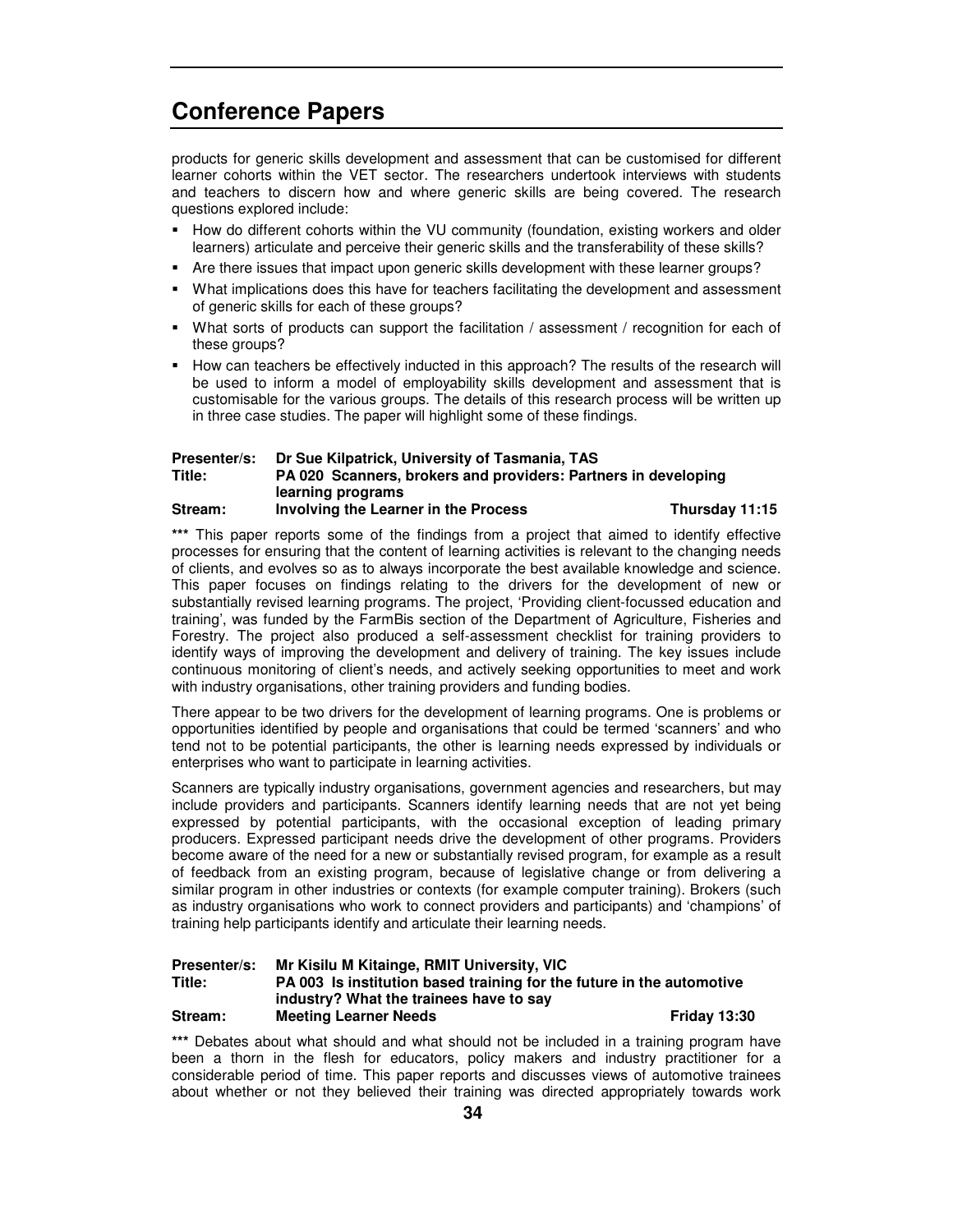# Conference Papers

products for generic skills development and assessment that can be customised for different learner cohorts within the VET sector. The researchers undertook interviews with students and teachers to discern how and where generic skills are being covered. The research questions explored include:

- How do different cohorts within the VU community (foundation, existing workers and older learners) articulate and perceive their generic skills and the transferability of these skills?
- Are there issues that impact upon generic skills development with these learner groups?
- What implications does this have for teachers facilitating the development and assessment of generic skills for each of these groups?
- What sorts of products can support the facilitation / assessment / recognition for each of these groups?
- How can teachers be effectively inducted in this approach? The results of the research will be used to inform a model of employability skills development and assessment that is customisable for the various groups. The details of this research process will be written up in three case studies. The paper will highlight some of these findings.

**Presenter/s: Dr Sue Kilpatrick, University of Tasmania, TAS**
**Title: PA 020 Scanners, brokers and providers: Partners in developing learning programs**
**Stream: Involving the Learner in the Process — Thursday 11:15**

**\*\*\*** This paper reports some of the findings from a project that aimed to identify effective processes for ensuring that the content of learning activities is relevant to the changing needs of clients, and evolves so as to always incorporate the best available knowledge and science. This paper focuses on findings relating to the drivers for the development of new or substantially revised learning programs. The project, 'Providing client-focussed education and training', was funded by the FarmBis section of the Department of Agriculture, Fisheries and Forestry. The project also produced a self-assessment checklist for training providers to identify ways of improving the development and delivery of training. The key issues include continuous monitoring of client's needs, and actively seeking opportunities to meet and work with industry organisations, other training providers and funding bodies.

There appear to be two drivers for the development of learning programs. One is problems or opportunities identified by people and organisations that could be termed 'scanners' and who tend not to be potential participants, the other is learning needs expressed by individuals or enterprises who want to participate in learning activities.

Scanners are typically industry organisations, government agencies and researchers, but may include providers and participants. Scanners identify learning needs that are not yet being expressed by potential participants, with the occasional exception of leading primary producers. Expressed participant needs drive the development of other programs. Providers become aware of the need for a new or substantially revised program, for example as a result of feedback from an existing program, because of legislative change or from delivering a similar program in other industries or contexts (for example computer training). Brokers (such as industry organisations who work to connect providers and participants) and 'champions' of training help participants identify and articulate their learning needs.

**Presenter/s: Mr Kisilu M Kitainge, RMIT University, VIC**
**Title: PA 003 Is institution based training for the future in the automotive industry? What the trainees have to say**
**Stream: Meeting Learner Needs — Friday 13:30**

**\*\*\*** Debates about what should and what should not be included in a training program have been a thorn in the flesh for educators, policy makers and industry practitioner for a considerable period of time. This paper reports and discusses views of automotive trainees about whether or not they believed their training was directed appropriately towards work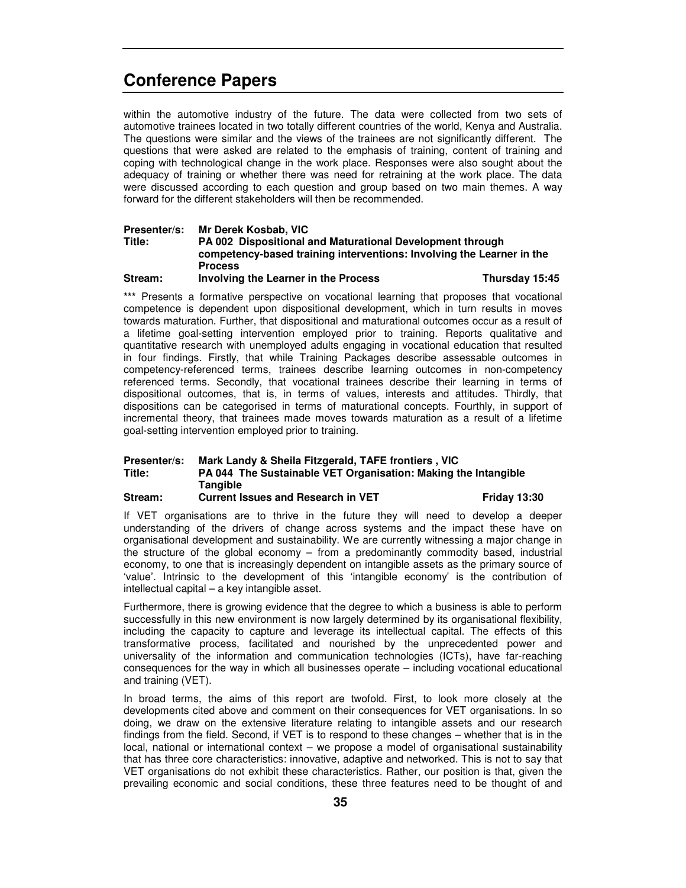# Conference Papers

within the automotive industry of the future. The data were collected from two sets of automotive trainees located in two totally different countries of the world, Kenya and Australia. The questions were similar and the views of the trainees are not significantly different. The questions that were asked are related to the emphasis of training, content of training and coping with technological change in the work place. Responses were also sought about the adequacy of training or whether there was need for retraining at the work place. The data were discussed according to each question and group based on two main themes. A way forward for the different stakeholders will then be recommended.

**Presenter/s:** **Mr Derek Kosbab, VIC**
**Title:** **PA 002 Dispositional and Maturational Development through competency-based training interventions: Involving the Learner in the Process**
**Stream:** **Involving the Learner in the Process** **Thursday 15:45**

*** Presents a formative perspective on vocational learning that proposes that vocational competence is dependent upon dispositional development, which in turn results in moves towards maturation. Further, that dispositional and maturational outcomes occur as a result of a lifetime goal-setting intervention employed prior to training. Reports qualitative and quantitative research with unemployed adults engaging in vocational education that resulted in four findings. Firstly, that while Training Packages describe assessable outcomes in competency-referenced terms, trainees describe learning outcomes in non-competency referenced terms. Secondly, that vocational trainees describe their learning in terms of dispositional outcomes, that is, in terms of values, interests and attitudes. Thirdly, that dispositions can be categorised in terms of maturational concepts. Fourthly, in support of incremental theory, that trainees made moves towards maturation as a result of a lifetime goal-setting intervention employed prior to training.

**Presenter/s:** **Mark Landy & Sheila Fitzgerald, TAFE frontiers , VIC**
**Title:** **PA 044 The Sustainable VET Organisation: Making the Intangible Tangible**
**Stream:** **Current Issues and Research in VET** **Friday 13:30**

If VET organisations are to thrive in the future they will need to develop a deeper understanding of the drivers of change across systems and the impact these have on organisational development and sustainability. We are currently witnessing a major change in the structure of the global economy – from a predominantly commodity based, industrial economy, to one that is increasingly dependent on intangible assets as the primary source of 'value'. Intrinsic to the development of this 'intangible economy' is the contribution of intellectual capital – a key intangible asset.

Furthermore, there is growing evidence that the degree to which a business is able to perform successfully in this new environment is now largely determined by its organisational flexibility, including the capacity to capture and leverage its intellectual capital. The effects of this transformative process, facilitated and nourished by the unprecedented power and universality of the information and communication technologies (ICTs), have far-reaching consequences for the way in which all businesses operate – including vocational educational and training (VET).

In broad terms, the aims of this report are twofold. First, to look more closely at the developments cited above and comment on their consequences for VET organisations. In so doing, we draw on the extensive literature relating to intangible assets and our research findings from the field. Second, if VET is to respond to these changes – whether that is in the local, national or international context – we propose a model of organisational sustainability that has three core characteristics: innovative, adaptive and networked. This is not to say that VET organisations do not exhibit these characteristics. Rather, our position is that, given the prevailing economic and social conditions, these three features need to be thought of and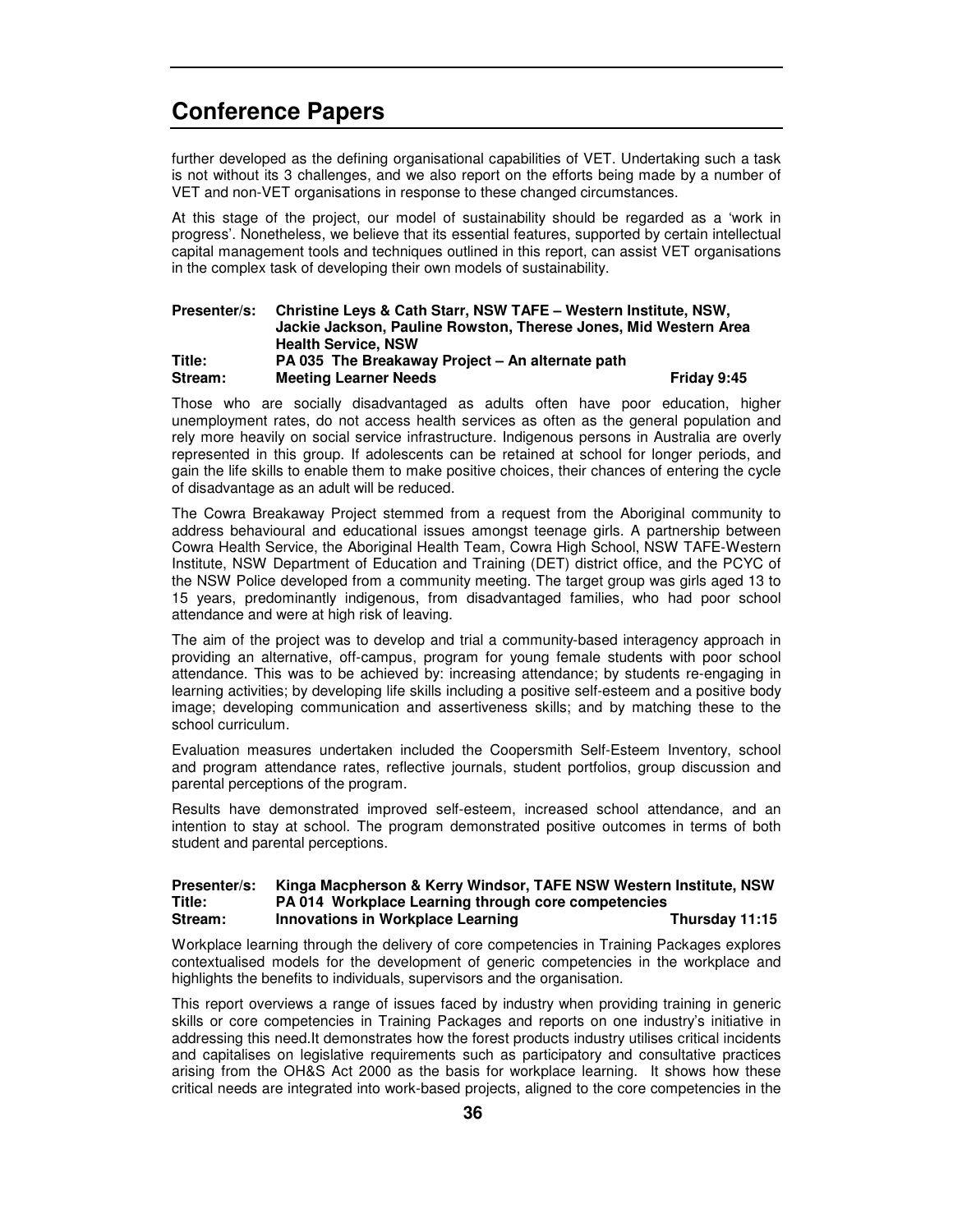## Conference Papers

further developed as the defining organisational capabilities of VET. Undertaking such a task is not without its 3 challenges, and we also report on the efforts being made by a number of VET and non-VET organisations in response to these changed circumstances.

At this stage of the project, our model of sustainability should be regarded as a 'work in progress'. Nonetheless, we believe that its essential features, supported by certain intellectual capital management tools and techniques outlined in this report, can assist VET organisations in the complex task of developing their own models of sustainability.

**Presenter/s:** **Christine Leys & Cath Starr, NSW TAFE – Western Institute, NSW, Jackie Jackson, Pauline Rowston, Therese Jones, Mid Western Area Health Service, NSW**
**Title:** **PA 035 The Breakaway Project – An alternate path**
**Stream:** **Meeting Learner Needs** **Friday 9:45**

Those who are socially disadvantaged as adults often have poor education, higher unemployment rates, do not access health services as often as the general population and rely more heavily on social service infrastructure. Indigenous persons in Australia are overly represented in this group. If adolescents can be retained at school for longer periods, and gain the life skills to enable them to make positive choices, their chances of entering the cycle of disadvantage as an adult will be reduced.

The Cowra Breakaway Project stemmed from a request from the Aboriginal community to address behavioural and educational issues amongst teenage girls. A partnership between Cowra Health Service, the Aboriginal Health Team, Cowra High School, NSW TAFE-Western Institute, NSW Department of Education and Training (DET) district office, and the PCYC of the NSW Police developed from a community meeting. The target group was girls aged 13 to 15 years, predominantly indigenous, from disadvantaged families, who had poor school attendance and were at high risk of leaving.

The aim of the project was to develop and trial a community-based interagency approach in providing an alternative, off-campus, program for young female students with poor school attendance. This was to be achieved by: increasing attendance; by students re-engaging in learning activities; by developing life skills including a positive self-esteem and a positive body image; developing communication and assertiveness skills; and by matching these to the school curriculum.

Evaluation measures undertaken included the Coopersmith Self-Esteem Inventory, school and program attendance rates, reflective journals, student portfolios, group discussion and parental perceptions of the program.

Results have demonstrated improved self-esteem, increased school attendance, and an intention to stay at school. The program demonstrated positive outcomes in terms of both student and parental perceptions.

**Presenter/s:** **Kinga Macpherson & Kerry Windsor, TAFE NSW Western Institute, NSW**
**Title:** **PA 014 Workplace Learning through core competencies**
**Stream:** **Innovations in Workplace Learning** **Thursday 11:15**

Workplace learning through the delivery of core competencies in Training Packages explores contextualised models for the development of generic competencies in the workplace and highlights the benefits to individuals, supervisors and the organisation.

This report overviews a range of issues faced by industry when providing training in generic skills or core competencies in Training Packages and reports on one industry's initiative in addressing this need.It demonstrates how the forest products industry utilises critical incidents and capitalises on legislative requirements such as participatory and consultative practices arising from the OH&S Act 2000 as the basis for workplace learning. It shows how these critical needs are integrated into work-based projects, aligned to the core competencies in the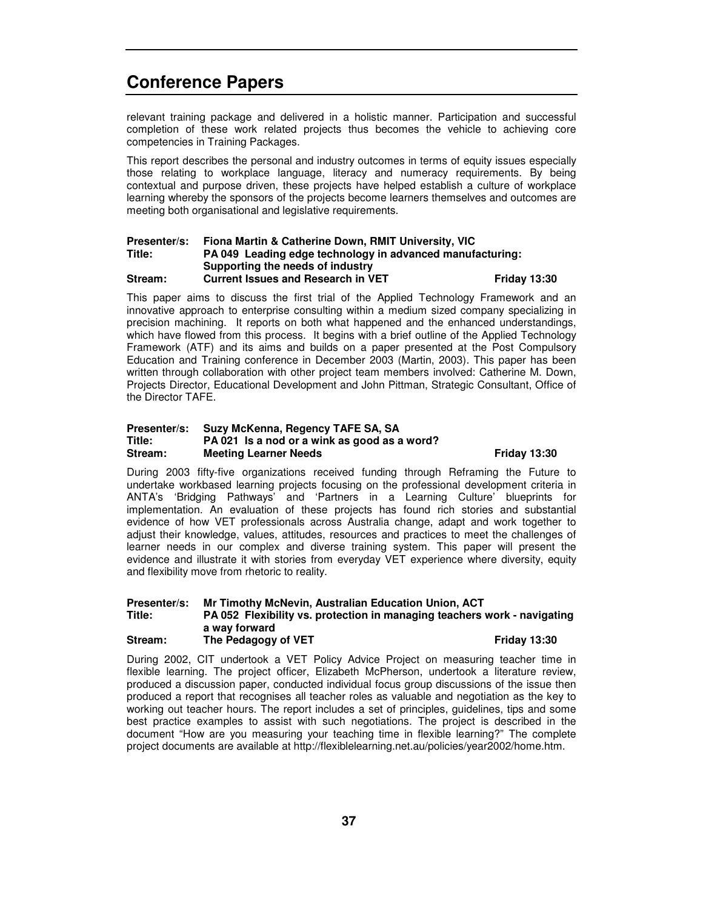# Conference Papers

relevant training package and delivered in a holistic manner. Participation and successful completion of these work related projects thus becomes the vehicle to achieving core competencies in Training Packages.

This report describes the personal and industry outcomes in terms of equity issues especially those relating to workplace language, literacy and numeracy requirements. By being contextual and purpose driven, these projects have helped establish a culture of workplace learning whereby the sponsors of the projects become learners themselves and outcomes are meeting both organisational and legislative requirements.

**Presenter/s:** **Fiona Martin & Catherine Down, RMIT University, VIC**
**Title:** **PA 049 Leading edge technology in advanced manufacturing: Supporting the needs of industry**
**Stream:** **Current Issues and Research in VET** **Friday 13:30**

This paper aims to discuss the first trial of the Applied Technology Framework and an innovative approach to enterprise consulting within a medium sized company specializing in precision machining. It reports on both what happened and the enhanced understandings, which have flowed from this process. It begins with a brief outline of the Applied Technology Framework (ATF) and its aims and builds on a paper presented at the Post Compulsory Education and Training conference in December 2003 (Martin, 2003). This paper has been written through collaboration with other project team members involved: Catherine M. Down, Projects Director, Educational Development and John Pittman, Strategic Consultant, Office of the Director TAFE.

**Presenter/s:** **Suzy McKenna, Regency TAFE SA, SA**
**Title:** **PA 021 Is a nod or a wink as good as a word?**
**Stream:** **Meeting Learner Needs** **Friday 13:30**

During 2003 fifty-five organizations received funding through Reframing the Future to undertake workbased learning projects focusing on the professional development criteria in ANTA's 'Bridging Pathways' and 'Partners in a Learning Culture' blueprints for implementation. An evaluation of these projects has found rich stories and substantial evidence of how VET professionals across Australia change, adapt and work together to adjust their knowledge, values, attitudes, resources and practices to meet the challenges of learner needs in our complex and diverse training system. This paper will present the evidence and illustrate it with stories from everyday VET experience where diversity, equity and flexibility move from rhetoric to reality.

**Presenter/s:** **Mr Timothy McNevin, Australian Education Union, ACT**
**Title:** **PA 052 Flexibility vs. protection in managing teachers work - navigating a way forward**
**Stream:** **The Pedagogy of VET** **Friday 13:30**

During 2002, CIT undertook a VET Policy Advice Project on measuring teacher time in flexible learning. The project officer, Elizabeth McPherson, undertook a literature review, produced a discussion paper, conducted individual focus group discussions of the issue then produced a report that recognises all teacher roles as valuable and negotiation as the key to working out teacher hours. The report includes a set of principles, guidelines, tips and some best practice examples to assist with such negotiations. The project is described in the document "How are you measuring your teaching time in flexible learning?" The complete project documents are available at http://flexiblelearning.net.au/policies/year2002/home.htm.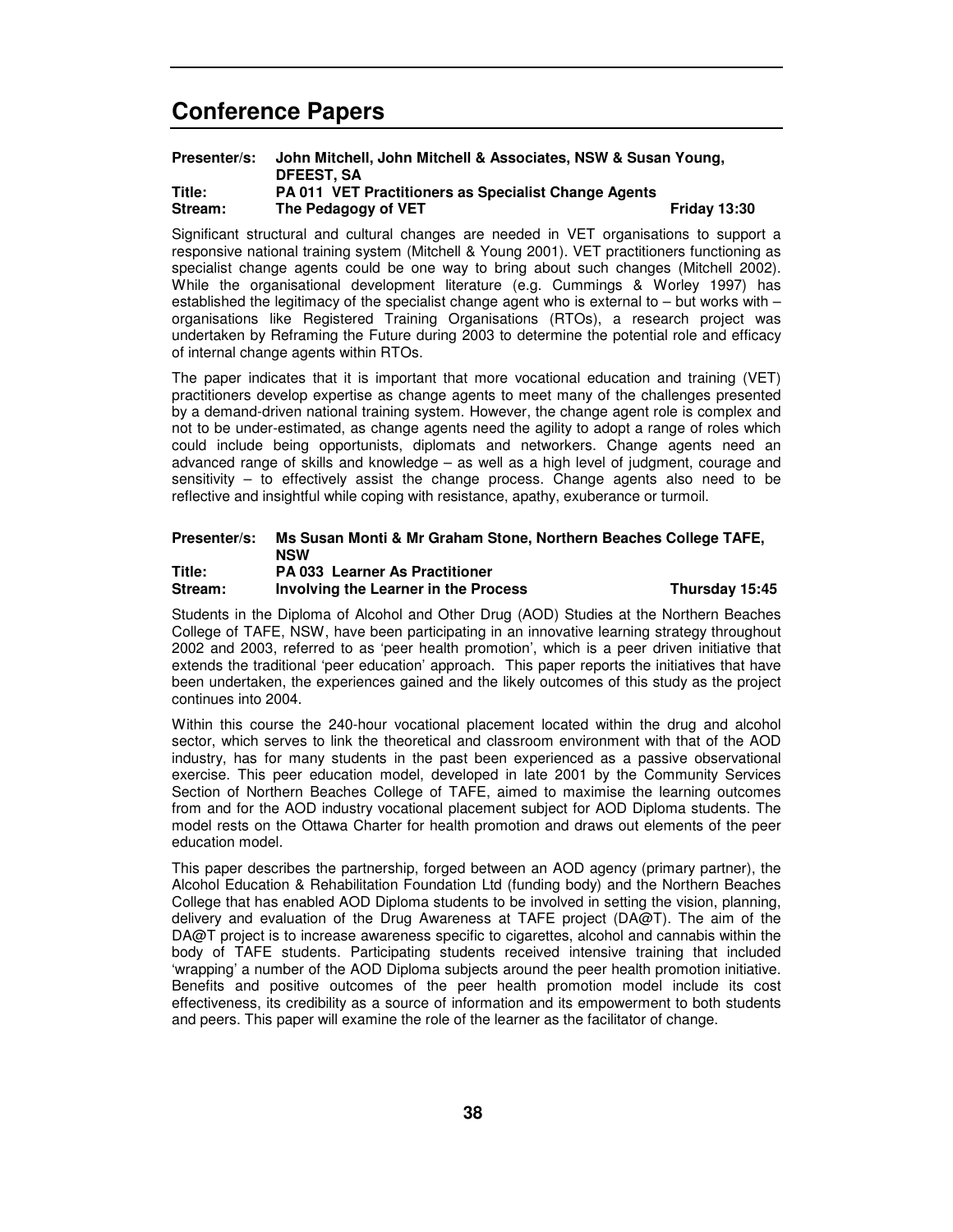# Conference Papers

**Presenter/s:** **John Mitchell, John Mitchell & Associates, NSW & Susan Young, DFEEST, SA**
**Title:** **PA 011 VET Practitioners as Specialist Change Agents**
**Stream:** **The Pedagogy of VET** **Friday 13:30**

Significant structural and cultural changes are needed in VET organisations to support a responsive national training system (Mitchell & Young 2001). VET practitioners functioning as specialist change agents could be one way to bring about such changes (Mitchell 2002). While the organisational development literature (e.g. Cummings & Worley 1997) has established the legitimacy of the specialist change agent who is external to – but works with – organisations like Registered Training Organisations (RTOs), a research project was undertaken by Reframing the Future during 2003 to determine the potential role and efficacy of internal change agents within RTOs.

The paper indicates that it is important that more vocational education and training (VET) practitioners develop expertise as change agents to meet many of the challenges presented by a demand-driven national training system. However, the change agent role is complex and not to be under-estimated, as change agents need the agility to adopt a range of roles which could include being opportunists, diplomats and networkers. Change agents need an advanced range of skills and knowledge – as well as a high level of judgment, courage and sensitivity – to effectively assist the change process. Change agents also need to be reflective and insightful while coping with resistance, apathy, exuberance or turmoil.

**Presenter/s:** **Ms Susan Monti & Mr Graham Stone, Northern Beaches College TAFE, NSW**
**Title:** **PA 033 Learner As Practitioner**
**Stream:** **Involving the Learner in the Process** **Thursday 15:45**

Students in the Diploma of Alcohol and Other Drug (AOD) Studies at the Northern Beaches College of TAFE, NSW, have been participating in an innovative learning strategy throughout 2002 and 2003, referred to as 'peer health promotion', which is a peer driven initiative that extends the traditional 'peer education' approach. This paper reports the initiatives that have been undertaken, the experiences gained and the likely outcomes of this study as the project continues into 2004.

Within this course the 240-hour vocational placement located within the drug and alcohol sector, which serves to link the theoretical and classroom environment with that of the AOD industry, has for many students in the past been experienced as a passive observational exercise. This peer education model, developed in late 2001 by the Community Services Section of Northern Beaches College of TAFE, aimed to maximise the learning outcomes from and for the AOD industry vocational placement subject for AOD Diploma students. The model rests on the Ottawa Charter for health promotion and draws out elements of the peer education model.

This paper describes the partnership, forged between an AOD agency (primary partner), the Alcohol Education & Rehabilitation Foundation Ltd (funding body) and the Northern Beaches College that has enabled AOD Diploma students to be involved in setting the vision, planning, delivery and evaluation of the Drug Awareness at TAFE project (DA@T). The aim of the DA@T project is to increase awareness specific to cigarettes, alcohol and cannabis within the body of TAFE students. Participating students received intensive training that included 'wrapping' a number of the AOD Diploma subjects around the peer health promotion initiative. Benefits and positive outcomes of the peer health promotion model include its cost effectiveness, its credibility as a source of information and its empowerment to both students and peers. This paper will examine the role of the learner as the facilitator of change.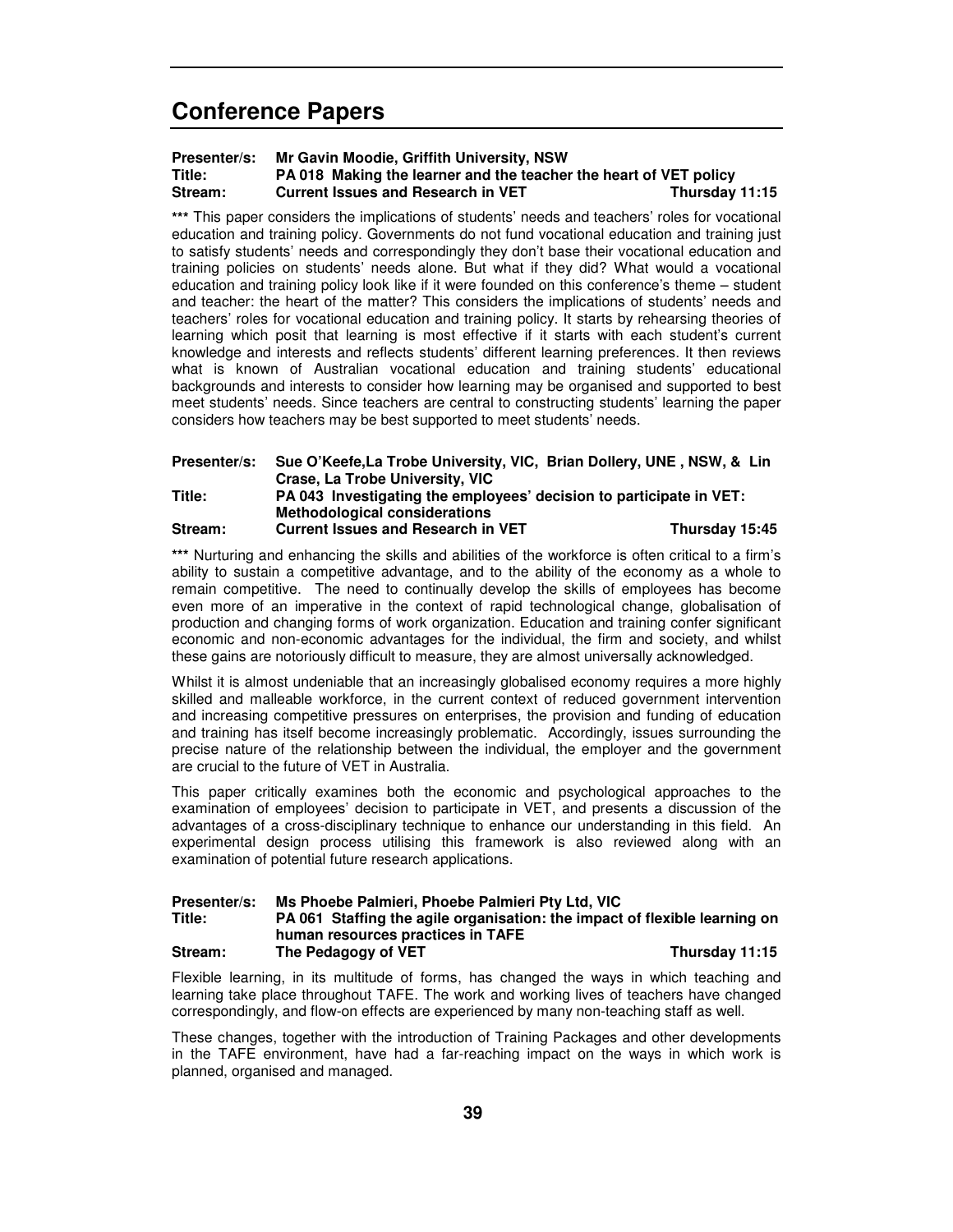# Conference Papers

**Presenter/s:** **Mr Gavin Moodie, Griffith University, NSW**
**Title:** **PA 018 Making the learner and the teacher the heart of VET policy**
**Stream:** **Current Issues and Research in VET** **Thursday 11:15**

*** This paper considers the implications of students' needs and teachers' roles for vocational education and training policy. Governments do not fund vocational education and training just to satisfy students' needs and correspondingly they don't base their vocational education and training policies on students' needs alone. But what if they did? What would a vocational education and training policy look like if it were founded on this conference's theme – student and teacher: the heart of the matter? This considers the implications of students' needs and teachers' roles for vocational education and training policy. It starts by rehearsing theories of learning which posit that learning is most effective if it starts with each student's current knowledge and interests and reflects students' different learning preferences. It then reviews what is known of Australian vocational education and training students' educational backgrounds and interests to consider how learning may be organised and supported to best meet students' needs. Since teachers are central to constructing students' learning the paper considers how teachers may be best supported to meet students' needs.

**Presenter/s:** **Sue O'Keefe,La Trobe University, VIC, Brian Dollery, UNE , NSW, & Lin Crase, La Trobe University, VIC**
**Title:** **PA 043 Investigating the employees' decision to participate in VET: Methodological considerations**
**Stream:** **Current Issues and Research in VET** **Thursday 15:45**

*** Nurturing and enhancing the skills and abilities of the workforce is often critical to a firm's ability to sustain a competitive advantage, and to the ability of the economy as a whole to remain competitive. The need to continually develop the skills of employees has become even more of an imperative in the context of rapid technological change, globalisation of production and changing forms of work organization. Education and training confer significant economic and non-economic advantages for the individual, the firm and society, and whilst these gains are notoriously difficult to measure, they are almost universally acknowledged.

Whilst it is almost undeniable that an increasingly globalised economy requires a more highly skilled and malleable workforce, in the current context of reduced government intervention and increasing competitive pressures on enterprises, the provision and funding of education and training has itself become increasingly problematic. Accordingly, issues surrounding the precise nature of the relationship between the individual, the employer and the government are crucial to the future of VET in Australia.

This paper critically examines both the economic and psychological approaches to the examination of employees' decision to participate in VET, and presents a discussion of the advantages of a cross-disciplinary technique to enhance our understanding in this field. An experimental design process utilising this framework is also reviewed along with an examination of potential future research applications.

**Presenter/s:** **Ms Phoebe Palmieri, Phoebe Palmieri Pty Ltd, VIC**
**Title:** **PA 061 Staffing the agile organisation: the impact of flexible learning on human resources practices in TAFE**
**Stream:** **The Pedagogy of VET** **Thursday 11:15**

Flexible learning, in its multitude of forms, has changed the ways in which teaching and learning take place throughout TAFE. The work and working lives of teachers have changed correspondingly, and flow-on effects are experienced by many non-teaching staff as well.

These changes, together with the introduction of Training Packages and other developments in the TAFE environment, have had a far-reaching impact on the ways in which work is planned, organised and managed.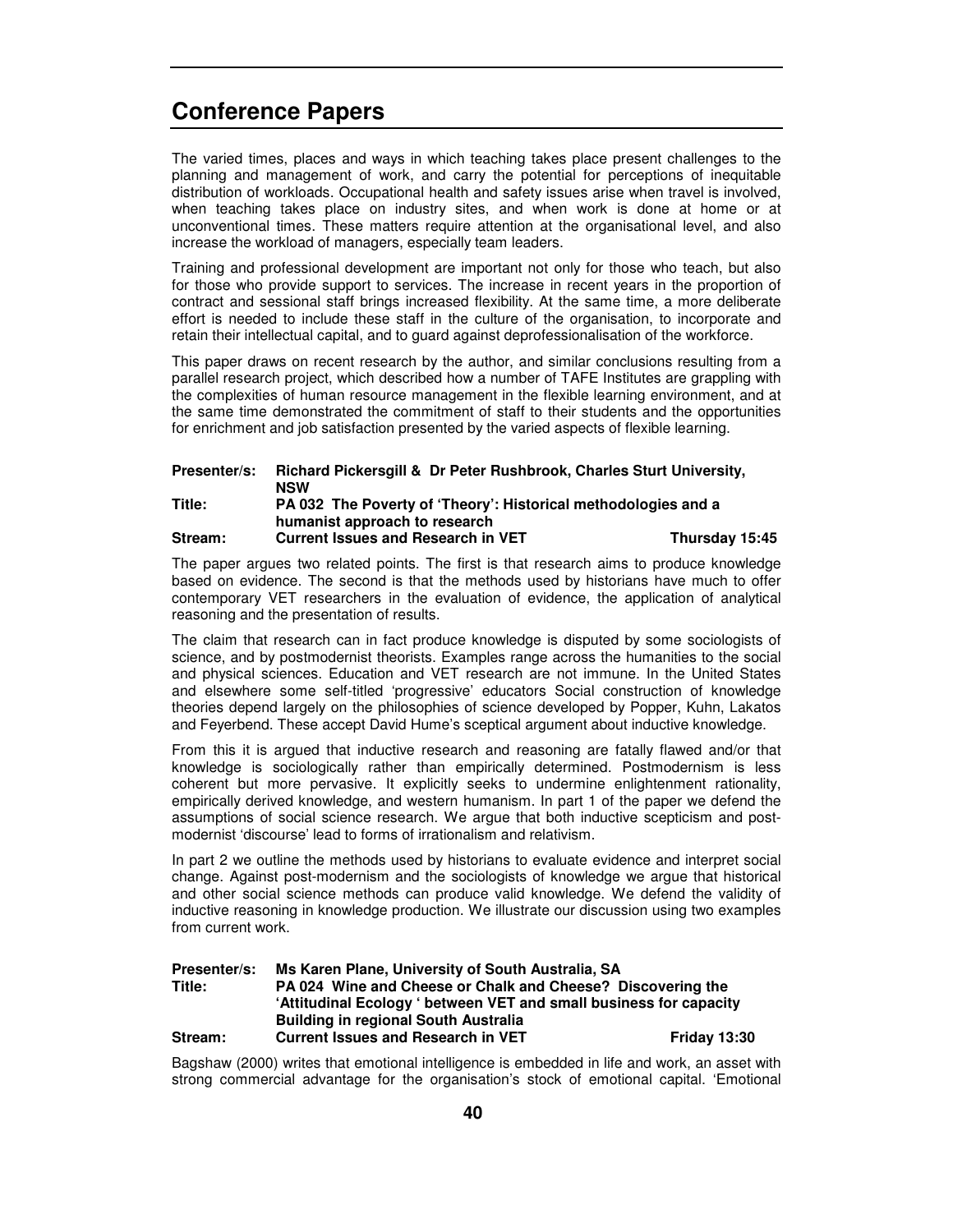## Conference Papers

The varied times, places and ways in which teaching takes place present challenges to the planning and management of work, and carry the potential for perceptions of inequitable distribution of workloads. Occupational health and safety issues arise when travel is involved, when teaching takes place on industry sites, and when work is done at home or at unconventional times. These matters require attention at the organisational level, and also increase the workload of managers, especially team leaders.

Training and professional development are important not only for those who teach, but also for those who provide support to services. The increase in recent years in the proportion of contract and sessional staff brings increased flexibility. At the same time, a more deliberate effort is needed to include these staff in the culture of the organisation, to incorporate and retain their intellectual capital, and to guard against deprofessionalisation of the workforce.

This paper draws on recent research by the author, and similar conclusions resulting from a parallel research project, which described how a number of TAFE Institutes are grappling with the complexities of human resource management in the flexible learning environment, and at the same time demonstrated the commitment of staff to their students and the opportunities for enrichment and job satisfaction presented by the varied aspects of flexible learning.

**Presenter/s:** **Richard Pickersgill & Dr Peter Rushbrook, Charles Sturt University, NSW**
**Title:** **PA 032 The Poverty of 'Theory': Historical methodologies and a humanist approach to research**
**Stream:** **Current Issues and Research in VET** **Thursday 15:45**

The paper argues two related points. The first is that research aims to produce knowledge based on evidence. The second is that the methods used by historians have much to offer contemporary VET researchers in the evaluation of evidence, the application of analytical reasoning and the presentation of results.

The claim that research can in fact produce knowledge is disputed by some sociologists of science, and by postmodernist theorists. Examples range across the humanities to the social and physical sciences. Education and VET research are not immune. In the United States and elsewhere some self-titled 'progressive' educators Social construction of knowledge theories depend largely on the philosophies of science developed by Popper, Kuhn, Lakatos and Feyerbend. These accept David Hume's sceptical argument about inductive knowledge.

From this it is argued that inductive research and reasoning are fatally flawed and/or that knowledge is sociologically rather than empirically determined. Postmodernism is less coherent but more pervasive. It explicitly seeks to undermine enlightenment rationality, empirically derived knowledge, and western humanism. In part 1 of the paper we defend the assumptions of social science research. We argue that both inductive scepticism and post-modernist 'discourse' lead to forms of irrationalism and relativism.

In part 2 we outline the methods used by historians to evaluate evidence and interpret social change. Against post-modernism and the sociologists of knowledge we argue that historical and other social science methods can produce valid knowledge. We defend the validity of inductive reasoning in knowledge production. We illustrate our discussion using two examples from current work.

**Presenter/s:** **Ms Karen Plane, University of South Australia, SA**
**Title:** **PA 024 Wine and Cheese or Chalk and Cheese? Discovering the 'Attitudinal Ecology ' between VET and small business for capacity Building in regional South Australia**
**Stream:** **Current Issues and Research in VET** **Friday 13:30**

Bagshaw (2000) writes that emotional intelligence is embedded in life and work, an asset with strong commercial advantage for the organisation's stock of emotional capital. 'Emotional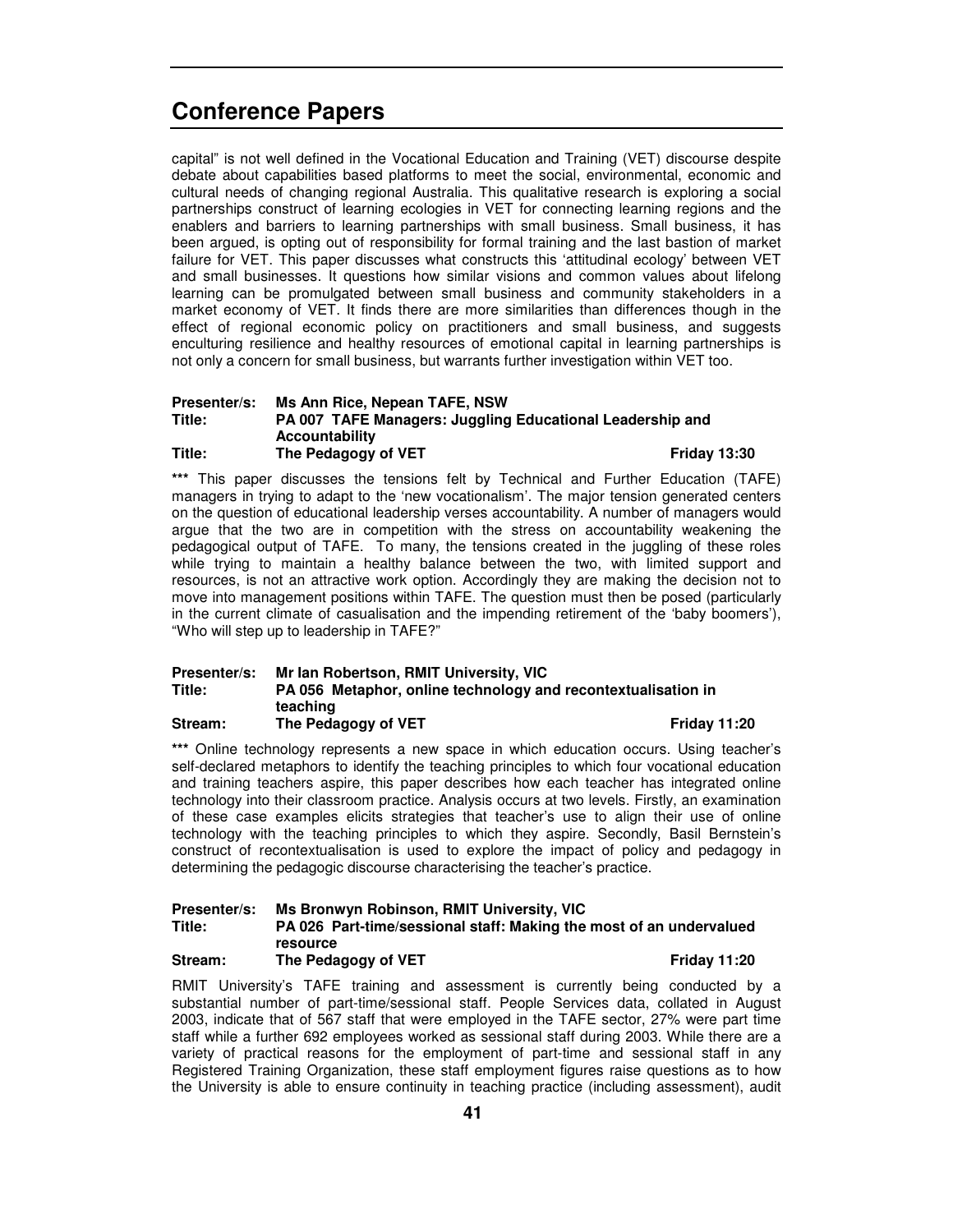# Conference Papers

capital" is not well defined in the Vocational Education and Training (VET) discourse despite debate about capabilities based platforms to meet the social, environmental, economic and cultural needs of changing regional Australia. This qualitative research is exploring a social partnerships construct of learning ecologies in VET for connecting learning regions and the enablers and barriers to learning partnerships with small business. Small business, it has been argued, is opting out of responsibility for formal training and the last bastion of market failure for VET. This paper discusses what constructs this 'attitudinal ecology' between VET and small businesses. It questions how similar visions and common values about lifelong learning can be promulgated between small business and community stakeholders in a market economy of VET. It finds there are more similarities than differences though in the effect of regional economic policy on practitioners and small business, and suggests enculturing resilience and healthy resources of emotional capital in learning partnerships is not only a concern for small business, but warrants further investigation within VET too.

**Presenter/s:** **Ms Ann Rice, Nepean TAFE, NSW**
**Title:** **PA 007 TAFE Managers: Juggling Educational Leadership and Accountability**
**Title:** **The Pedagogy of VET** **Friday 13:30**

**\*\*\*** This paper discusses the tensions felt by Technical and Further Education (TAFE) managers in trying to adapt to the 'new vocationalism'. The major tension generated centers on the question of educational leadership verses accountability. A number of managers would argue that the two are in competition with the stress on accountability weakening the pedagogical output of TAFE. To many, the tensions created in the juggling of these roles while trying to maintain a healthy balance between the two, with limited support and resources, is not an attractive work option. Accordingly they are making the decision not to move into management positions within TAFE. The question must then be posed (particularly in the current climate of casualisation and the impending retirement of the 'baby boomers'), "Who will step up to leadership in TAFE?"

**Presenter/s:** **Mr Ian Robertson, RMIT University, VIC**
**Title:** **PA 056 Metaphor, online technology and recontextualisation in teaching**
**Stream:** **The Pedagogy of VET** **Friday 11:20**

**\*\*\*** Online technology represents a new space in which education occurs. Using teacher's self-declared metaphors to identify the teaching principles to which four vocational education and training teachers aspire, this paper describes how each teacher has integrated online technology into their classroom practice. Analysis occurs at two levels. Firstly, an examination of these case examples elicits strategies that teacher's use to align their use of online technology with the teaching principles to which they aspire. Secondly, Basil Bernstein's construct of recontextualisation is used to explore the impact of policy and pedagogy in determining the pedagogic discourse characterising the teacher's practice.

**Presenter/s:** **Ms Bronwyn Robinson, RMIT University, VIC**
**Title:** **PA 026 Part-time/sessional staff: Making the most of an undervalued resource**
**Stream:** **The Pedagogy of VET** **Friday 11:20**

RMIT University's TAFE training and assessment is currently being conducted by a substantial number of part-time/sessional staff. People Services data, collated in August 2003, indicate that of 567 staff that were employed in the TAFE sector, 27% were part time staff while a further 692 employees worked as sessional staff during 2003. While there are a variety of practical reasons for the employment of part-time and sessional staff in any Registered Training Organization, these staff employment figures raise questions as to how the University is able to ensure continuity in teaching practice (including assessment), audit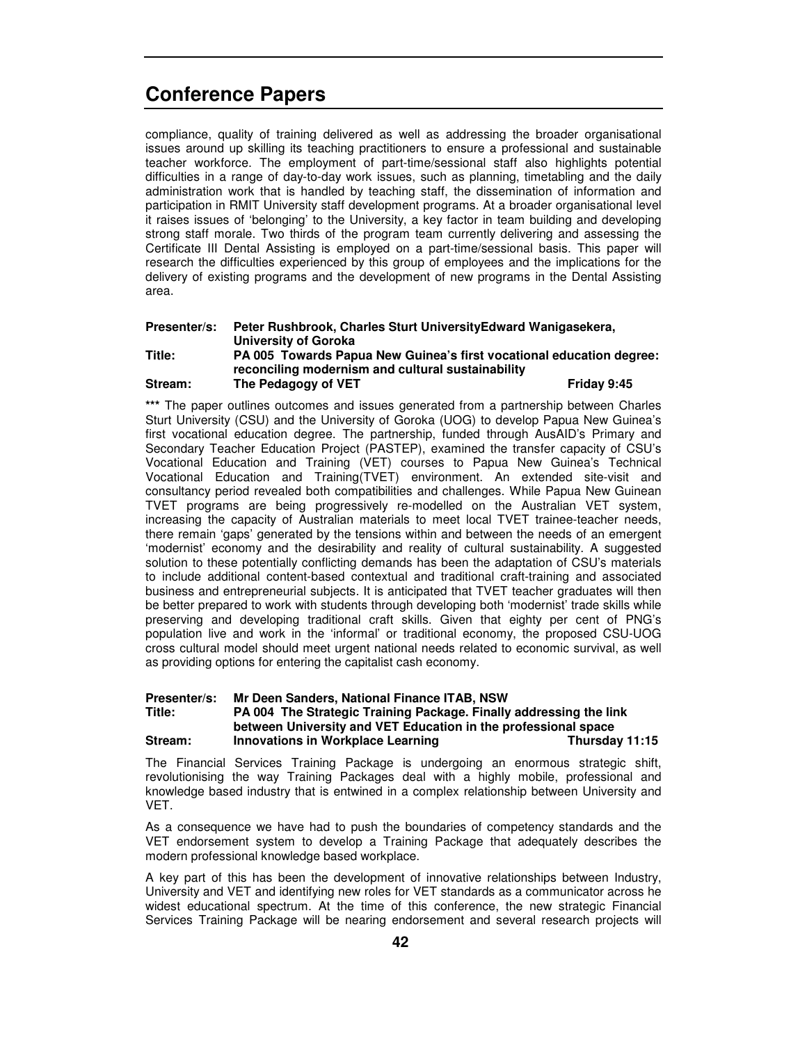## Conference Papers

compliance, quality of training delivered as well as addressing the broader organisational issues around up skilling its teaching practitioners to ensure a professional and sustainable teacher workforce. The employment of part-time/sessional staff also highlights potential difficulties in a range of day-to-day work issues, such as planning, timetabling and the daily administration work that is handled by teaching staff, the dissemination of information and participation in RMIT University staff development programs. At a broader organisational level it raises issues of 'belonging' to the University, a key factor in team building and developing strong staff morale. Two thirds of the program team currently delivering and assessing the Certificate III Dental Assisting is employed on a part-time/sessional basis. This paper will research the difficulties experienced by this group of employees and the implications for the delivery of existing programs and the development of new programs in the Dental Assisting area.

**Presenter/s:** **Peter Rushbrook, Charles Sturt UniversityEdward Wanigasekera, University of Goroka**
**Title:** **PA 005 Towards Papua New Guinea's first vocational education degree: reconciling modernism and cultural sustainability**
**Stream:** **The Pedagogy of VET** **Friday 9:45**

**\*\*\*** The paper outlines outcomes and issues generated from a partnership between Charles Sturt University (CSU) and the University of Goroka (UOG) to develop Papua New Guinea's first vocational education degree. The partnership, funded through AusAID's Primary and Secondary Teacher Education Project (PASTEP), examined the transfer capacity of CSU's Vocational Education and Training (VET) courses to Papua New Guinea's Technical Vocational Education and Training(TVET) environment. An extended site-visit and consultancy period revealed both compatibilities and challenges. While Papua New Guinean TVET programs are being progressively re-modelled on the Australian VET system, increasing the capacity of Australian materials to meet local TVET trainee-teacher needs, there remain 'gaps' generated by the tensions within and between the needs of an emergent 'modernist' economy and the desirability and reality of cultural sustainability. A suggested solution to these potentially conflicting demands has been the adaptation of CSU's materials to include additional content-based contextual and traditional craft-training and associated business and entrepreneurial subjects. It is anticipated that TVET teacher graduates will then be better prepared to work with students through developing both 'modernist' trade skills while preserving and developing traditional craft skills. Given that eighty per cent of PNG's population live and work in the 'informal' or traditional economy, the proposed CSU-UOG cross cultural model should meet urgent national needs related to economic survival, as well as providing options for entering the capitalist cash economy.

**Presenter/s:** **Mr Deen Sanders, National Finance ITAB, NSW**
**Title:** **PA 004 The Strategic Training Package. Finally addressing the link between University and VET Education in the professional space**
**Stream:** **Innovations in Workplace Learning** **Thursday 11:15**

The Financial Services Training Package is undergoing an enormous strategic shift, revolutionising the way Training Packages deal with a highly mobile, professional and knowledge based industry that is entwined in a complex relationship between University and VET.

As a consequence we have had to push the boundaries of competency standards and the VET endorsement system to develop a Training Package that adequately describes the modern professional knowledge based workplace.

A key part of this has been the development of innovative relationships between Industry, University and VET and identifying new roles for VET standards as a communicator across he widest educational spectrum. At the time of this conference, the new strategic Financial Services Training Package will be nearing endorsement and several research projects will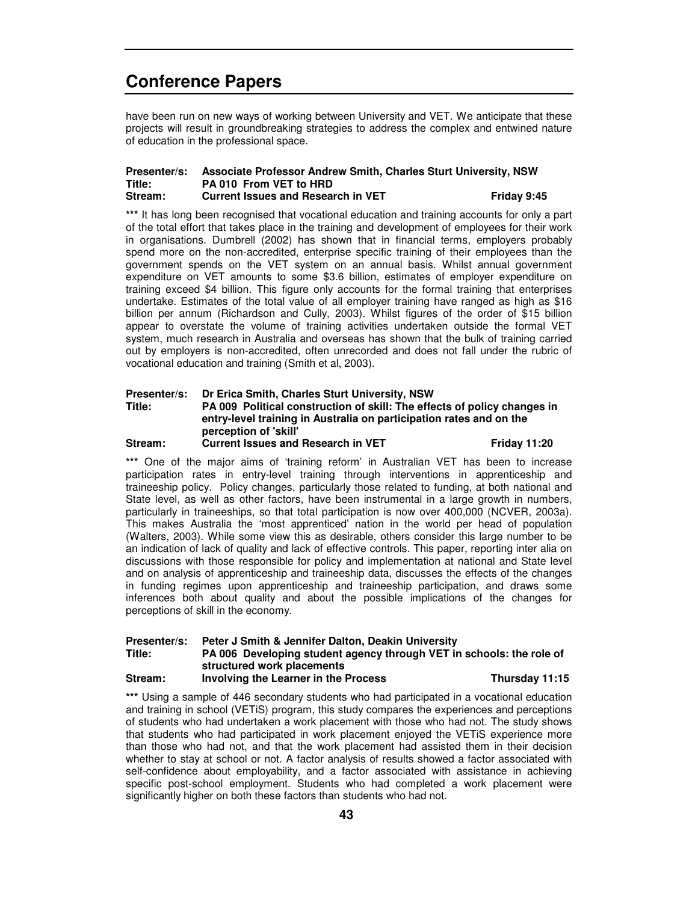# Conference Papers

have been run on new ways of working between University and VET. We anticipate that these projects will result in groundbreaking strategies to address the complex and entwined nature of education in the professional space.

**Presenter/s:** **Associate Professor Andrew Smith, Charles Sturt University, NSW**
**Title:** **PA 010 From VET to HRD**
**Stream:** **Current Issues and Research in VET** **Friday 9:45**

*** It has long been recognised that vocational education and training accounts for only a part of the total effort that takes place in the training and development of employees for their work in organisations. Dumbrell (2002) has shown that in financial terms, employers probably spend more on the non-accredited, enterprise specific training of their employees than the government spends on the VET system on an annual basis. Whilst annual government expenditure on VET amounts to some $3.6 billion, estimates of employer expenditure on training exceed $4 billion. This figure only accounts for the formal training that enterprises undertake. Estimates of the total value of all employer training have ranged as high as $16 billion per annum (Richardson and Cully, 2003). Whilst figures of the order of $15 billion appear to overstate the volume of training activities undertaken outside the formal VET system, much research in Australia and overseas has shown that the bulk of training carried out by employers is non-accredited, often unrecorded and does not fall under the rubric of vocational education and training (Smith et al, 2003).

**Presenter/s:** **Dr Erica Smith, Charles Sturt University, NSW**
**Title:** **PA 009 Political construction of skill: The effects of policy changes in entry-level training in Australia on participation rates and on the perception of 'skill'**
**Stream:** **Current Issues and Research in VET** **Friday 11:20**

*** One of the major aims of 'training reform' in Australian VET has been to increase participation rates in entry-level training through interventions in apprenticeship and traineeship policy. Policy changes, particularly those related to funding, at both national and State level, as well as other factors, have been instrumental in a large growth in numbers, particularly in traineeships, so that total participation is now over 400,000 (NCVER, 2003a). This makes Australia the 'most apprenticed' nation in the world per head of population (Walters, 2003). While some view this as desirable, others consider this large number to be an indication of lack of quality and lack of effective controls. This paper, reporting inter alia on discussions with those responsible for policy and implementation at national and State level and on analysis of apprenticeship and traineeship data, discusses the effects of the changes in funding regimes upon apprenticeship and traineeship participation, and draws some inferences both about quality and about the possible implications of the changes for perceptions of skill in the economy.

**Presenter/s:** **Peter J Smith & Jennifer Dalton, Deakin University**
**Title:** **PA 006 Developing student agency through VET in schools: the role of structured work placements**
**Stream:** **Involving the Learner in the Process** **Thursday 11:15**

*** Using a sample of 446 secondary students who had participated in a vocational education and training in school (VETiS) program, this study compares the experiences and perceptions of students who had undertaken a work placement with those who had not. The study shows that students who had participated in work placement enjoyed the VETiS experience more than those who had not, and that the work placement had assisted them in their decision whether to stay at school or not. A factor analysis of results showed a factor associated with self-confidence about employability, and a factor associated with assistance in achieving specific post-school employment. Students who had completed a work placement were significantly higher on both these factors than students who had not.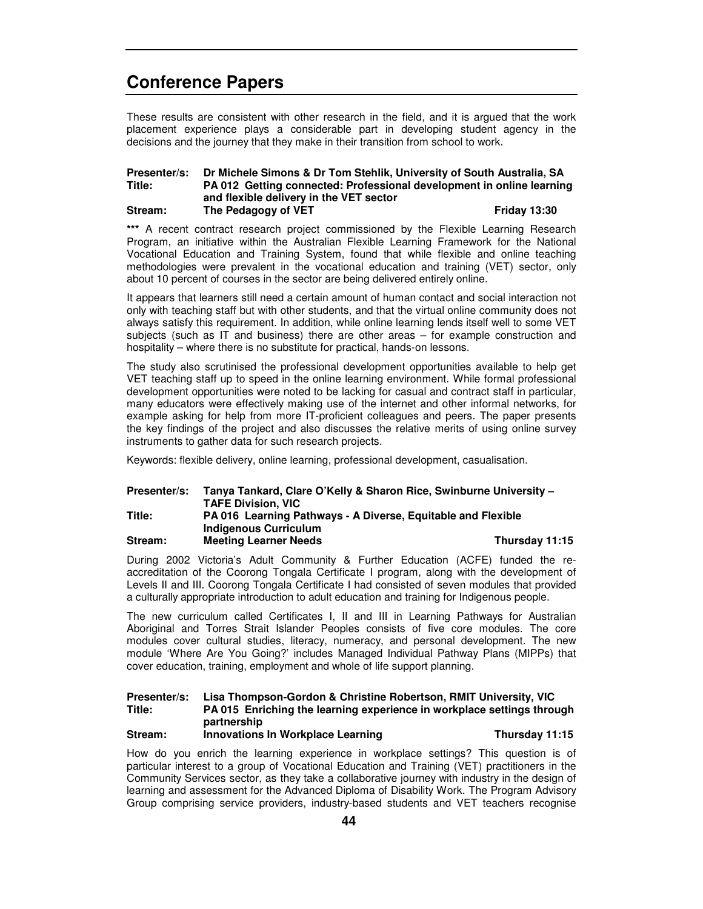# Conference Papers

These results are consistent with other research in the field, and it is argued that the work placement experience plays a considerable part in developing student agency in the decisions and the journey that they make in their transition from school to work.

**Presenter/s:** **Dr Michele Simons & Dr Tom Stehlik, University of South Australia, SA**
**Title:** **PA 012 Getting connected: Professional development in online learning and flexible delivery in the VET sector**
**Stream:** **The Pedagogy of VET** **Friday 13:30**

*** A recent contract research project commissioned by the Flexible Learning Research Program, an initiative within the Australian Flexible Learning Framework for the National Vocational Education and Training System, found that while flexible and online teaching methodologies were prevalent in the vocational education and training (VET) sector, only about 10 percent of courses in the sector are being delivered entirely online.

It appears that learners still need a certain amount of human contact and social interaction not only with teaching staff but with other students, and that the virtual online community does not always satisfy this requirement. In addition, while online learning lends itself well to some VET subjects (such as IT and business) there are other areas – for example construction and hospitality – where there is no substitute for practical, hands-on lessons.

The study also scrutinised the professional development opportunities available to help get VET teaching staff up to speed in the online learning environment. While formal professional development opportunities were noted to be lacking for casual and contract staff in particular, many educators were effectively making use of the internet and other informal networks, for example asking for help from more IT-proficient colleagues and peers. The paper presents the key findings of the project and also discusses the relative merits of using online survey instruments to gather data for such research projects.

Keywords: flexible delivery, online learning, professional development, casualisation.

**Presenter/s:** **Tanya Tankard, Clare O'Kelly & Sharon Rice, Swinburne University – TAFE Division, VIC**
**Title:** **PA 016 Learning Pathways - A Diverse, Equitable and Flexible Indigenous Curriculum**
**Stream:** **Meeting Learner Needs** **Thursday 11:15**

During 2002 Victoria's Adult Community & Further Education (ACFE) funded the re-accreditation of the Coorong Tongala Certificate I program, along with the development of Levels II and III. Coorong Tongala Certificate I had consisted of seven modules that provided a culturally appropriate introduction to adult education and training for Indigenous people.

The new curriculum called Certificates I, II and III in Learning Pathways for Australian Aboriginal and Torres Strait Islander Peoples consists of five core modules. The core modules cover cultural studies, literacy, numeracy, and personal development. The new module 'Where Are You Going?' includes Managed Individual Pathway Plans (MIPPs) that cover education, training, employment and whole of life support planning.

**Presenter/s:** **Lisa Thompson-Gordon & Christine Robertson, RMIT University, VIC**
**Title:** **PA 015 Enriching the learning experience in workplace settings through partnership**
**Stream:** **Innovations In Workplace Learning** **Thursday 11:15**

How do you enrich the learning experience in workplace settings? This question is of particular interest to a group of Vocational Education and Training (VET) practitioners in the Community Services sector, as they take a collaborative journey with industry in the design of learning and assessment for the Advanced Diploma of Disability Work. The Program Advisory Group comprising service providers, industry-based students and VET teachers recognise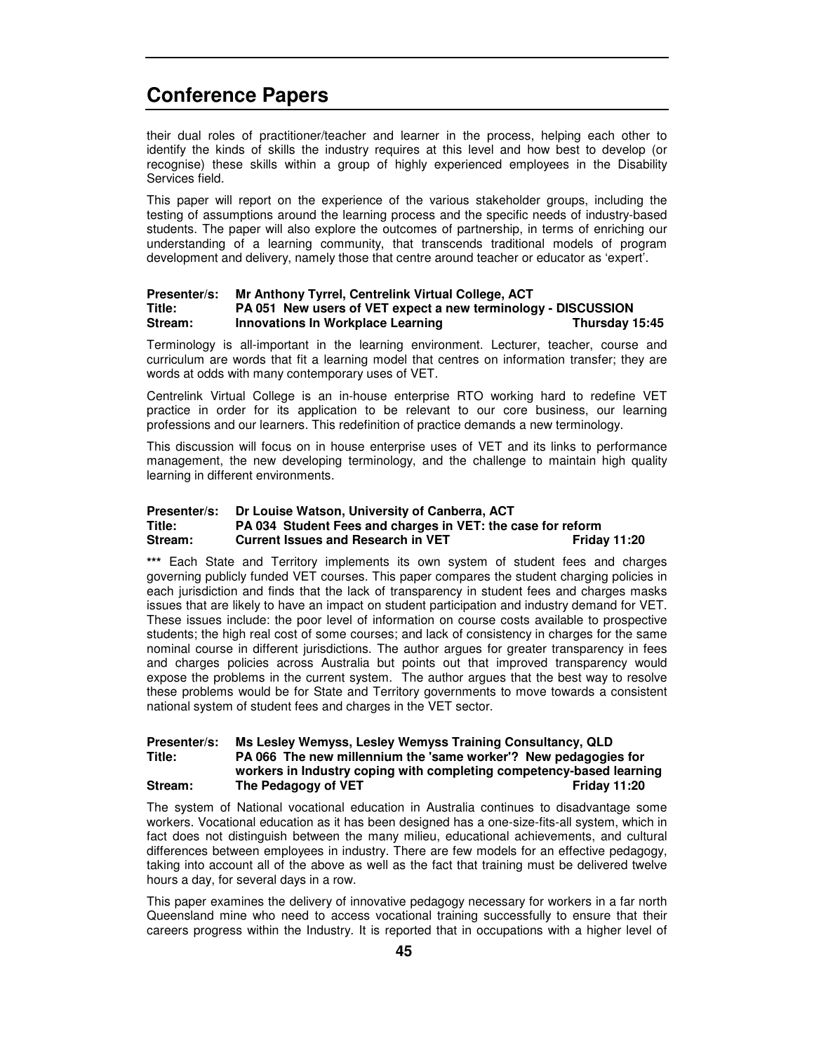# Conference Papers

their dual roles of practitioner/teacher and learner in the process, helping each other to identify the kinds of skills the industry requires at this level and how best to develop (or recognise) these skills within a group of highly experienced employees in the Disability Services field.

This paper will report on the experience of the various stakeholder groups, including the testing of assumptions around the learning process and the specific needs of industry-based students. The paper will also explore the outcomes of partnership, in terms of enriching our understanding of a learning community, that transcends traditional models of program development and delivery, namely those that centre around teacher or educator as 'expert'.

**Presenter/s:** **Mr Anthony Tyrrel, Centrelink Virtual College, ACT**
**Title:** **PA 051 New users of VET expect a new terminology - DISCUSSION**
**Stream:** **Innovations In Workplace Learning** **Thursday 15:45**

Terminology is all-important in the learning environment. Lecturer, teacher, course and curriculum are words that fit a learning model that centres on information transfer; they are words at odds with many contemporary uses of VET.

Centrelink Virtual College is an in-house enterprise RTO working hard to redefine VET practice in order for its application to be relevant to our core business, our learning professions and our learners. This redefinition of practice demands a new terminology.

This discussion will focus on in house enterprise uses of VET and its links to performance management, the new developing terminology, and the challenge to maintain high quality learning in different environments.

**Presenter/s:** **Dr Louise Watson, University of Canberra, ACT**
**Title:** **PA 034 Student Fees and charges in VET: the case for reform**
**Stream:** **Current Issues and Research in VET** **Friday 11:20**

**\*\*\*** Each State and Territory implements its own system of student fees and charges governing publicly funded VET courses. This paper compares the student charging policies in each jurisdiction and finds that the lack of transparency in student fees and charges masks issues that are likely to have an impact on student participation and industry demand for VET. These issues include: the poor level of information on course costs available to prospective students; the high real cost of some courses; and lack of consistency in charges for the same nominal course in different jurisdictions. The author argues for greater transparency in fees and charges policies across Australia but points out that improved transparency would expose the problems in the current system. The author argues that the best way to resolve these problems would be for State and Territory governments to move towards a consistent national system of student fees and charges in the VET sector.

**Presenter/s:** **Ms Lesley Wemyss, Lesley Wemyss Training Consultancy, QLD**
**Title:** **PA 066 The new millennium the 'same worker'? New pedagogies for workers in Industry coping with completing competency-based learning**
**Stream:** **The Pedagogy of VET** **Friday 11:20**

The system of National vocational education in Australia continues to disadvantage some workers. Vocational education as it has been designed has a one-size-fits-all system, which in fact does not distinguish between the many milieu, educational achievements, and cultural differences between employees in industry. There are few models for an effective pedagogy, taking into account all of the above as well as the fact that training must be delivered twelve hours a day, for several days in a row.

This paper examines the delivery of innovative pedagogy necessary for workers in a far north Queensland mine who need to access vocational training successfully to ensure that their careers progress within the Industry. It is reported that in occupations with a higher level of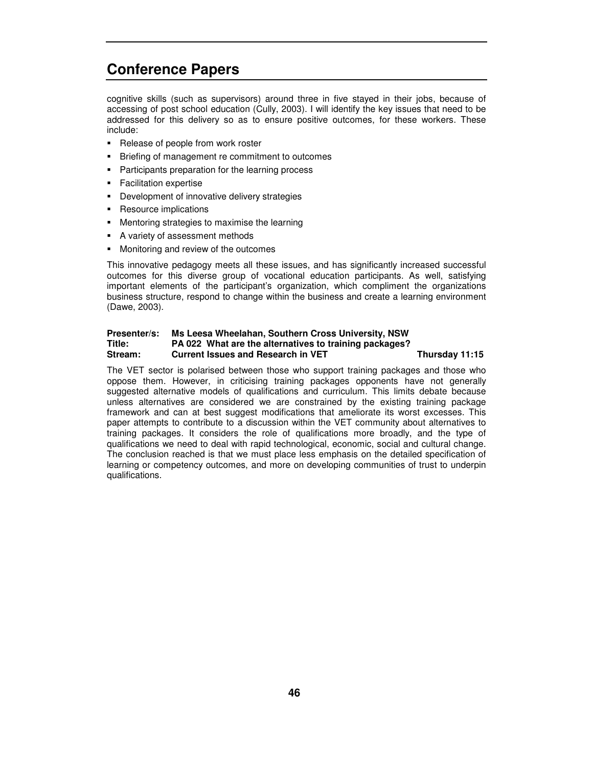cognitive skills (such as supervisors) around three in five stayed in their jobs, because of accessing of post school education (Cully, 2003). I will identify the key issues that need to be addressed for this delivery so as to ensure positive outcomes, for these workers. These include:

- Release of people from work roster
- Briefing of management re commitment to outcomes
- Participants preparation for the learning process
- Facilitation expertise
- Development of innovative delivery strategies
- Resource implications
- Mentoring strategies to maximise the learning
- A variety of assessment methods
- Monitoring and review of the outcomes

This innovative pedagogy meets all these issues, and has significantly increased successful outcomes for this diverse group of vocational education participants. As well, satisfying important elements of the participant's organization, which compliment the organizations business structure, respond to change within the business and create a learning environment (Dawe, 2003).

**Presenter/s:** **Ms Leesa Wheelahan, Southern Cross University, NSW**
**Title:** **PA 022 What are the alternatives to training packages?**
**Stream:** **Current Issues and Research in VET** **Thursday 11:15**

The VET sector is polarised between those who support training packages and those who oppose them. However, in criticising training packages opponents have not generally suggested alternative models of qualifications and curriculum. This limits debate because unless alternatives are considered we are constrained by the existing training package framework and can at best suggest modifications that ameliorate its worst excesses. This paper attempts to contribute to a discussion within the VET community about alternatives to training packages. It considers the role of qualifications more broadly, and the type of qualifications we need to deal with rapid technological, economic, social and cultural change. The conclusion reached is that we must place less emphasis on the detailed specification of learning or competency outcomes, and more on developing communities of trust to underpin qualifications.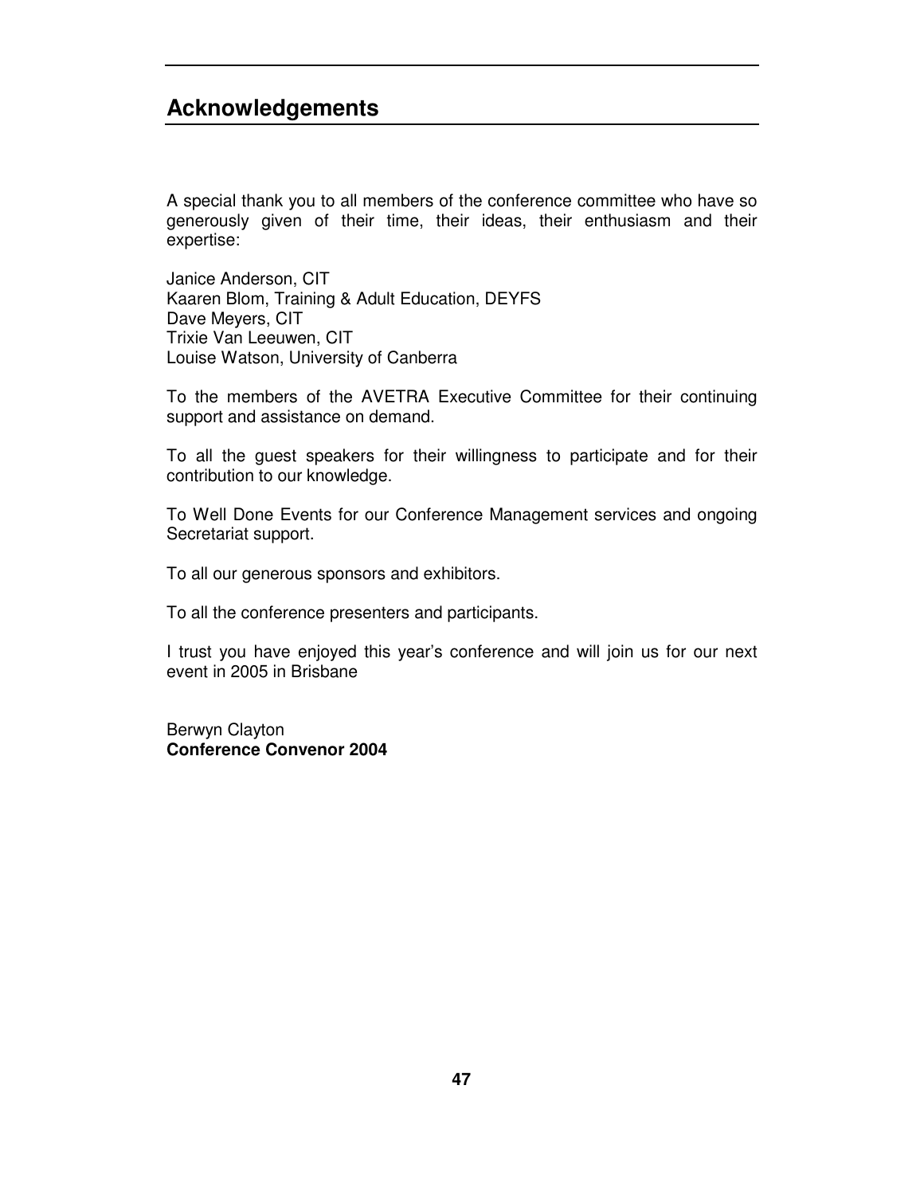## Acknowledgements

A special thank you to all members of the conference committee who have so generously given of their time, their ideas, their enthusiasm and their expertise:

Janice Anderson, CIT
Kaaren Blom, Training & Adult Education, DEYFS
Dave Meyers, CIT
Trixie Van Leeuwen, CIT
Louise Watson, University of Canberra

To the members of the AVETRA Executive Committee for their continuing support and assistance on demand.

To all the guest speakers for their willingness to participate and for their contribution to our knowledge.

To Well Done Events for our Conference Management services and ongoing Secretariat support.

To all our generous sponsors and exhibitors.

To all the conference presenters and participants.

I trust you have enjoyed this year's conference and will join us for our next event in 2005 in Brisbane

Berwyn Clayton
**Conference Convenor 2004**